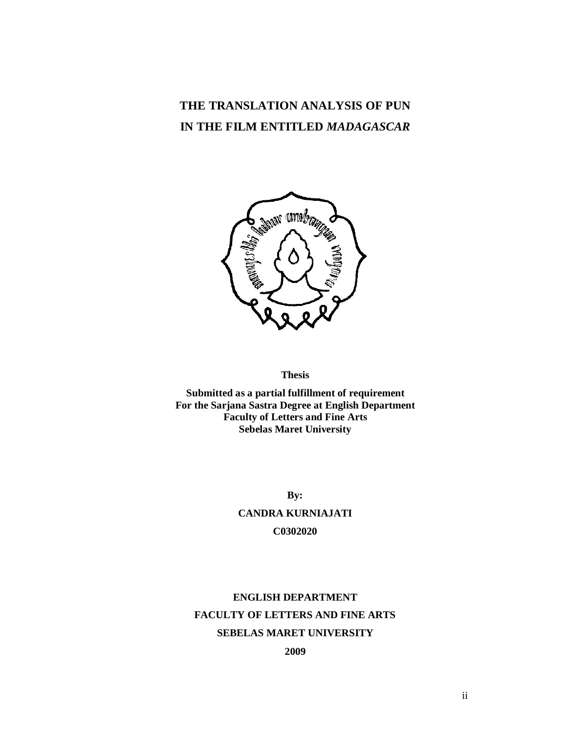# THE TRANSLATION ANALYSIS OF PUN IN THE FILM ENTITLED *MADAGASCAR*

**Thesis**

**Submitted as a partial fulfillment of requirement**
**For the Sarjana Sastra Degree at English Department**
**Faculty of Letters and Fine Arts**
**Sebelas Maret University**

**By:**

**CANDRA KURNIAJATI**

**C0302020**

**ENGLISH DEPARTMENT**

**FACULTY OF LETTERS AND FINE ARTS**

**SEBELAS MARET UNIVERSITY**

**2009**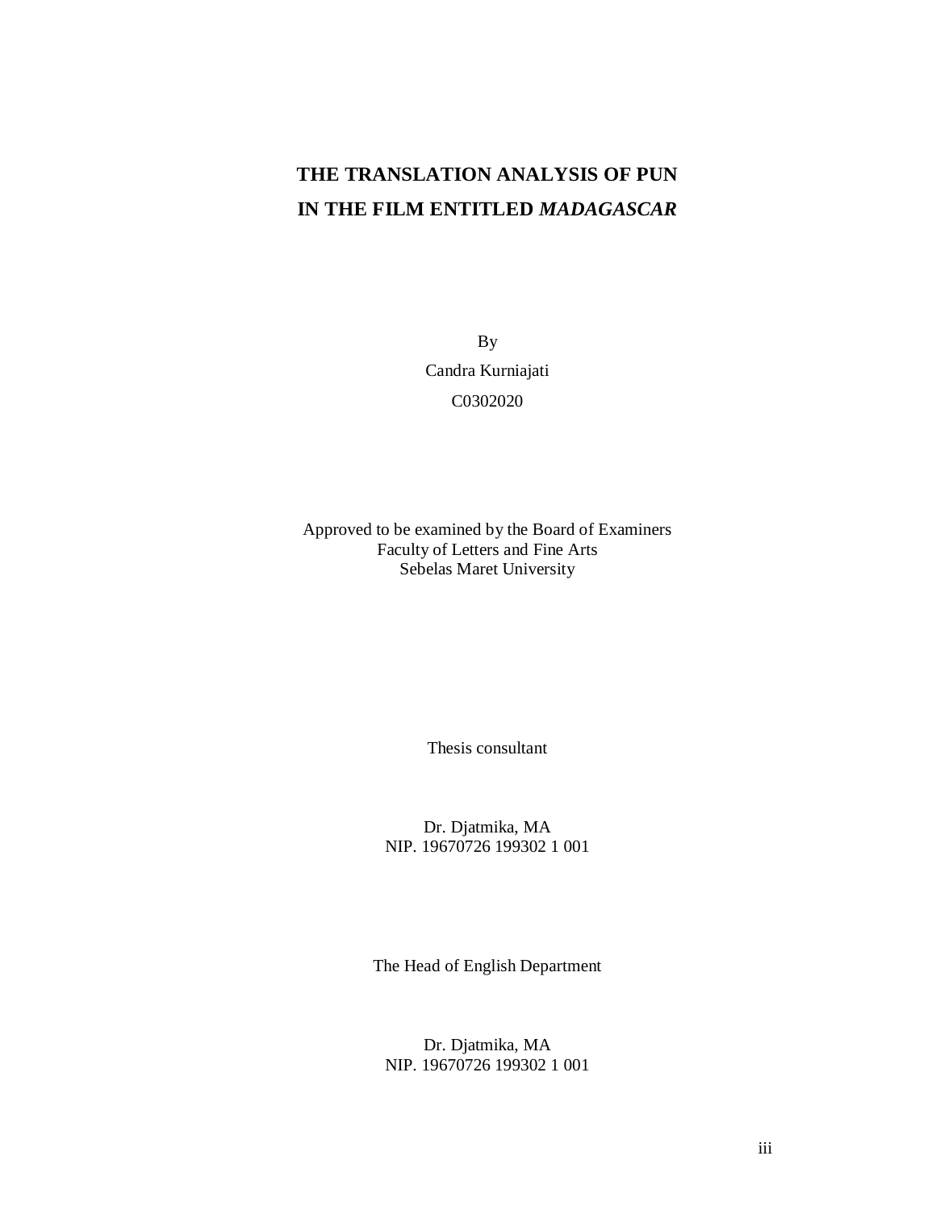# THE TRANSLATION ANALYSIS OF PUN IN THE FILM ENTITLED *MADAGASCAR*

By

Candra Kurniajati

C0302020

Approved to be examined by the Board of Examiners
Faculty of Letters and Fine Arts
Sebelas Maret University

Thesis consultant

Dr. Djatmika, MA
NIP. 19670726 199302 1 001

The Head of English Department

Dr. Djatmika, MA
NIP. 19670726 199302 1 001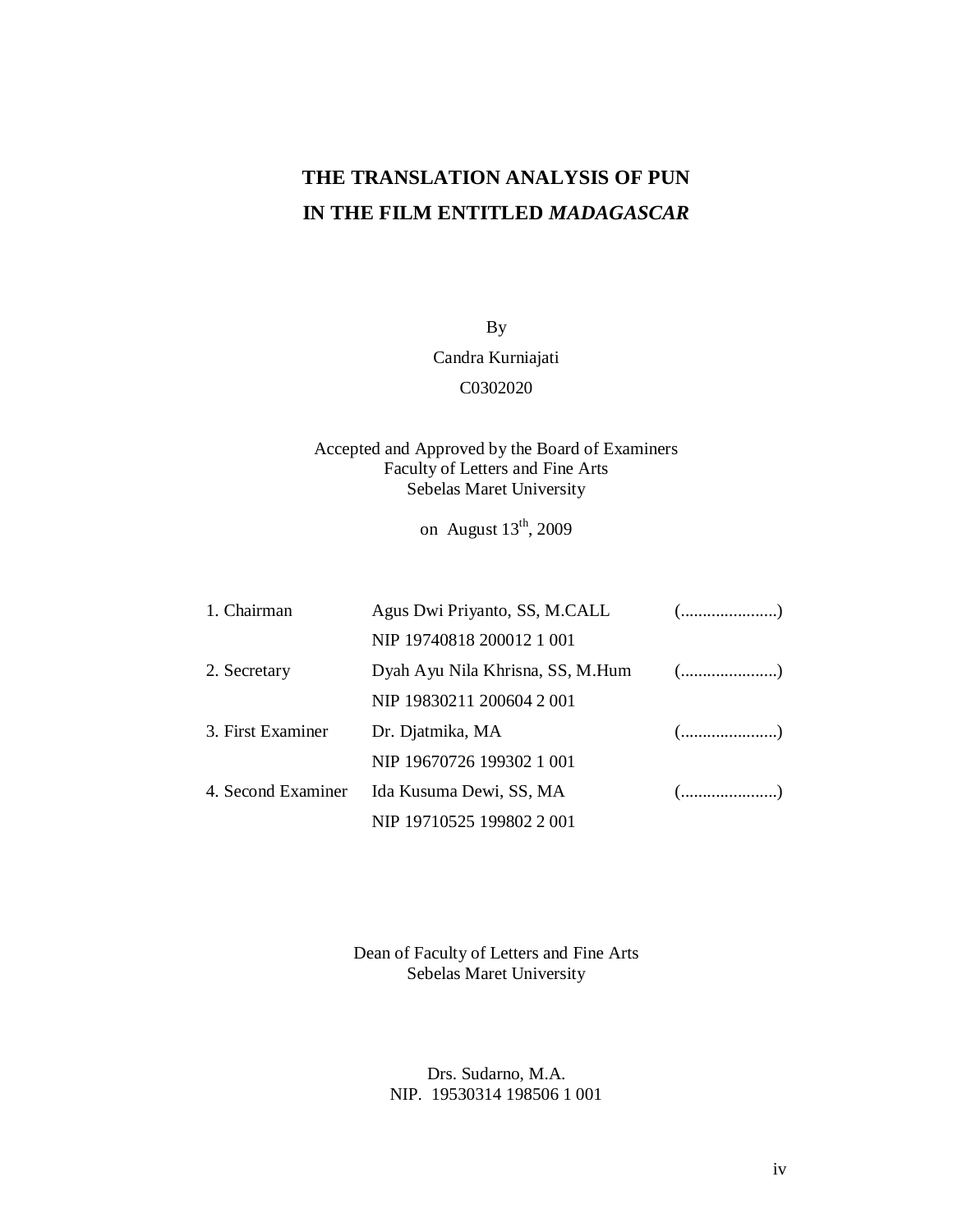# THE TRANSLATION ANALYSIS OF PUN IN THE FILM ENTITLED *MADAGASCAR*

By

Candra Kurniajati

C0302020

Accepted and Approved by the Board of Examiners
Faculty of Letters and Fine Arts
Sebelas Maret University

on August 13th, 2009

| | | |
|---|---|---|
| 1. Chairman | Agus Dwi Priyanto, SS, M.CALL | (......................) |
| | NIP 19740818 200012 1 001 | |
| 2. Secretary | Dyah Ayu Nila Khrisna, SS, M.Hum | (......................) |
| | NIP 19830211 200604 2 001 | |
| 3. First Examiner | Dr. Djatmika, MA | (......................) |
| | NIP 19670726 199302 1 001 | |
| 4. Second Examiner | Ida Kusuma Dewi, SS, MA | (......................) |
| | NIP 19710525 199802 2 001 | |

Dean of Faculty of Letters and Fine Arts
Sebelas Maret University

Drs. Sudarno, M.A.
NIP. 19530314 198506 1 001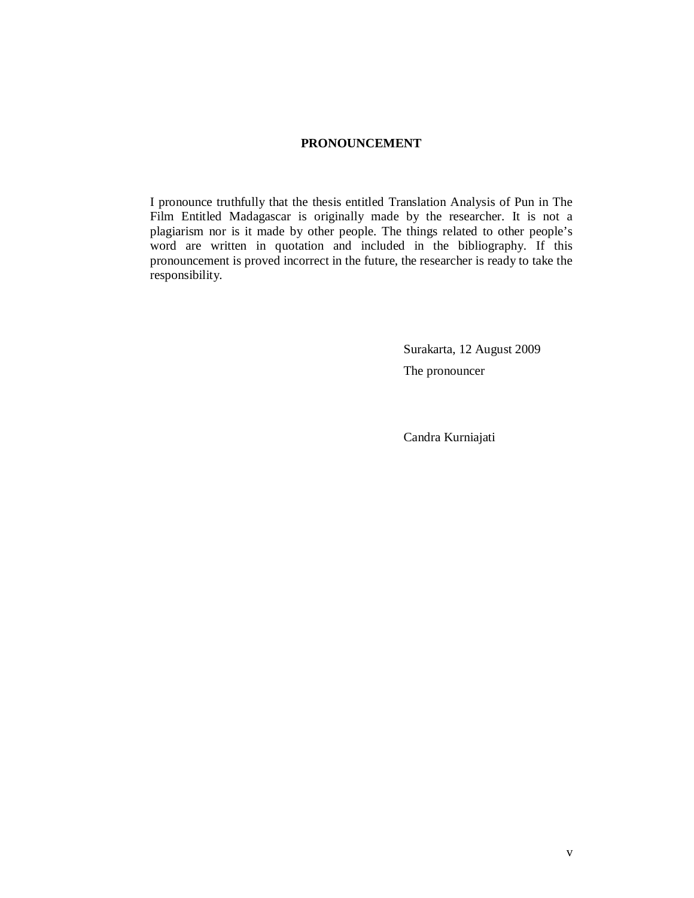# PRONOUNCEMENT

I pronounce truthfully that the thesis entitled Translation Analysis of Pun in The Film Entitled Madagascar is originally made by the researcher. It is not a plagiarism nor is it made by other people. The things related to other people's word are written in quotation and included in the bibliography. If this pronouncement is proved incorrect in the future, the researcher is ready to take the responsibility.

Surakarta, 12 August 2009

The pronouncer

Candra Kurniajati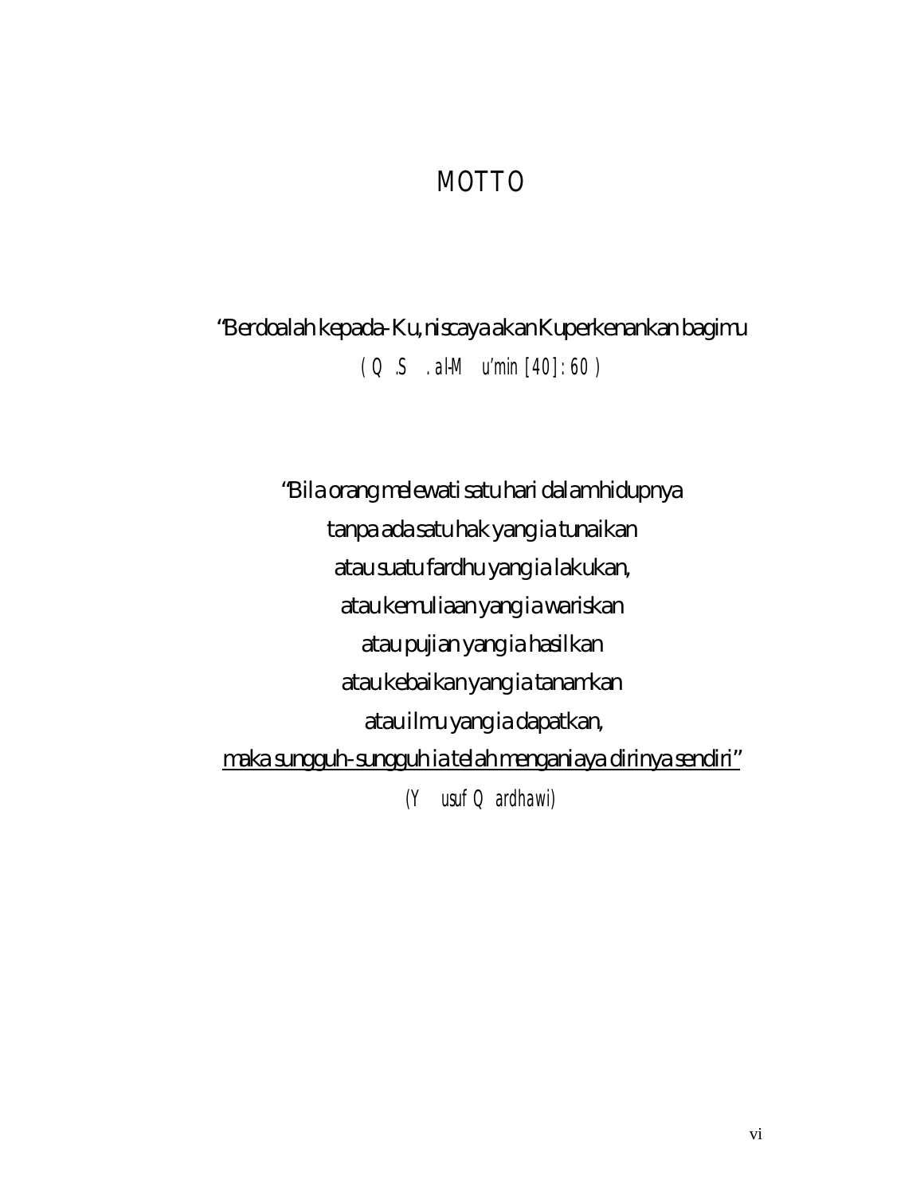# MOTTO

"Berdoalah kepada-Ku, niscaya akan Kuperkenankan bagimu

*(Q.S. al-Mu'min [40]: 60)*

"Bila orang melewati satu hari dalam hidupnya
tanpa ada satu hak yang ia tunaikan
atau suatu fardhu yang ia lakukan,
atau kemuliaan yang ia wariskan
atau pujian yang ia hasilkan
atau kebaikan yang ia tanamkan
atau ilmu yang ia dapatkan,
<u>maka sungguh-sungguh ia telah menganiaya dirinya sendiri"</u>

*(Yusuf Qardhawi)*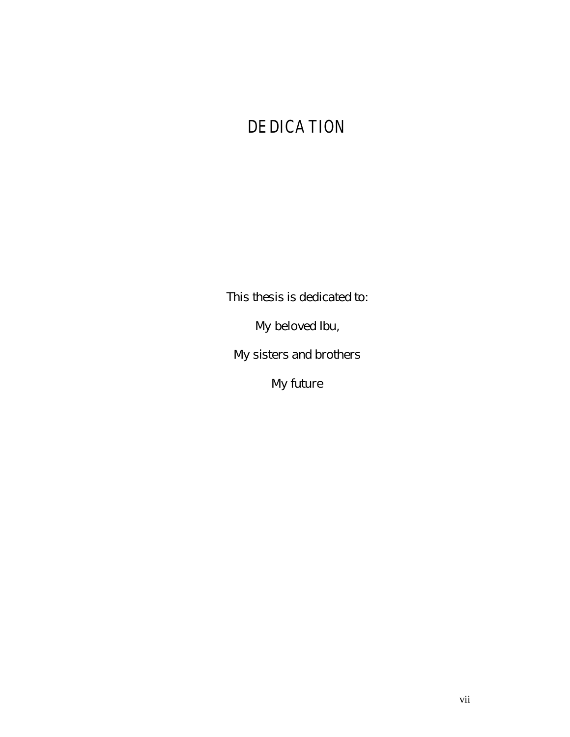# DEDICATION

This thesis is dedicated to:

My beloved Ibu,

My sisters and brothers

My future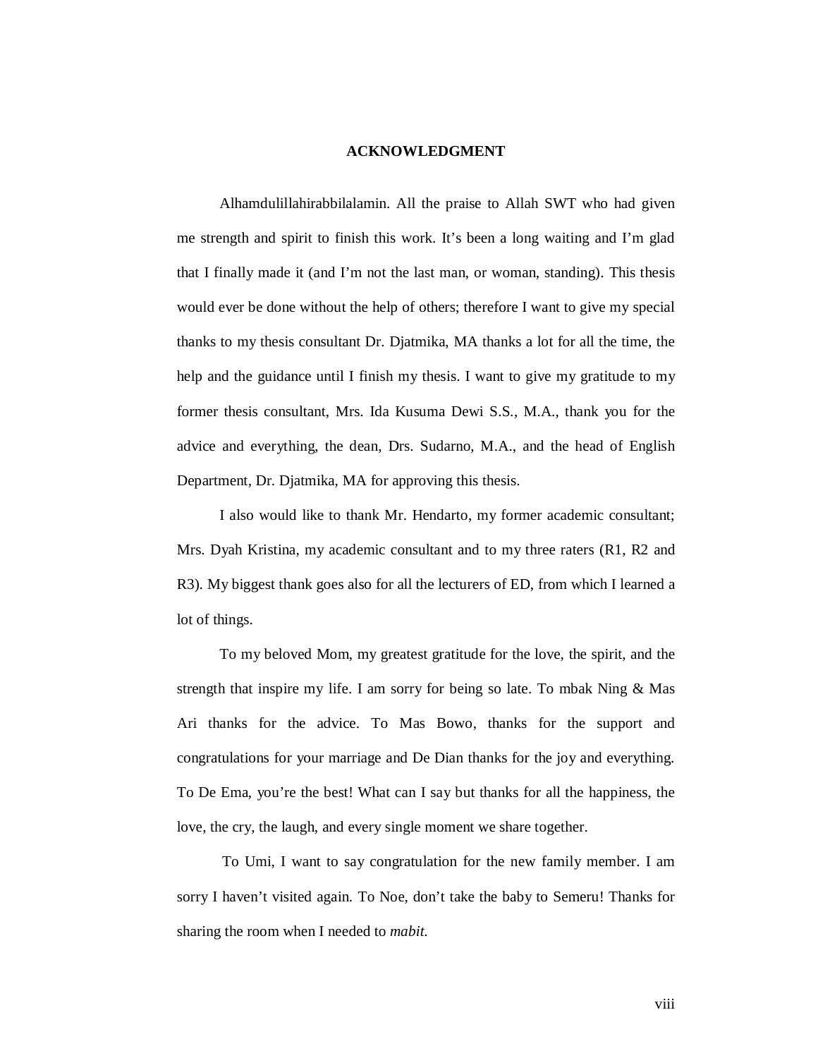## ACKNOWLEDGMENT

Alhamdulillahirabbilalamin. All the praise to Allah SWT who had given me strength and spirit to finish this work. It's been a long waiting and I'm glad that I finally made it (and I'm not the last man, or woman, standing). This thesis would ever be done without the help of others; therefore I want to give my special thanks to my thesis consultant Dr. Djatmika, MA thanks a lot for all the time, the help and the guidance until I finish my thesis. I want to give my gratitude to my former thesis consultant, Mrs. Ida Kusuma Dewi S.S., M.A., thank you for the advice and everything, the dean, Drs. Sudarno, M.A., and the head of English Department, Dr. Djatmika, MA for approving this thesis.

I also would like to thank Mr. Hendarto, my former academic consultant; Mrs. Dyah Kristina, my academic consultant and to my three raters (R1, R2 and R3). My biggest thank goes also for all the lecturers of ED, from which I learned a lot of things.

To my beloved Mom, my greatest gratitude for the love, the spirit, and the strength that inspire my life. I am sorry for being so late. To mbak Ning & Mas Ari thanks for the advice. To Mas Bowo, thanks for the support and congratulations for your marriage and De Dian thanks for the joy and everything. To De Ema, you're the best! What can I say but thanks for all the happiness, the love, the cry, the laugh, and every single moment we share together.

To Umi, I want to say congratulation for the new family member. I am sorry I haven't visited again. To Noe, don't take the baby to Semeru! Thanks for sharing the room when I needed to *mabit.*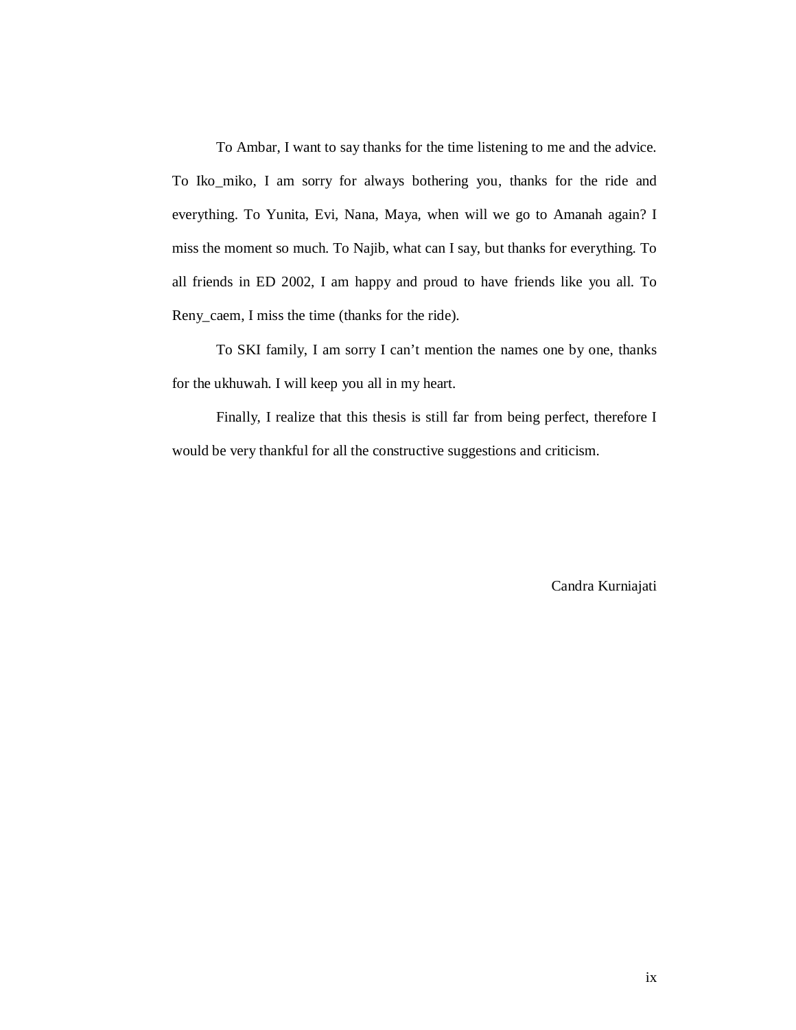To Ambar, I want to say thanks for the time listening to me and the advice. To Iko_miko, I am sorry for always bothering you, thanks for the ride and everything. To Yunita, Evi, Nana, Maya, when will we go to Amanah again? I miss the moment so much. To Najib, what can I say, but thanks for everything. To all friends in ED 2002, I am happy and proud to have friends like you all. To Reny_caem, I miss the time (thanks for the ride).

To SKI family, I am sorry I can't mention the names one by one, thanks for the ukhuwah. I will keep you all in my heart.

Finally, I realize that this thesis is still far from being perfect, therefore I would be very thankful for all the constructive suggestions and criticism.

Candra Kurniajati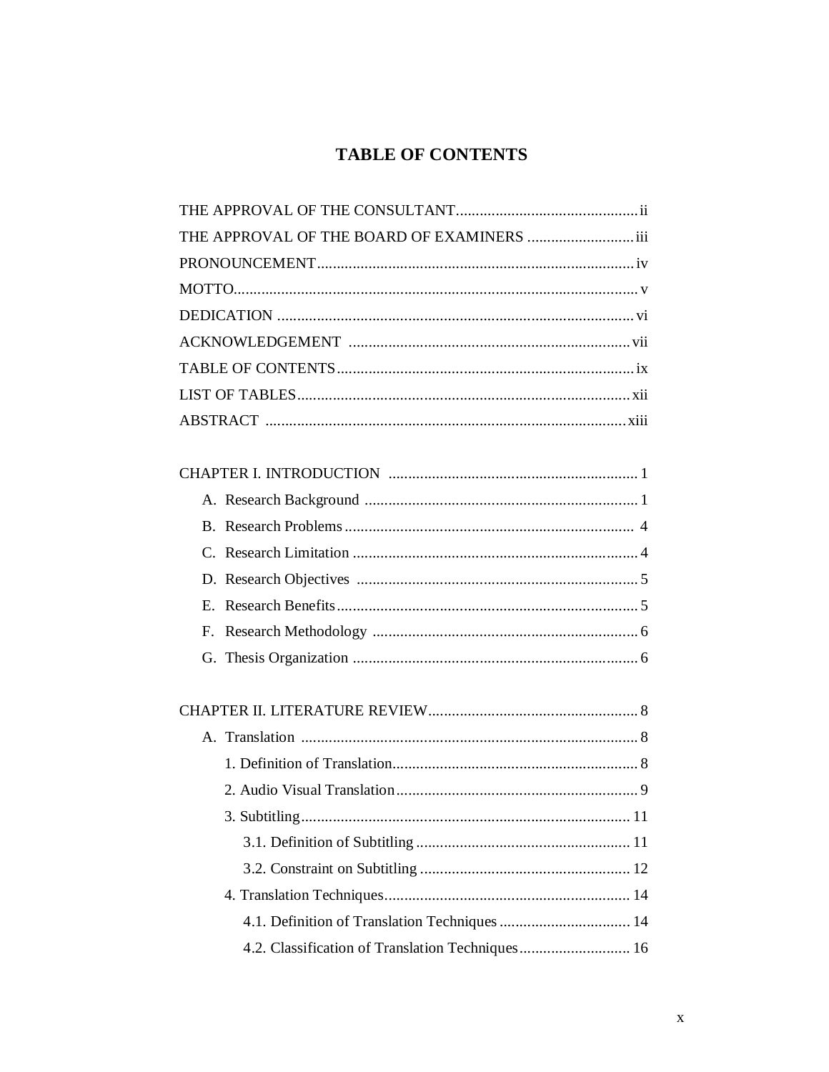# TABLE OF CONTENTS

THE APPROVAL OF THE CONSULTANT .............................................. ii

THE APPROVAL OF THE BOARD OF EXAMINERS ........................... iii

PRONOUNCEMENT ................................................................................ iv

MOTTO ...................................................................................................... v

DEDICATION ........................................................................................... vi

ACKNOWLEDGEMENT ....................................................................... vii

TABLE OF CONTENTS ........................................................................... ix

LIST OF TABLES ..................................................................................... xii

ABSTRACT ............................................................................................ xiii

CHAPTER I. INTRODUCTION ............................................................... 1

- A. Research Background ..................................................................... 1
- B. Research Problems .......................................................................... 4
- C. Research Limitation ........................................................................ 4
- D. Research Objectives ....................................................................... 5
- E. Research Benefits ............................................................................ 5
- F. Research Methodology ................................................................... 6
- G. Thesis Organization ........................................................................ 6

CHAPTER II. LITERATURE REVIEW ..................................................... 8

- A. Translation ...................................................................................... 8
    1. Definition of Translation .............................................................. 8
    2. Audio Visual Translation .............................................................. 9
    3. Subtitling .................................................................................... 11
        - 3.1. Definition of Subtitling ...................................................... 11
        - 3.2. Constraint on Subtitling ..................................................... 12
    4. Translation Techniques .............................................................. 14
        - 4.1. Definition of Translation Techniques ................................. 14
        - 4.2. Classification of Translation Techniques ............................ 16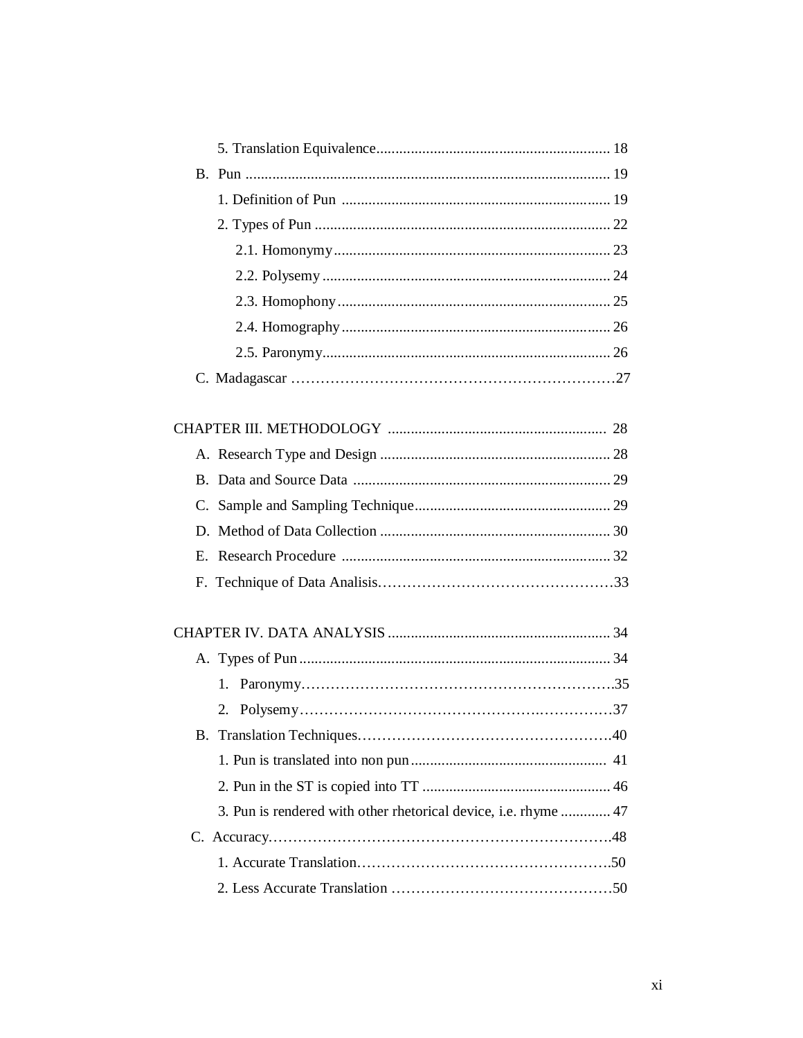5. Translation Equivalence ........................................................... 18

B. Pun ......................................................................................... 19

1. Definition of Pun ..................................................................... 19

2. Types of Pun ............................................................................ 22

2.1. Homonymy ....................................................................... 23

2.2. Polysemy .......................................................................... 24

2.3. Homophony ...................................................................... 25

2.4. Homography ..................................................................... 26

2.5. Paronymy.......................................................................... 26

C. Madagascar ……………………………………………………………27

CHAPTER III. METHODOLOGY ........................................................ 28

A. Research Type and Design ........................................................... 28

B. Data and Source Data .................................................................. 29

C. Sample and Sampling Technique.................................................. 29

D. Method of Data Collection ........................................................... 30

E. Research Procedure ..................................................................... 32

F. Technique of Data Analisis…………………………………………33

CHAPTER IV. DATA ANALYSIS ......................................................... 34

A. Types of Pun ................................................................................ 34

1. Paronymy…………………………………………………………35

2. Polysemy…………………………………………………………37

B. Translation Techniques……………………………………………40

1. Pun is translated into non pun .................................................. 41

2. Pun in the ST is copied into TT ................................................ 46

3. Pun is rendered with other rhetorical device, i.e. rhyme ............ 47

C. Accuracy……………………………………………………………48

1. Accurate Translation……………………………………………50

2. Less Accurate Translation ………………………………………50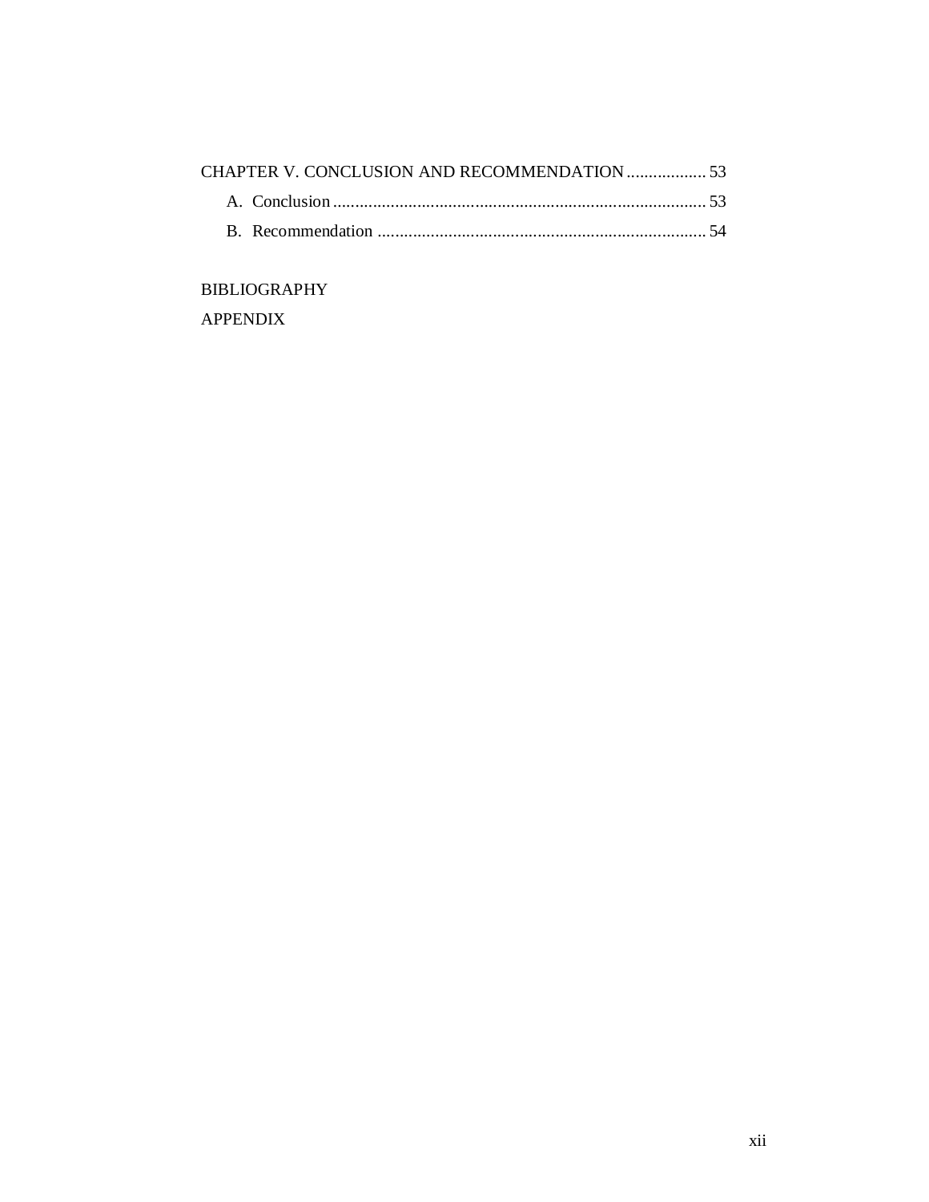CHAPTER V. CONCLUSION AND RECOMMENDATION .................. 53

A. Conclusion ..................................................................................... 53

B. Recommendation ........................................................................... 54

BIBLIOGRAPHY

APPENDIX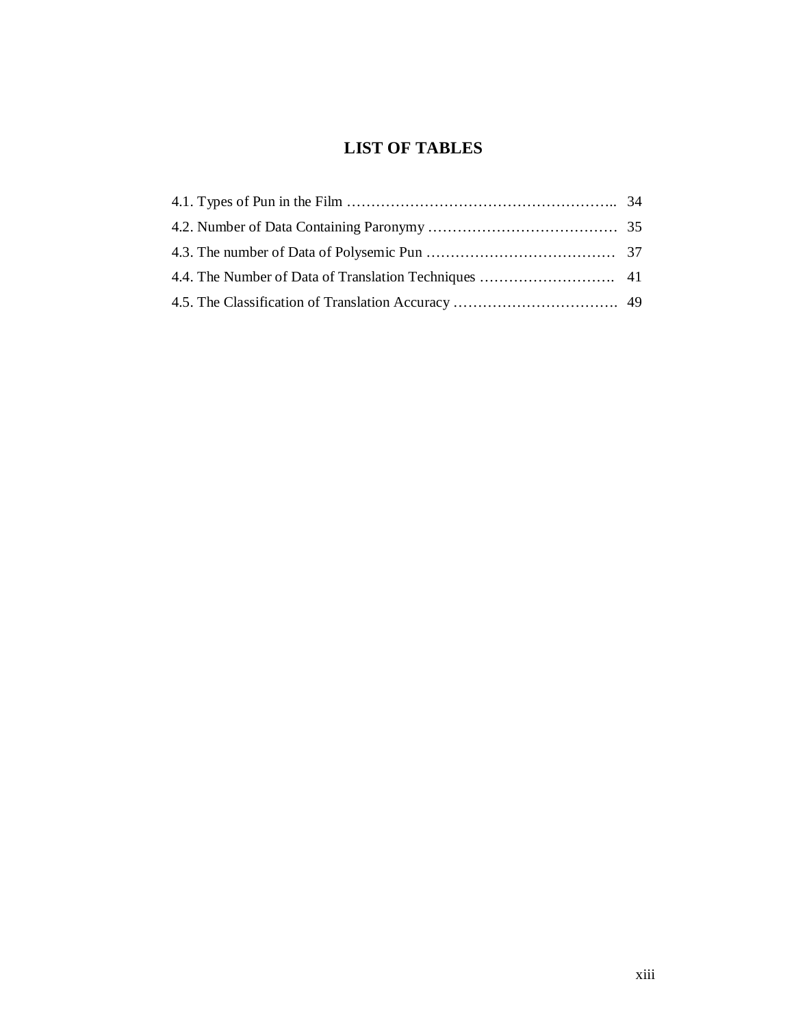# LIST OF TABLES

4.1. Types of Pun in the Film ……………………………………………….. 34

4.2. Number of Data Containing Paronymy ………………………………… 35

4.3. The number of Data of Polysemic Pun ………………………………… 37

4.4. The Number of Data of Translation Techniques ………………………. 41

4.5. The Classification of Translation Accuracy ……………………………. 49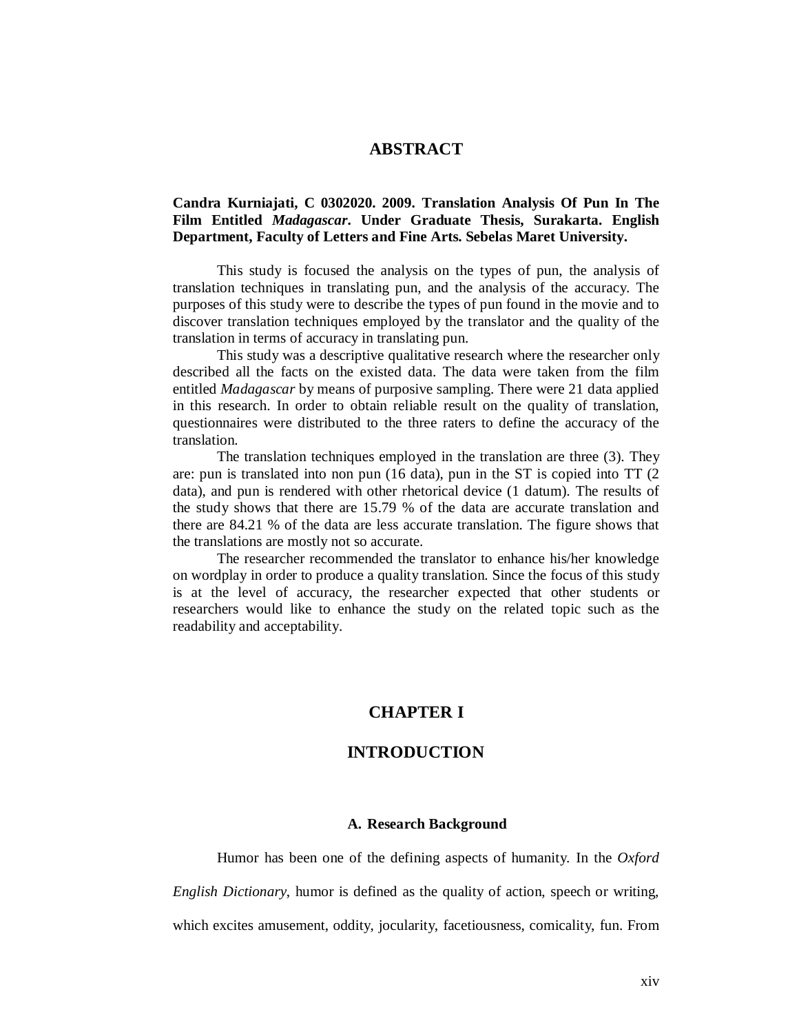# ABSTRACT

**Candra Kurniajati, C 0302020. 2009. Translation Analysis Of Pun In The Film Entitled *Madagascar*. Under Graduate Thesis, Surakarta. English Department, Faculty of Letters and Fine Arts. Sebelas Maret University.**

This study is focused the analysis on the types of pun, the analysis of translation techniques in translating pun, and the analysis of the accuracy. The purposes of this study were to describe the types of pun found in the movie and to discover translation techniques employed by the translator and the quality of the translation in terms of accuracy in translating pun.

This study was a descriptive qualitative research where the researcher only described all the facts on the existed data. The data were taken from the film entitled *Madagascar* by means of purposive sampling. There were 21 data applied in this research. In order to obtain reliable result on the quality of translation, questionnaires were distributed to the three raters to define the accuracy of the translation.

The translation techniques employed in the translation are three (3). They are: pun is translated into non pun (16 data), pun in the ST is copied into TT (2 data), and pun is rendered with other rhetorical device (1 datum). The results of the study shows that there are 15.79 % of the data are accurate translation and there are 84.21 % of the data are less accurate translation. The figure shows that the translations are mostly not so accurate.

The researcher recommended the translator to enhance his/her knowledge on wordplay in order to produce a quality translation. Since the focus of this study is at the level of accuracy, the researcher expected that other students or researchers would like to enhance the study on the related topic such as the readability and acceptability.

# CHAPTER I

# INTRODUCTION

## A. Research Background

Humor has been one of the defining aspects of humanity. In the *Oxford English Dictionary*, humor is defined as the quality of action, speech or writing, which excites amusement, oddity, jocularity, facetiousness, comicality, fun. From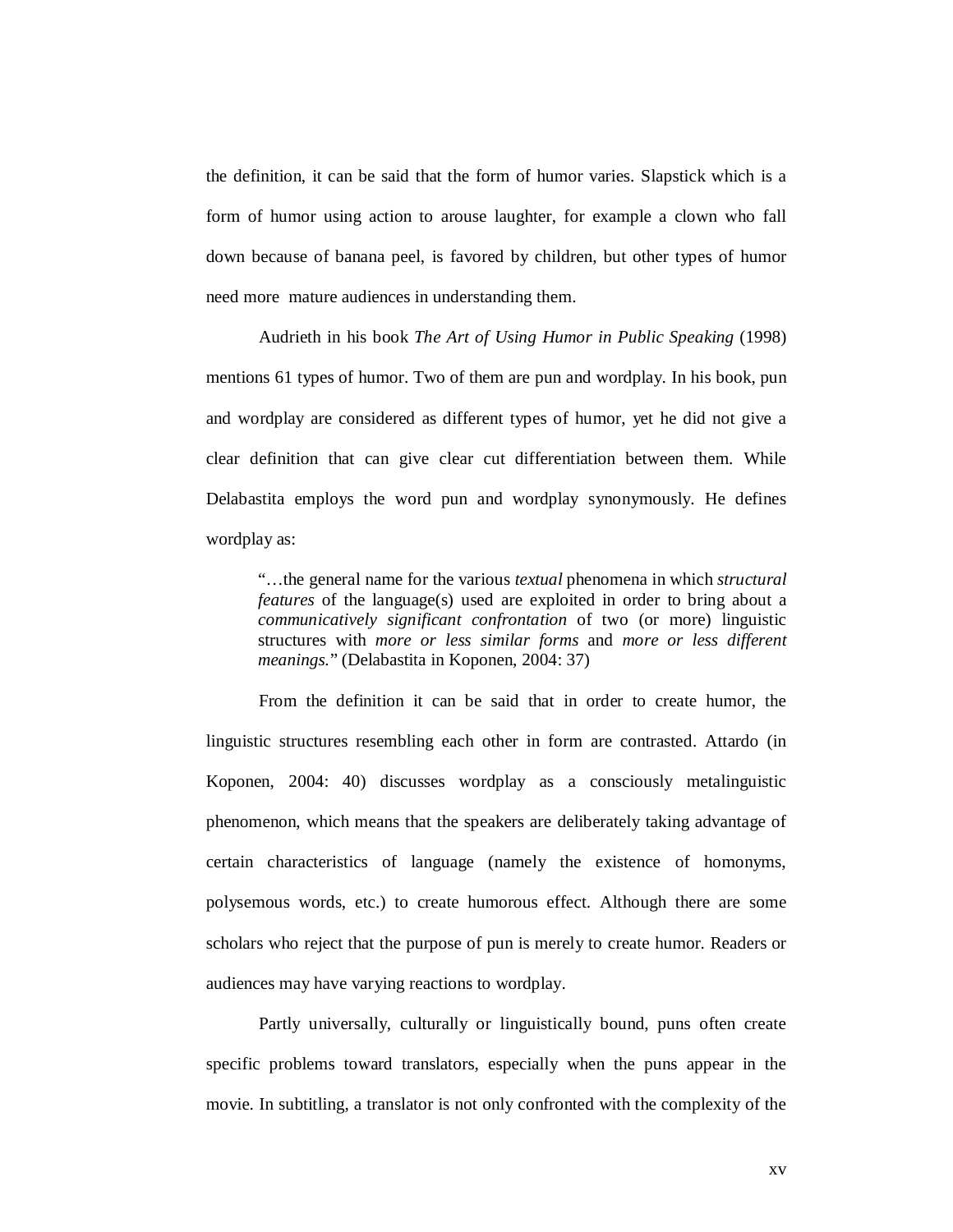the definition, it can be said that the form of humor varies. Slapstick which is a form of humor using action to arouse laughter, for example a clown who fall down because of banana peel, is favored by children, but other types of humor need more mature audiences in understanding them.

Audrieth in his book *The Art of Using Humor in Public Speaking* (1998) mentions 61 types of humor. Two of them are pun and wordplay. In his book, pun and wordplay are considered as different types of humor, yet he did not give a clear definition that can give clear cut differentiation between them. While Delabastita employs the word pun and wordplay synonymously. He defines wordplay as:

> "…the general name for the various *textual* phenomena in which *structural features* of the language(s) used are exploited in order to bring about a *communicatively significant confrontation* of two (or more) linguistic structures with *more or less similar forms* and *more or less different meanings.*" (Delabastita in Koponen, 2004: 37)

From the definition it can be said that in order to create humor, the linguistic structures resembling each other in form are contrasted. Attardo (in Koponen, 2004: 40) discusses wordplay as a consciously metalinguistic phenomenon, which means that the speakers are deliberately taking advantage of certain characteristics of language (namely the existence of homonyms, polysemous words, etc.) to create humorous effect. Although there are some scholars who reject that the purpose of pun is merely to create humor. Readers or audiences may have varying reactions to wordplay.

Partly universally, culturally or linguistically bound, puns often create specific problems toward translators, especially when the puns appear in the movie. In subtitling, a translator is not only confronted with the complexity of the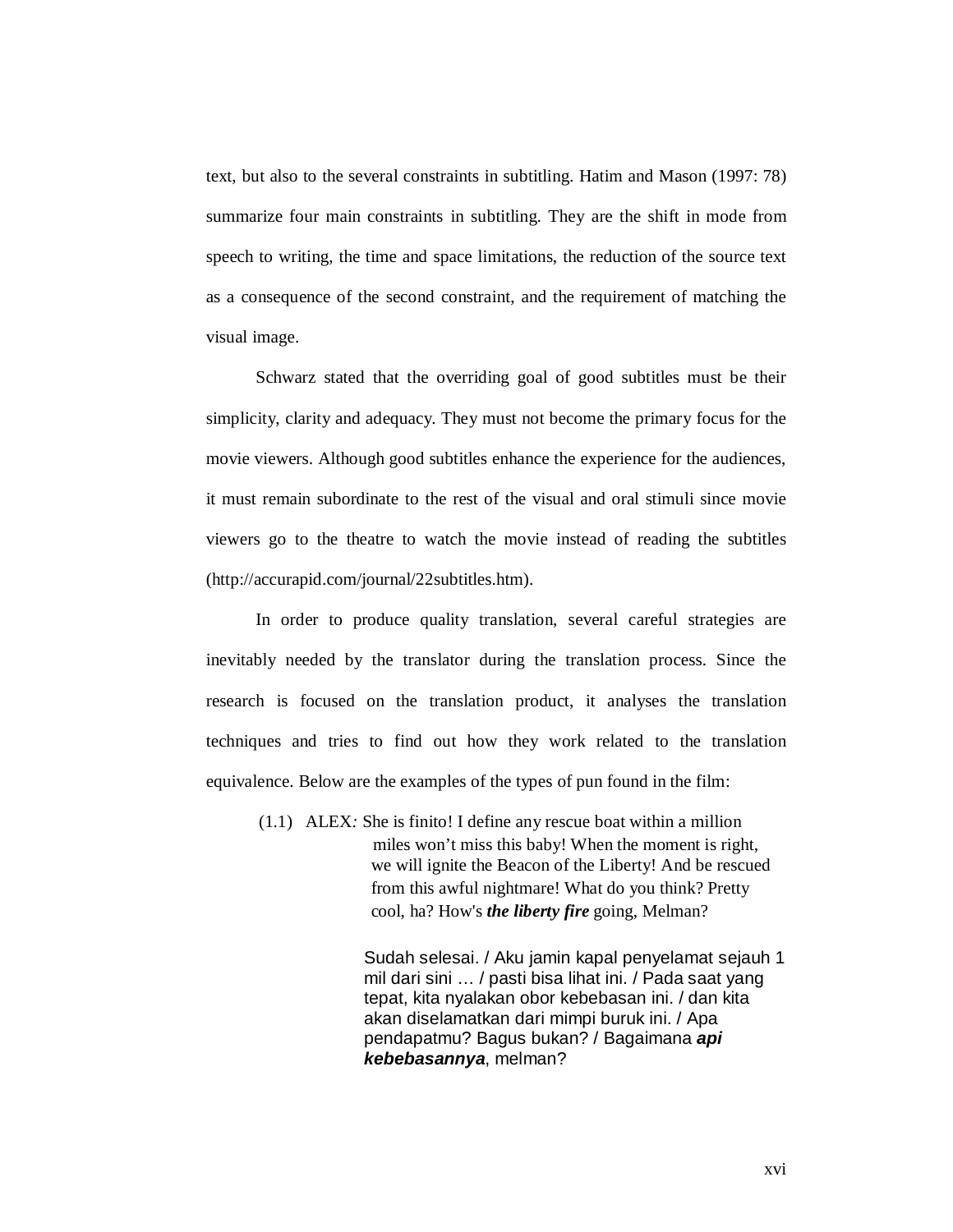text, but also to the several constraints in subtitling. Hatim and Mason (1997: 78) summarize four main constraints in subtitling. They are the shift in mode from speech to writing, the time and space limitations, the reduction of the source text as a consequence of the second constraint, and the requirement of matching the visual image.

Schwarz stated that the overriding goal of good subtitles must be their simplicity, clarity and adequacy. They must not become the primary focus for the movie viewers. Although good subtitles enhance the experience for the audiences, it must remain subordinate to the rest of the visual and oral stimuli since movie viewers go to the theatre to watch the movie instead of reading the subtitles (http://accurapid.com/journal/22subtitles.htm).

In order to produce quality translation, several careful strategies are inevitably needed by the translator during the translation process. Since the research is focused on the translation product, it analyses the translation techniques and tries to find out how they work related to the translation equivalence. Below are the examples of the types of pun found in the film:

(1.1) ALEX*:* She is finito! I define any rescue boat within a million miles won't miss this baby! When the moment is right, we will ignite the Beacon of the Liberty! And be rescued from this awful nightmare! What do you think? Pretty cool, ha? How's ***the liberty fire*** going, Melman?

Sudah selesai. / Aku jamin kapal penyelamat sejauh 1 mil dari sini … / pasti bisa lihat ini. / Pada saat yang tepat, kita nyalakan obor kebebasan ini. / dan kita akan diselamatkan dari mimpi buruk ini. / Apa pendapatmu? Bagus bukan? / Bagaimana ***api kebebasannya***, melman?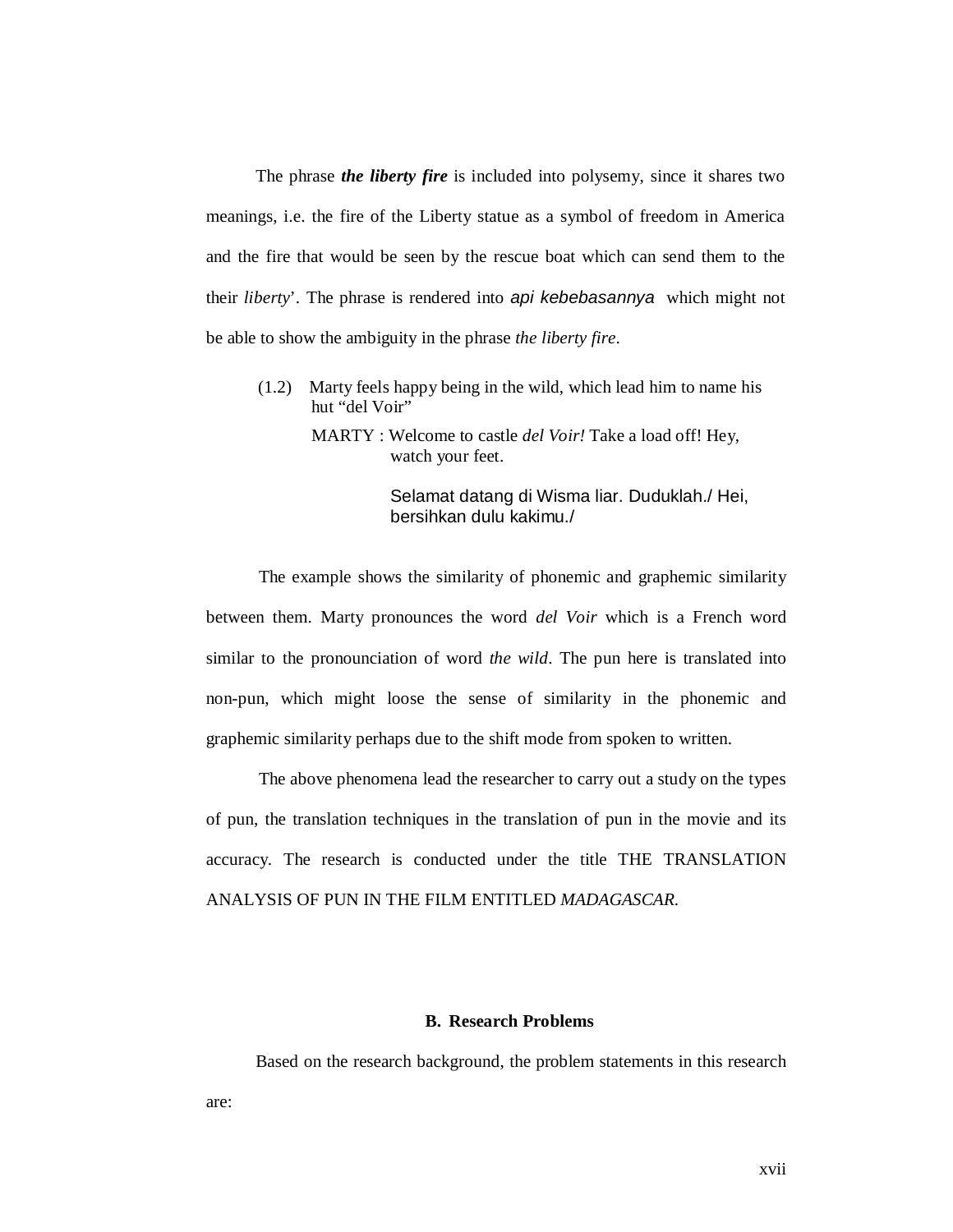The phrase ***the liberty fire*** is included into polysemy, since it shares two meanings, i.e. the fire of the Liberty statue as a symbol of freedom in America and the fire that would be seen by the rescue boat which can send them to the their *liberty*'. The phrase is rendered into *api kebebasannya* which might not be able to show the ambiguity in the phrase *the liberty fire*.

(1.2) Marty feels happy being in the wild, which lead him to name his hut "del Voir"

MARTY : Welcome to castle *del Voir!* Take a load off! Hey, watch your feet.

Selamat datang di Wisma liar. Duduklah./ Hei, bersihkan dulu kakimu./

The example shows the similarity of phonemic and graphemic similarity between them. Marty pronounces the word *del Voir* which is a French word similar to the pronounciation of word *the wild*. The pun here is translated into non-pun, which might loose the sense of similarity in the phonemic and graphemic similarity perhaps due to the shift mode from spoken to written.

The above phenomena lead the researcher to carry out a study on the types of pun, the translation techniques in the translation of pun in the movie and its accuracy. The research is conducted under the title THE TRANSLATION ANALYSIS OF PUN IN THE FILM ENTITLED *MADAGASCAR*.

## B. Research Problems

Based on the research background, the problem statements in this research are: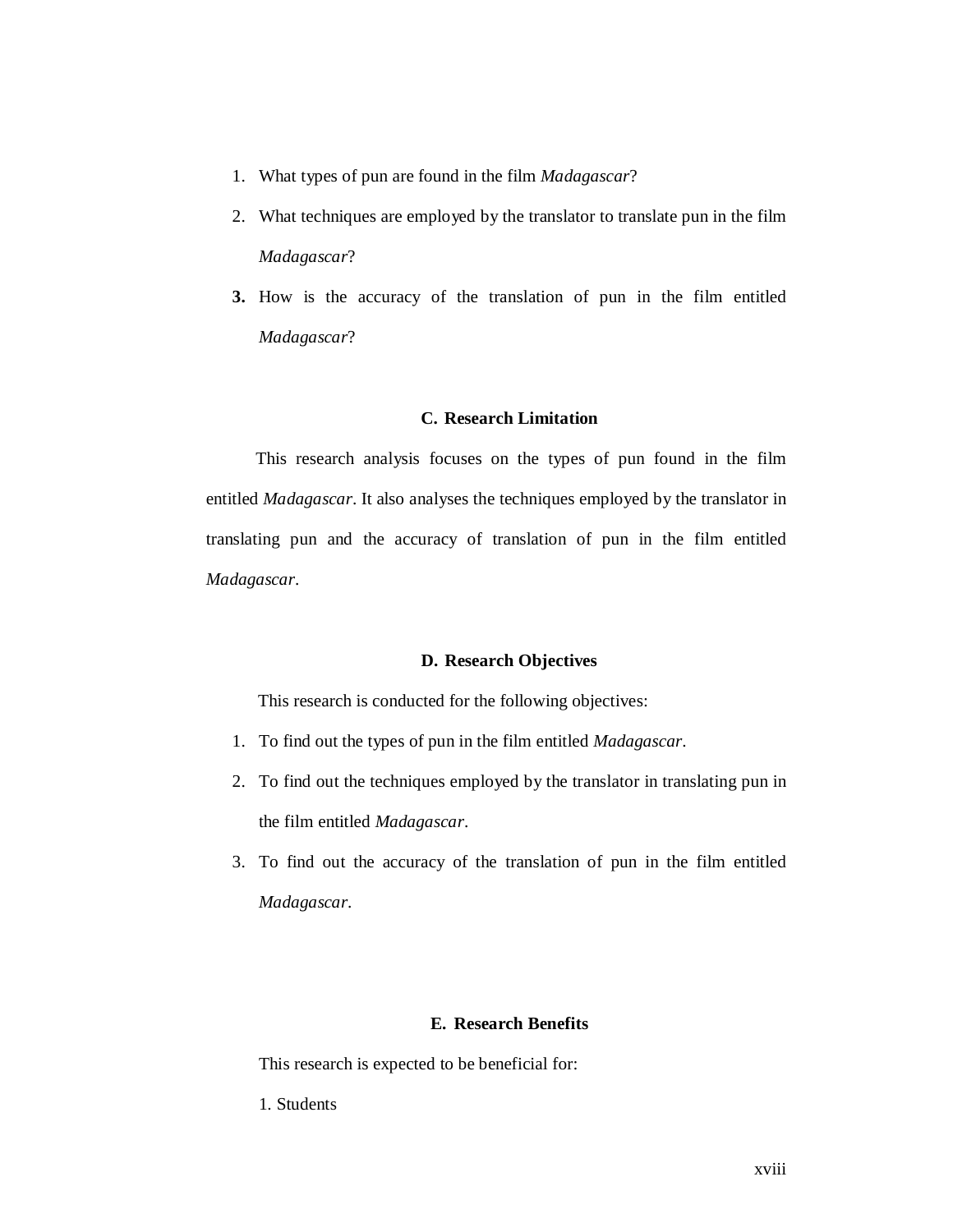1. What types of pun are found in the film *Madagascar*?
2. What techniques are employed by the translator to translate pun in the film *Madagascar*?
3. How is the accuracy of the translation of pun in the film entitled *Madagascar*?

## C. Research Limitation

This research analysis focuses on the types of pun found in the film entitled *Madagascar*. It also analyses the techniques employed by the translator in translating pun and the accuracy of translation of pun in the film entitled *Madagascar*.

## D. Research Objectives

This research is conducted for the following objectives:

1. To find out the types of pun in the film entitled *Madagascar*.
2. To find out the techniques employed by the translator in translating pun in the film entitled *Madagascar*.
3. To find out the accuracy of the translation of pun in the film entitled *Madagascar*.

## E. Research Benefits

This research is expected to be beneficial for:

1. Students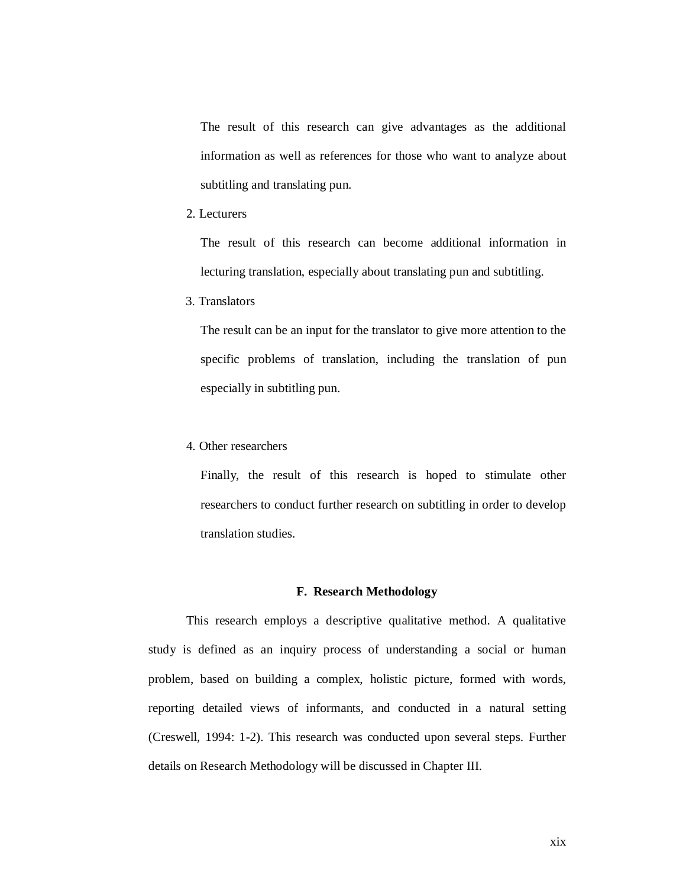The result of this research can give advantages as the additional information as well as references for those who want to analyze about subtitling and translating pun.

2. Lecturers

   The result of this research can become additional information in lecturing translation, especially about translating pun and subtitling.

3. Translators

   The result can be an input for the translator to give more attention to the specific problems of translation, including the translation of pun especially in subtitling pun.

4. Other researchers

   Finally, the result of this research is hoped to stimulate other researchers to conduct further research on subtitling in order to develop translation studies.

## F. Research Methodology

This research employs a descriptive qualitative method. A qualitative study is defined as an inquiry process of understanding a social or human problem, based on building a complex, holistic picture, formed with words, reporting detailed views of informants, and conducted in a natural setting (Creswell, 1994: 1-2). This research was conducted upon several steps. Further details on Research Methodology will be discussed in Chapter III.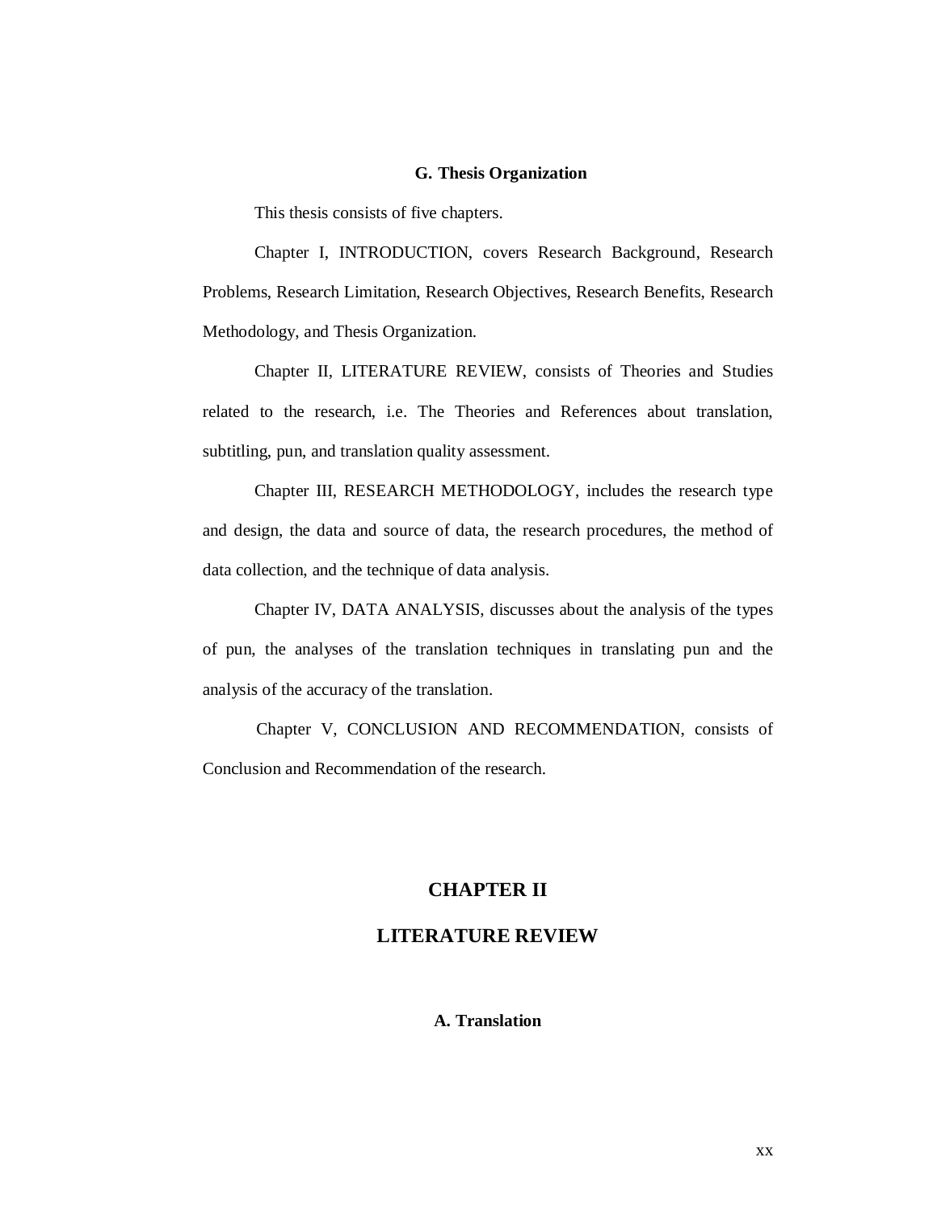### G. Thesis Organization

This thesis consists of five chapters.

Chapter I, INTRODUCTION, covers Research Background, Research Problems, Research Limitation, Research Objectives, Research Benefits, Research Methodology, and Thesis Organization.

Chapter II, LITERATURE REVIEW, consists of Theories and Studies related to the research, i.e. The Theories and References about translation, subtitling, pun, and translation quality assessment.

Chapter III, RESEARCH METHODOLOGY, includes the research type and design, the data and source of data, the research procedures, the method of data collection, and the technique of data analysis.

Chapter IV, DATA ANALYSIS, discusses about the analysis of the types of pun, the analyses of the translation techniques in translating pun and the analysis of the accuracy of the translation.

Chapter V, CONCLUSION AND RECOMMENDATION, consists of Conclusion and Recommendation of the research.

# CHAPTER II

# LITERATURE REVIEW

### A. Translation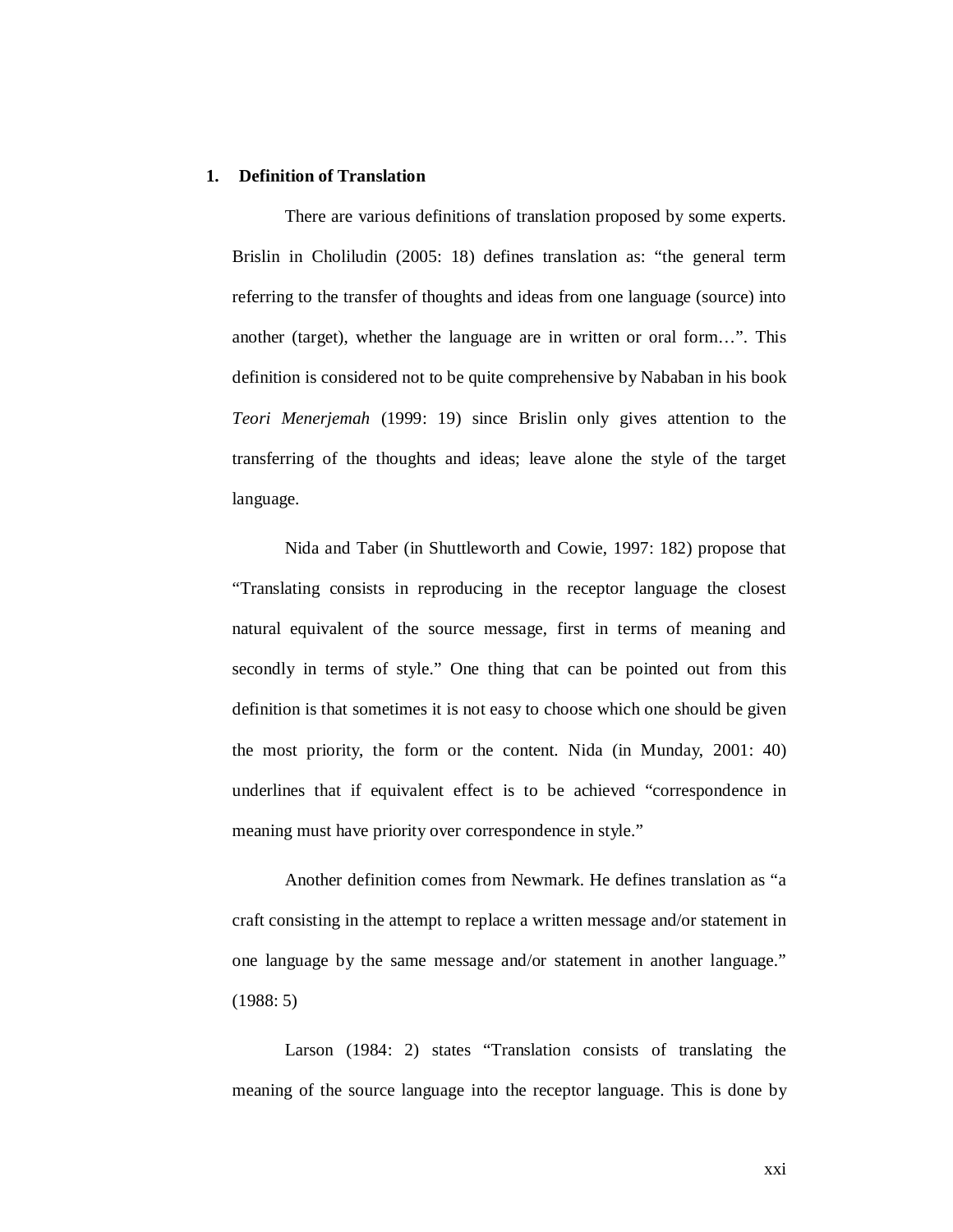## 1. Definition of Translation

There are various definitions of translation proposed by some experts. Brislin in Choliludin (2005: 18) defines translation as: "the general term referring to the transfer of thoughts and ideas from one language (source) into another (target), whether the language are in written or oral form…". This definition is considered not to be quite comprehensive by Nababan in his book *Teori Menerjemah* (1999: 19) since Brislin only gives attention to the transferring of the thoughts and ideas; leave alone the style of the target language.

Nida and Taber (in Shuttleworth and Cowie, 1997: 182) propose that "Translating consists in reproducing in the receptor language the closest natural equivalent of the source message, first in terms of meaning and secondly in terms of style." One thing that can be pointed out from this definition is that sometimes it is not easy to choose which one should be given the most priority, the form or the content. Nida (in Munday, 2001: 40) underlines that if equivalent effect is to be achieved "correspondence in meaning must have priority over correspondence in style."

Another definition comes from Newmark. He defines translation as "a craft consisting in the attempt to replace a written message and/or statement in one language by the same message and/or statement in another language." (1988: 5)

Larson (1984: 2) states "Translation consists of translating the meaning of the source language into the receptor language. This is done by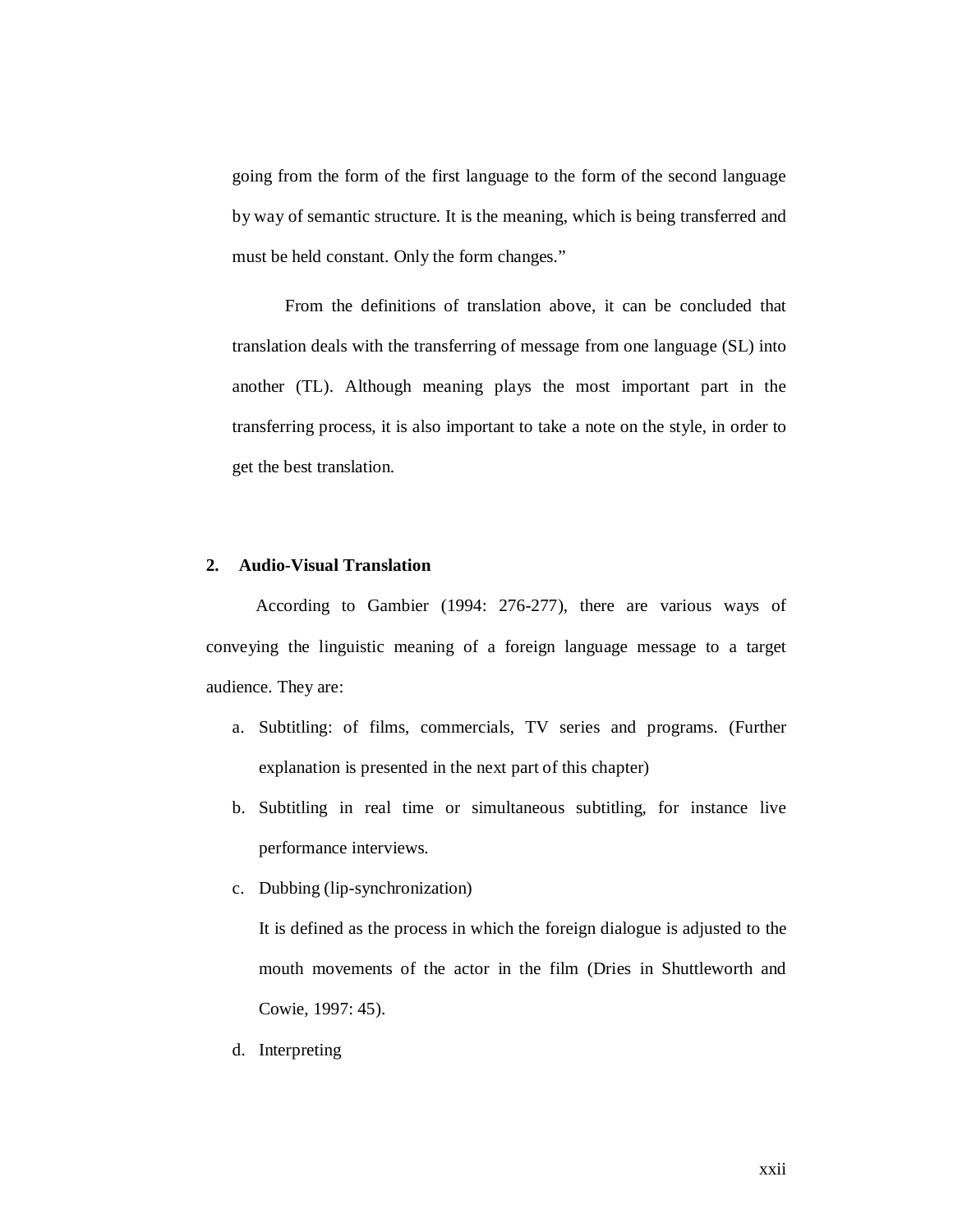going from the form of the first language to the form of the second language by way of semantic structure. It is the meaning, which is being transferred and must be held constant. Only the form changes."

From the definitions of translation above, it can be concluded that translation deals with the transferring of message from one language (SL) into another (TL). Although meaning plays the most important part in the transferring process, it is also important to take a note on the style, in order to get the best translation.

## 2. Audio-Visual Translation

According to Gambier (1994: 276-277), there are various ways of conveying the linguistic meaning of a foreign language message to a target audience. They are:

a. Subtitling: of films, commercials, TV series and programs. (Further explanation is presented in the next part of this chapter)

b. Subtitling in real time or simultaneous subtitling, for instance live performance interviews.

c. Dubbing (lip-synchronization)

   It is defined as the process in which the foreign dialogue is adjusted to the mouth movements of the actor in the film (Dries in Shuttleworth and Cowie, 1997: 45).

d. Interpreting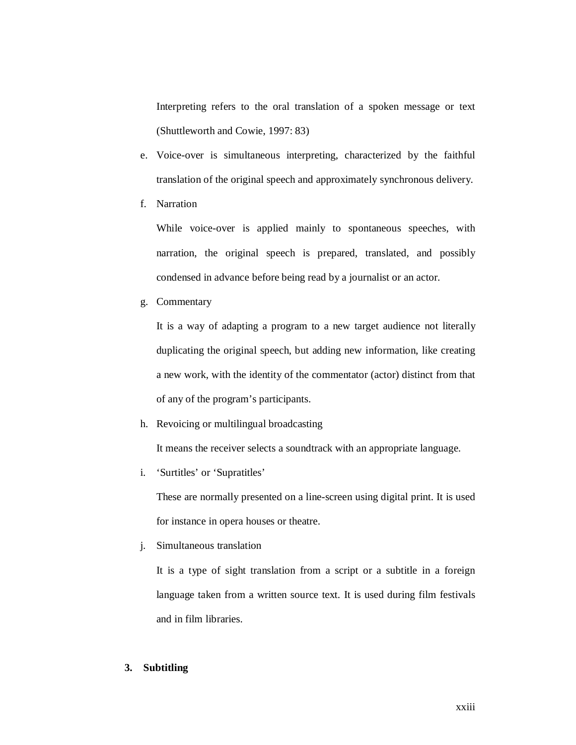Interpreting refers to the oral translation of a spoken message or text (Shuttleworth and Cowie, 1997: 83)

e. Voice-over is simultaneous interpreting, characterized by the faithful translation of the original speech and approximately synchronous delivery.

f. Narration

   While voice-over is applied mainly to spontaneous speeches, with narration, the original speech is prepared, translated, and possibly condensed in advance before being read by a journalist or an actor.

g. Commentary

   It is a way of adapting a program to a new target audience not literally duplicating the original speech, but adding new information, like creating a new work, with the identity of the commentator (actor) distinct from that of any of the program's participants.

h. Revoicing or multilingual broadcasting

   It means the receiver selects a soundtrack with an appropriate language.

i. 'Surtitles' or 'Supratitles'

   These are normally presented on a line-screen using digital print. It is used for instance in opera houses or theatre.

j. Simultaneous translation

   It is a type of sight translation from a script or a subtitle in a foreign language taken from a written source text. It is used during film festivals and in film libraries.

## 3. Subtitling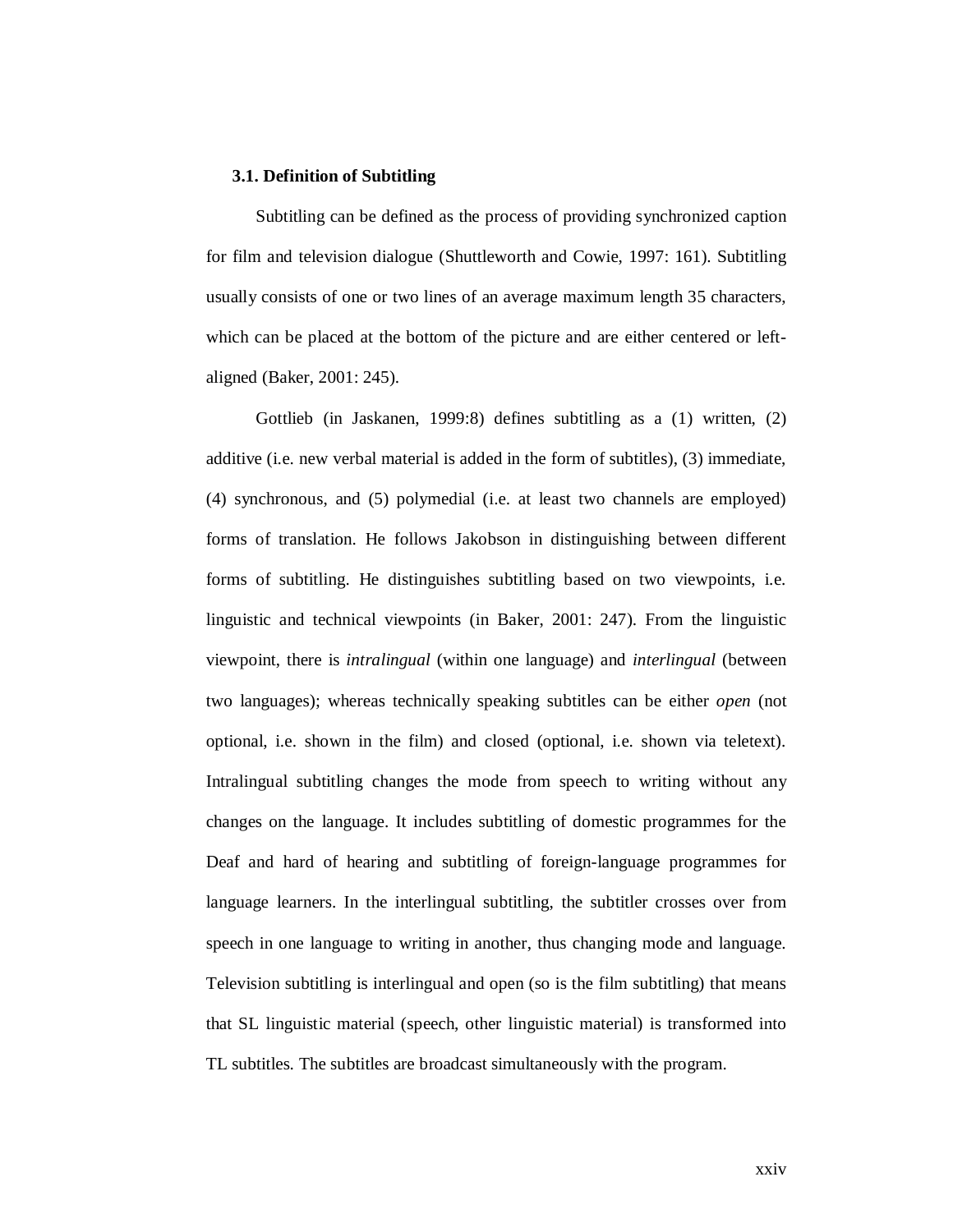### 3.1. Definition of Subtitling

Subtitling can be defined as the process of providing synchronized caption for film and television dialogue (Shuttleworth and Cowie, 1997: 161). Subtitling usually consists of one or two lines of an average maximum length 35 characters, which can be placed at the bottom of the picture and are either centered or left-aligned (Baker, 2001: 245).

Gottlieb (in Jaskanen, 1999:8) defines subtitling as a (1) written, (2) additive (i.e. new verbal material is added in the form of subtitles), (3) immediate, (4) synchronous, and (5) polymedial (i.e. at least two channels are employed) forms of translation. He follows Jakobson in distinguishing between different forms of subtitling. He distinguishes subtitling based on two viewpoints, i.e. linguistic and technical viewpoints (in Baker, 2001: 247). From the linguistic viewpoint, there is *intralingual* (within one language) and *interlingual* (between two languages); whereas technically speaking subtitles can be either *open* (not optional, i.e. shown in the film) and closed (optional, i.e. shown via teletext). Intralingual subtitling changes the mode from speech to writing without any changes on the language. It includes subtitling of domestic programmes for the Deaf and hard of hearing and subtitling of foreign-language programmes for language learners. In the interlingual subtitling, the subtitler crosses over from speech in one language to writing in another, thus changing mode and language. Television subtitling is interlingual and open (so is the film subtitling) that means that SL linguistic material (speech, other linguistic material) is transformed into TL subtitles. The subtitles are broadcast simultaneously with the program.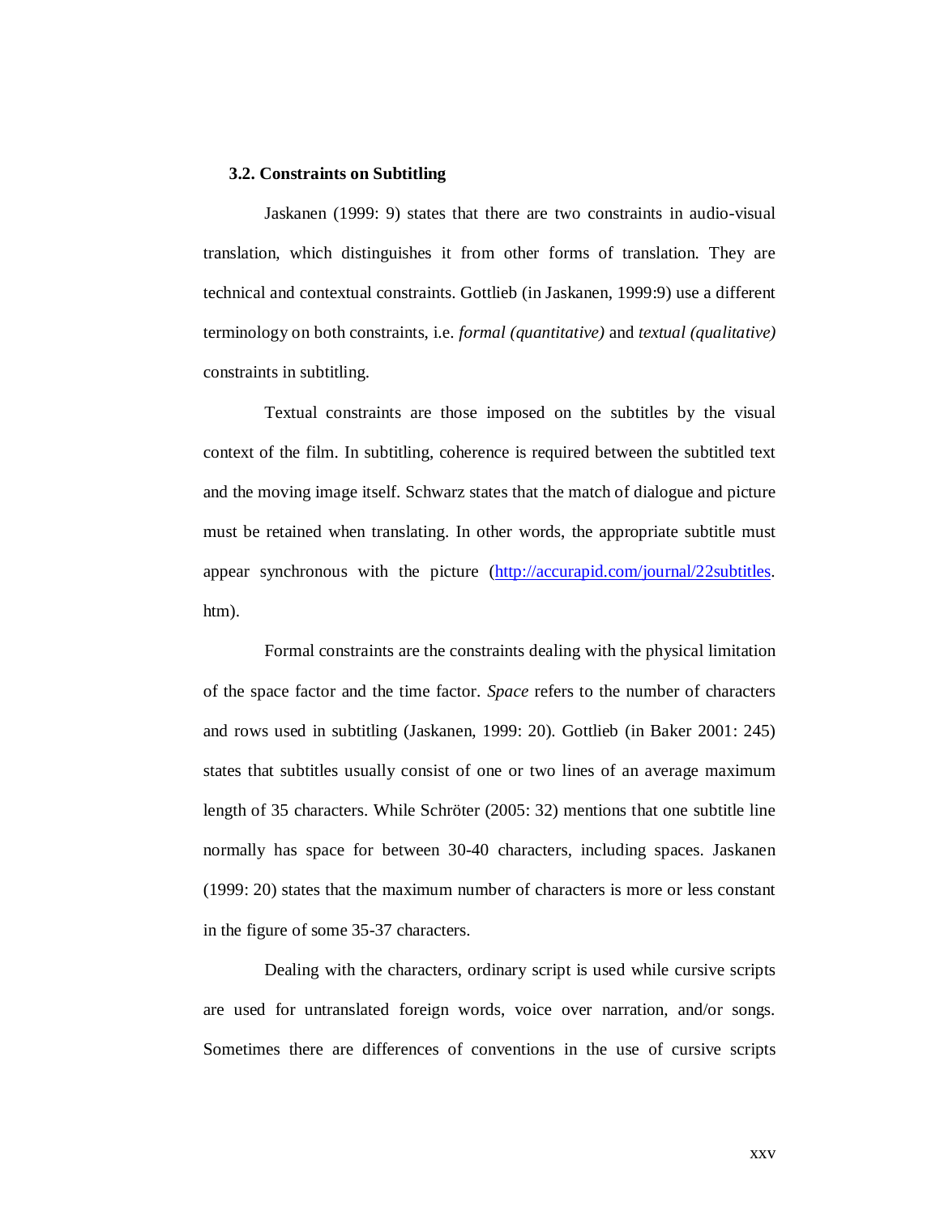### 3.2. Constraints on Subtitling

Jaskanen (1999: 9) states that there are two constraints in audio-visual translation, which distinguishes it from other forms of translation. They are technical and contextual constraints. Gottlieb (in Jaskanen, 1999:9) use a different terminology on both constraints, i.e. *formal (quantitative)* and *textual (qualitative)* constraints in subtitling.

Textual constraints are those imposed on the subtitles by the visual context of the film. In subtitling, coherence is required between the subtitled text and the moving image itself. Schwarz states that the match of dialogue and picture must be retained when translating. In other words, the appropriate subtitle must appear synchronous with the picture (http://accurapid.com/journal/22subtitles.htm).

Formal constraints are the constraints dealing with the physical limitation of the space factor and the time factor. *Space* refers to the number of characters and rows used in subtitling (Jaskanen, 1999: 20). Gottlieb (in Baker 2001: 245) states that subtitles usually consist of one or two lines of an average maximum length of 35 characters. While Schröter (2005: 32) mentions that one subtitle line normally has space for between 30-40 characters, including spaces. Jaskanen (1999: 20) states that the maximum number of characters is more or less constant in the figure of some 35-37 characters.

Dealing with the characters, ordinary script is used while cursive scripts are used for untranslated foreign words, voice over narration, and/or songs. Sometimes there are differences of conventions in the use of cursive scripts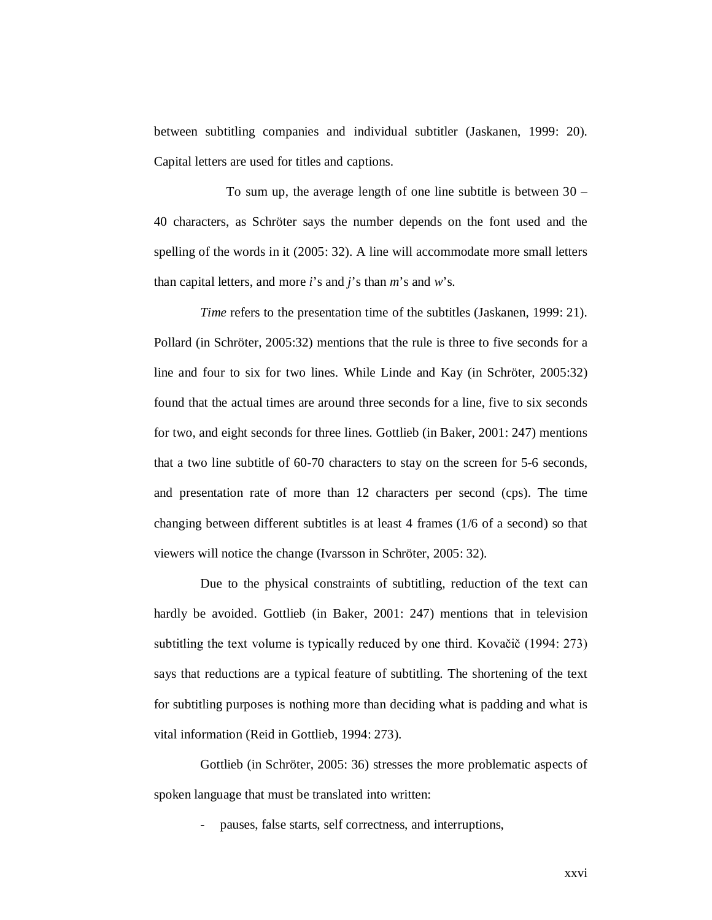between subtitling companies and individual subtitler (Jaskanen, 1999: 20). Capital letters are used for titles and captions.

To sum up, the average length of one line subtitle is between 30 – 40 characters, as Schröter says the number depends on the font used and the spelling of the words in it (2005: 32). A line will accommodate more small letters than capital letters, and more *i*'s and *j*'s than *m*'s and *w*'s.

*Time* refers to the presentation time of the subtitles (Jaskanen, 1999: 21). Pollard (in Schröter, 2005:32) mentions that the rule is three to five seconds for a line and four to six for two lines. While Linde and Kay (in Schröter, 2005:32) found that the actual times are around three seconds for a line, five to six seconds for two, and eight seconds for three lines. Gottlieb (in Baker, 2001: 247) mentions that a two line subtitle of 60-70 characters to stay on the screen for 5-6 seconds, and presentation rate of more than 12 characters per second (cps). The time changing between different subtitles is at least 4 frames (1/6 of a second) so that viewers will notice the change (Ivarsson in Schröter, 2005: 32).

Due to the physical constraints of subtitling, reduction of the text can hardly be avoided. Gottlieb (in Baker, 2001: 247) mentions that in television subtitling the text volume is typically reduced by one third. Kovačič (1994: 273) says that reductions are a typical feature of subtitling. The shortening of the text for subtitling purposes is nothing more than deciding what is padding and what is vital information (Reid in Gottlieb, 1994: 273).

Gottlieb (in Schröter, 2005: 36) stresses the more problematic aspects of spoken language that must be translated into written:

- pauses, false starts, self correctness, and interruptions,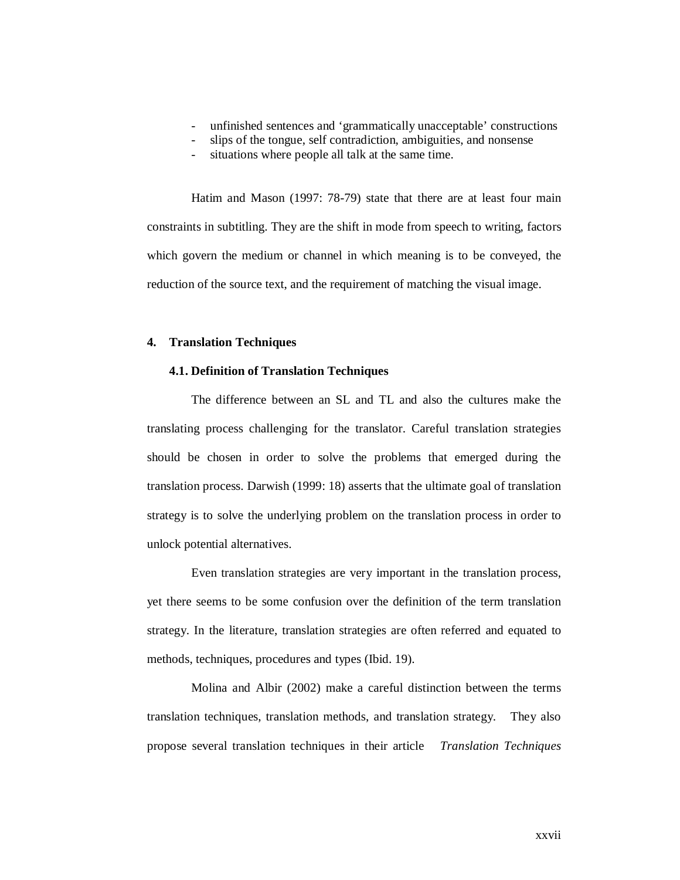- unfinished sentences and 'grammatically unacceptable' constructions
- slips of the tongue, self contradiction, ambiguities, and nonsense
- situations where people all talk at the same time.

Hatim and Mason (1997: 78-79) state that there are at least four main constraints in subtitling. They are the shift in mode from speech to writing, factors which govern the medium or channel in which meaning is to be conveyed, the reduction of the source text, and the requirement of matching the visual image.

## 4. Translation Techniques

### 4.1. Definition of Translation Techniques

The difference between an SL and TL and also the cultures make the translating process challenging for the translator. Careful translation strategies should be chosen in order to solve the problems that emerged during the translation process. Darwish (1999: 18) asserts that the ultimate goal of translation strategy is to solve the underlying problem on the translation process in order to unlock potential alternatives.

Even translation strategies are very important in the translation process, yet there seems to be some confusion over the definition of the term translation strategy. In the literature, translation strategies are often referred and equated to methods, techniques, procedures and types (Ibid. 19).

Molina and Albir (2002) make a careful distinction between the terms translation techniques, translation methods, and translation strategy. They also propose several translation techniques in their article *Translation Techniques*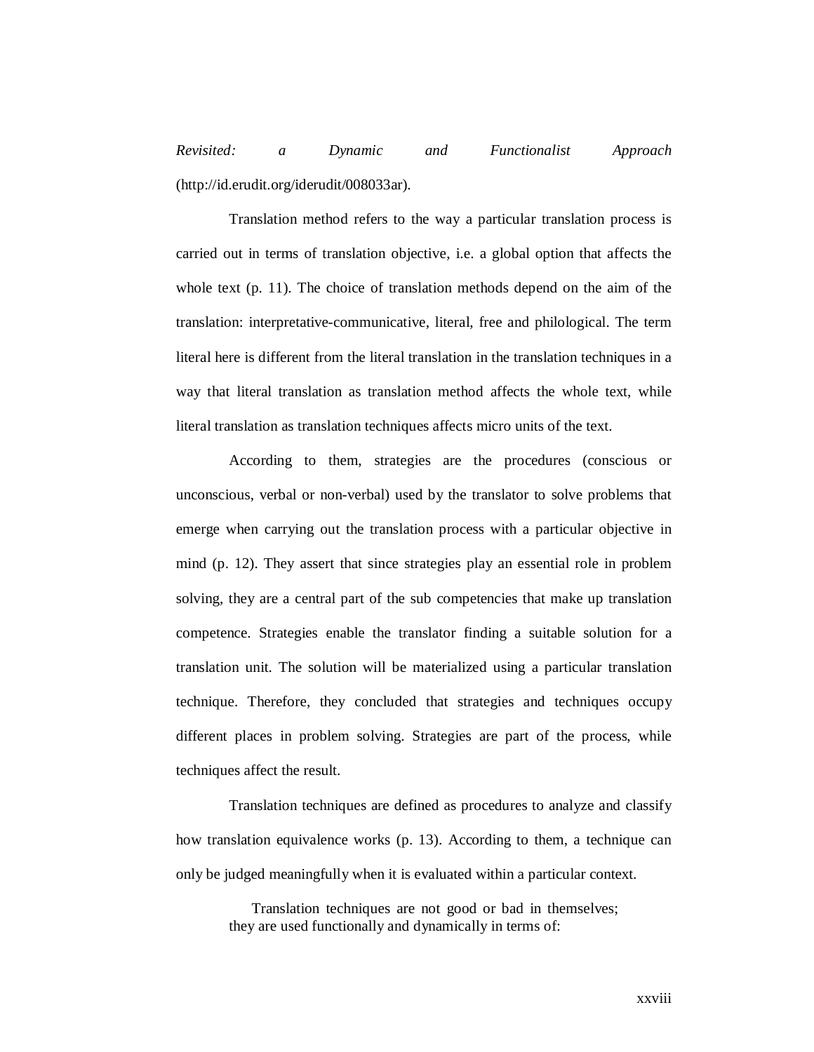*Revisited: a Dynamic and Functionalist Approach* (http://id.erudit.org/iderudit/008033ar).

Translation method refers to the way a particular translation process is carried out in terms of translation objective, i.e. a global option that affects the whole text (p. 11). The choice of translation methods depend on the aim of the translation: interpretative-communicative, literal, free and philological. The term literal here is different from the literal translation in the translation techniques in a way that literal translation as translation method affects the whole text, while literal translation as translation techniques affects micro units of the text.

According to them, strategies are the procedures (conscious or unconscious, verbal or non-verbal) used by the translator to solve problems that emerge when carrying out the translation process with a particular objective in mind (p. 12). They assert that since strategies play an essential role in problem solving, they are a central part of the sub competencies that make up translation competence. Strategies enable the translator finding a suitable solution for a translation unit. The solution will be materialized using a particular translation technique. Therefore, they concluded that strategies and techniques occupy different places in problem solving. Strategies are part of the process, while techniques affect the result.

Translation techniques are defined as procedures to analyze and classify how translation equivalence works (p. 13). According to them, a technique can only be judged meaningfully when it is evaluated within a particular context.

> Translation techniques are not good or bad in themselves; they are used functionally and dynamically in terms of: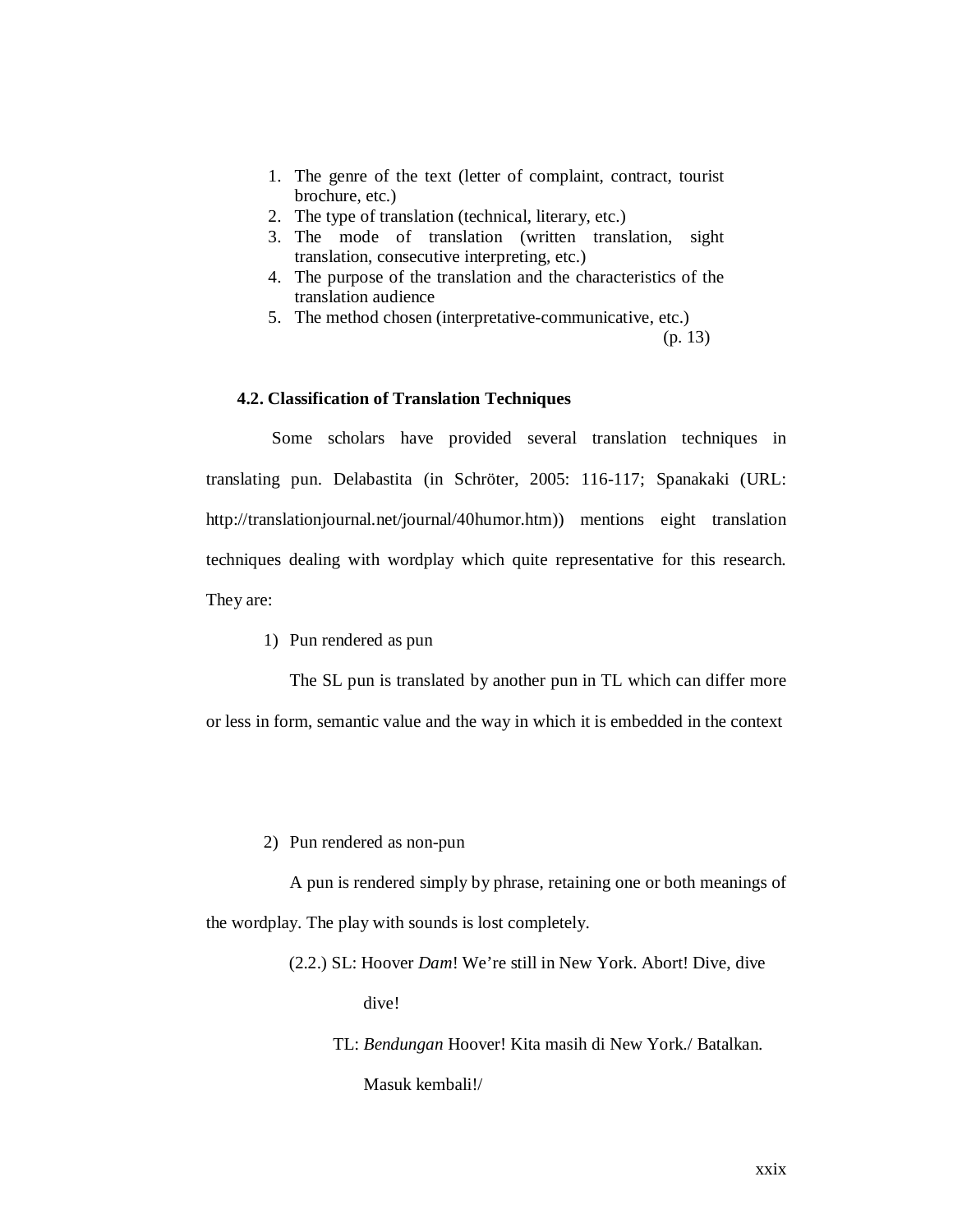1. The genre of the text (letter of complaint, contract, tourist brochure, etc.)
2. The type of translation (technical, literary, etc.)
3. The mode of translation (written translation, sight translation, consecutive interpreting, etc.)
4. The purpose of the translation and the characteristics of the translation audience
5. The method chosen (interpretative-communicative, etc.)

(p. 13)

### 4.2. Classification of Translation Techniques

Some scholars have provided several translation techniques in translating pun. Delabastita (in Schröter, 2005: 116-117; Spanakaki (URL: http://translationjournal.net/journal/40humor.htm)) mentions eight translation techniques dealing with wordplay which quite representative for this research. They are:

1) Pun rendered as pun

The SL pun is translated by another pun in TL which can differ more or less in form, semantic value and the way in which it is embedded in the context

2) Pun rendered as non-pun

A pun is rendered simply by phrase, retaining one or both meanings of the wordplay. The play with sounds is lost completely.

(2.2.) SL: Hoover *Dam*! We're still in New York. Abort! Dive, dive dive!

TL: *Bendungan* Hoover! Kita masih di New York./ Batalkan. Masuk kembali!/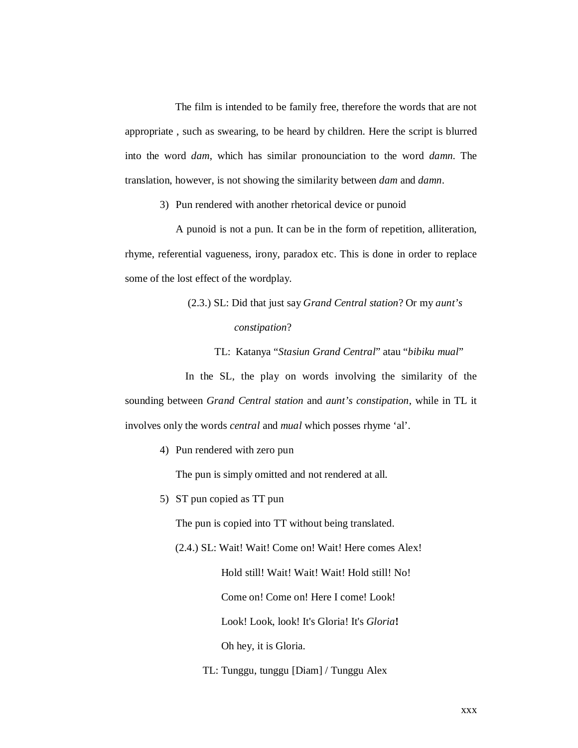The film is intended to be family free, therefore the words that are not appropriate , such as swearing, to be heard by children. Here the script is blurred into the word *dam*, which has similar pronounciation to the word *damn*. The translation, however, is not showing the similarity between *dam* and *damn*.

3) Pun rendered with another rhetorical device or punoid

A punoid is not a pun. It can be in the form of repetition, alliteration, rhyme, referential vagueness, irony, paradox etc. This is done in order to replace some of the lost effect of the wordplay.

(2.3.) SL: Did that just say *Grand Central station*? Or my *aunt's constipation*?

TL: Katanya "*Stasiun Grand Central*" atau "*bibiku mual*"

In the SL, the play on words involving the similarity of the sounding between *Grand Central station* and *aunt's constipation*, while in TL it involves only the words *central* and *mual* which posses rhyme 'al'.

4) Pun rendered with zero pun

The pun is simply omitted and not rendered at all.

5) ST pun copied as TT pun

The pun is copied into TT without being translated.

(2.4.) SL: Wait! Wait! Come on! Wait! Here comes Alex!
Hold still! Wait! Wait! Wait! Hold still! No!
Come on! Come on! Here I come! Look!
Look! Look, look! It's Gloria! It's *Gloria*!
Oh hey, it is Gloria.

TL: Tunggu, tunggu [Diam] / Tunggu Alex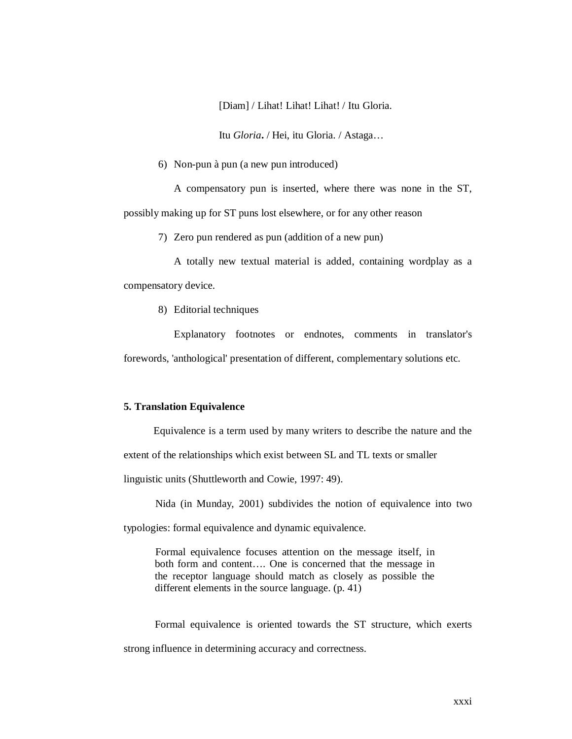[Diam] / Lihat! Lihat! Lihat! / Itu Gloria.

Itu *Gloria***.** / Hei, itu Gloria. / Astaga…

6) Non-pun à pun (a new pun introduced)

   A compensatory pun is inserted, where there was none in the ST, possibly making up for ST puns lost elsewhere, or for any other reason

7) Zero pun rendered as pun (addition of a new pun)

   A totally new textual material is added, containing wordplay as a compensatory device.

8) Editorial techniques

   Explanatory footnotes or endnotes, comments in translator's forewords, 'anthological' presentation of different, complementary solutions etc.

**5. Translation Equivalence**

Equivalence is a term used by many writers to describe the nature and the extent of the relationships which exist between SL and TL texts or smaller linguistic units (Shuttleworth and Cowie, 1997: 49).

Nida (in Munday, 2001) subdivides the notion of equivalence into two typologies: formal equivalence and dynamic equivalence.

> Formal equivalence focuses attention on the message itself, in both form and content…. One is concerned that the message in the receptor language should match as closely as possible the different elements in the source language. (p. 41)

Formal equivalence is oriented towards the ST structure, which exerts strong influence in determining accuracy and correctness.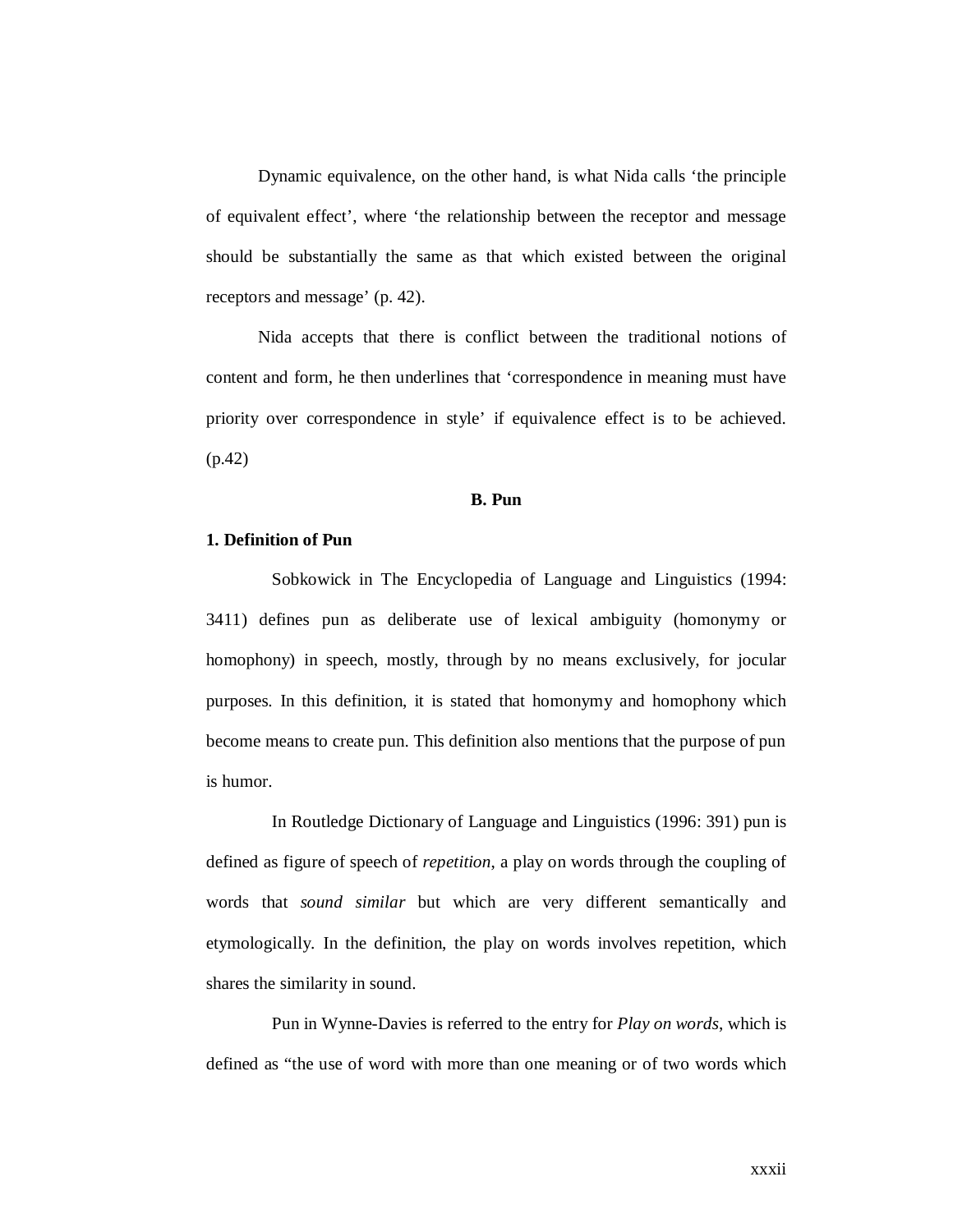Dynamic equivalence, on the other hand, is what Nida calls 'the principle of equivalent effect', where 'the relationship between the receptor and message should be substantially the same as that which existed between the original receptors and message' (p. 42).

Nida accepts that there is conflict between the traditional notions of content and form, he then underlines that 'correspondence in meaning must have priority over correspondence in style' if equivalence effect is to be achieved. (p.42)

## B. Pun

### 1. Definition of Pun

Sobkowick in The Encyclopedia of Language and Linguistics (1994: 3411) defines pun as deliberate use of lexical ambiguity (homonymy or homophony) in speech, mostly, through by no means exclusively, for jocular purposes. In this definition, it is stated that homonymy and homophony which become means to create pun. This definition also mentions that the purpose of pun is humor.

In Routledge Dictionary of Language and Linguistics (1996: 391) pun is defined as figure of speech of *repetition*, a play on words through the coupling of words that *sound similar* but which are very different semantically and etymologically. In the definition, the play on words involves repetition, which shares the similarity in sound.

Pun in Wynne-Davies is referred to the entry for *Play on words*, which is defined as "the use of word with more than one meaning or of two words which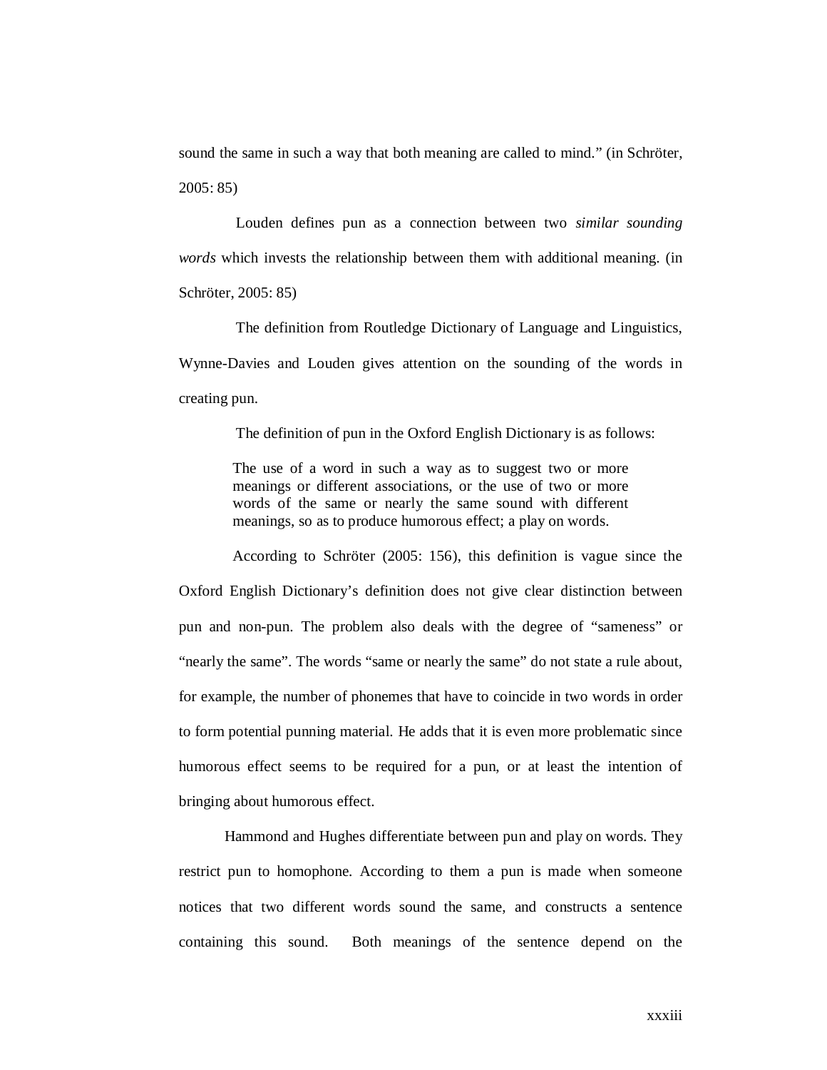sound the same in such a way that both meaning are called to mind." (in Schröter, 2005: 85)

Louden defines pun as a connection between two *similar sounding words* which invests the relationship between them with additional meaning. (in Schröter, 2005: 85)

The definition from Routledge Dictionary of Language and Linguistics, Wynne-Davies and Louden gives attention on the sounding of the words in creating pun.

The definition of pun in the Oxford English Dictionary is as follows:

> The use of a word in such a way as to suggest two or more meanings or different associations, or the use of two or more words of the same or nearly the same sound with different meanings, so as to produce humorous effect; a play on words.

According to Schröter (2005: 156), this definition is vague since the Oxford English Dictionary's definition does not give clear distinction between pun and non-pun. The problem also deals with the degree of "sameness" or "nearly the same". The words "same or nearly the same" do not state a rule about, for example, the number of phonemes that have to coincide in two words in order to form potential punning material. He adds that it is even more problematic since humorous effect seems to be required for a pun, or at least the intention of bringing about humorous effect.

Hammond and Hughes differentiate between pun and play on words. They restrict pun to homophone. According to them a pun is made when someone notices that two different words sound the same, and constructs a sentence containing this sound. Both meanings of the sentence depend on the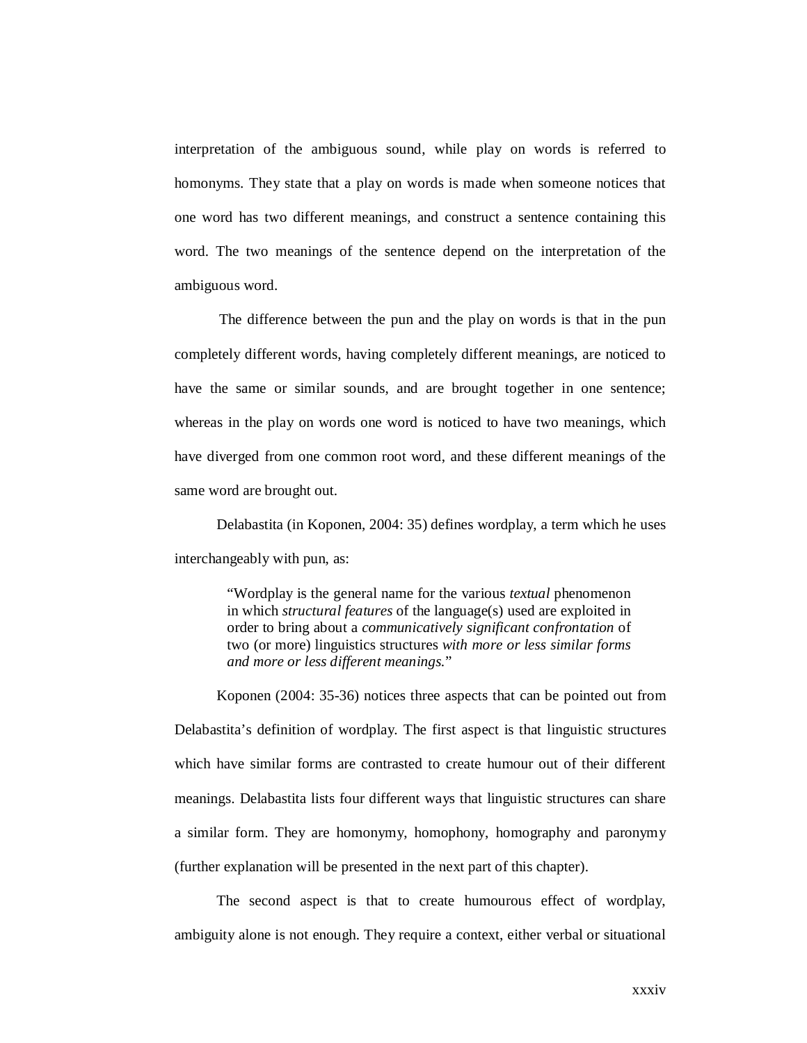interpretation of the ambiguous sound, while play on words is referred to homonyms. They state that a play on words is made when someone notices that one word has two different meanings, and construct a sentence containing this word. The two meanings of the sentence depend on the interpretation of the ambiguous word.

The difference between the pun and the play on words is that in the pun completely different words, having completely different meanings, are noticed to have the same or similar sounds, and are brought together in one sentence; whereas in the play on words one word is noticed to have two meanings, which have diverged from one common root word, and these different meanings of the same word are brought out.

Delabastita (in Koponen, 2004: 35) defines wordplay, a term which he uses interchangeably with pun, as:

> "Wordplay is the general name for the various *textual* phenomenon in which *structural features* of the language(s) used are exploited in order to bring about a *communicatively significant confrontation* of two (or more) linguistics structures *with more or less similar forms and more or less different meanings.*"

Koponen (2004: 35-36) notices three aspects that can be pointed out from Delabastita's definition of wordplay. The first aspect is that linguistic structures which have similar forms are contrasted to create humour out of their different meanings. Delabastita lists four different ways that linguistic structures can share a similar form. They are homonymy, homophony, homography and paronymy (further explanation will be presented in the next part of this chapter).

The second aspect is that to create humourous effect of wordplay, ambiguity alone is not enough. They require a context, either verbal or situational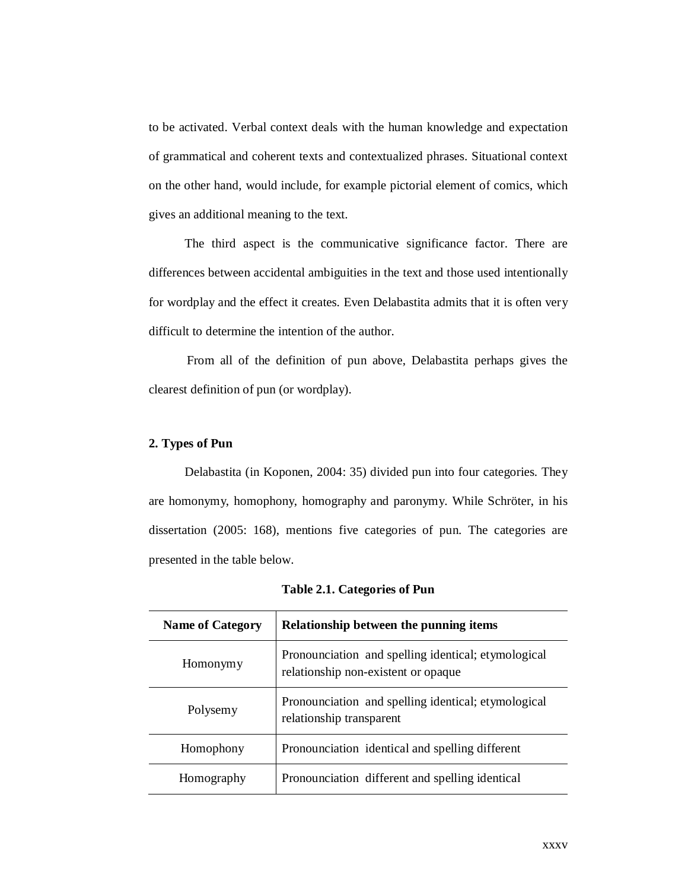to be activated. Verbal context deals with the human knowledge and expectation of grammatical and coherent texts and contextualized phrases. Situational context on the other hand, would include, for example pictorial element of comics, which gives an additional meaning to the text.

The third aspect is the communicative significance factor. There are differences between accidental ambiguities in the text and those used intentionally for wordplay and the effect it creates. Even Delabastita admits that it is often very difficult to determine the intention of the author.

From all of the definition of pun above, Delabastita perhaps gives the clearest definition of pun (or wordplay).

**2. Types of Pun**

Delabastita (in Koponen, 2004: 35) divided pun into four categories. They are homonymy, homophony, homography and paronymy. While Schröter, in his dissertation (2005: 168), mentions five categories of pun. The categories are presented in the table below.

**Table 2.1. Categories of Pun**

| Name of Category | Relationship between the punning items |
| --- | --- |
| Homonymy | Pronounciation and spelling identical; etymological relationship non-existent or opaque |
| Polysemy | Pronounciation and spelling identical; etymological relationship transparent |
| Homophony | Pronounciation identical and spelling different |
| Homography | Pronounciation different and spelling identical |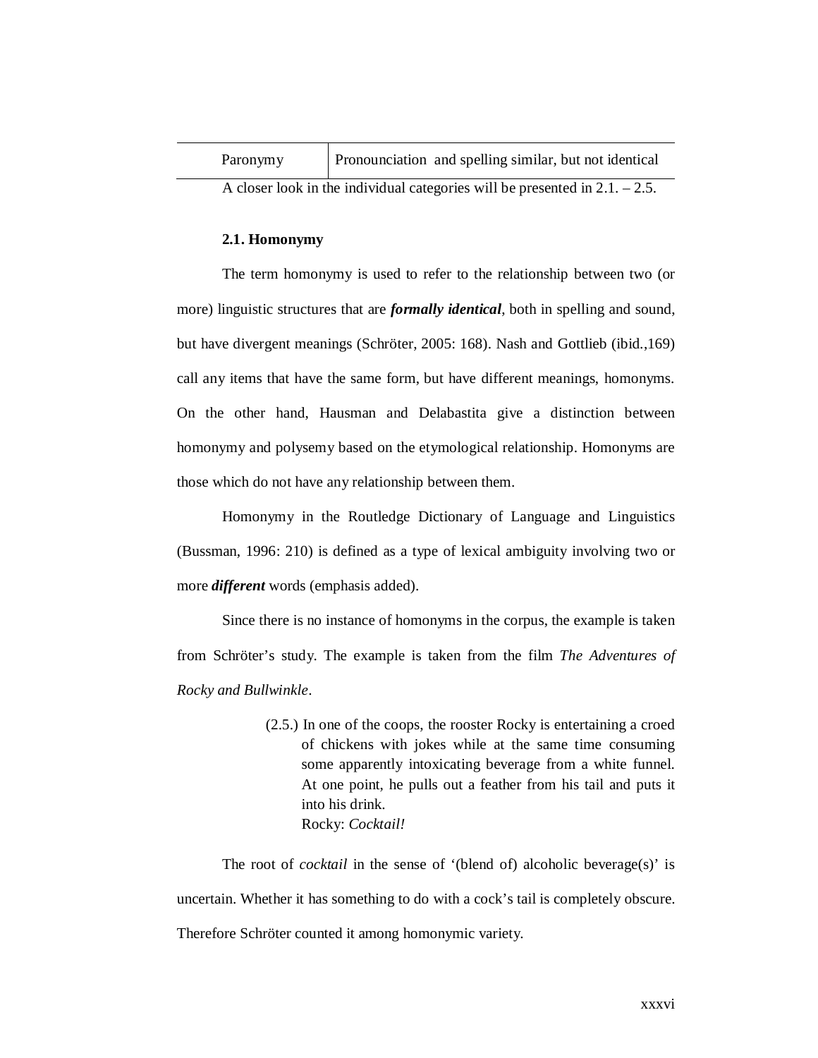| Paronymy | Pronounciation  and spelling similar, but not identical |
|---|---|

A closer look in the individual categories will be presented in 2.1. – 2.5.

### 2.1. Homonymy

The term homonymy is used to refer to the relationship between two (or more) linguistic structures that are ***formally identical***, both in spelling and sound, but have divergent meanings (Schröter, 2005: 168). Nash and Gottlieb (ibid.,169) call any items that have the same form, but have different meanings, homonyms. On the other hand, Hausman and Delabastita give a distinction between homonymy and polysemy based on the etymological relationship. Homonyms are those which do not have any relationship between them.

Homonymy in the Routledge Dictionary of Language and Linguistics (Bussman, 1996: 210) is defined as a type of lexical ambiguity involving two or more ***different*** words (emphasis added).

Since there is no instance of homonyms in the corpus, the example is taken from Schröter's study. The example is taken from the film *The Adventures of Rocky and Bullwinkle*.

> (2.5.) In one of the coops, the rooster Rocky is entertaining a croed of chickens with jokes while at the same time consuming some apparently intoxicating beverage from a white funnel. At one point, he pulls out a feather from his tail and puts it into his drink.
> Rocky: *Cocktail!*

The root of *cocktail* in the sense of '(blend of) alcoholic beverage(s)' is uncertain. Whether it has something to do with a cock's tail is completely obscure. Therefore Schröter counted it among homonymic variety.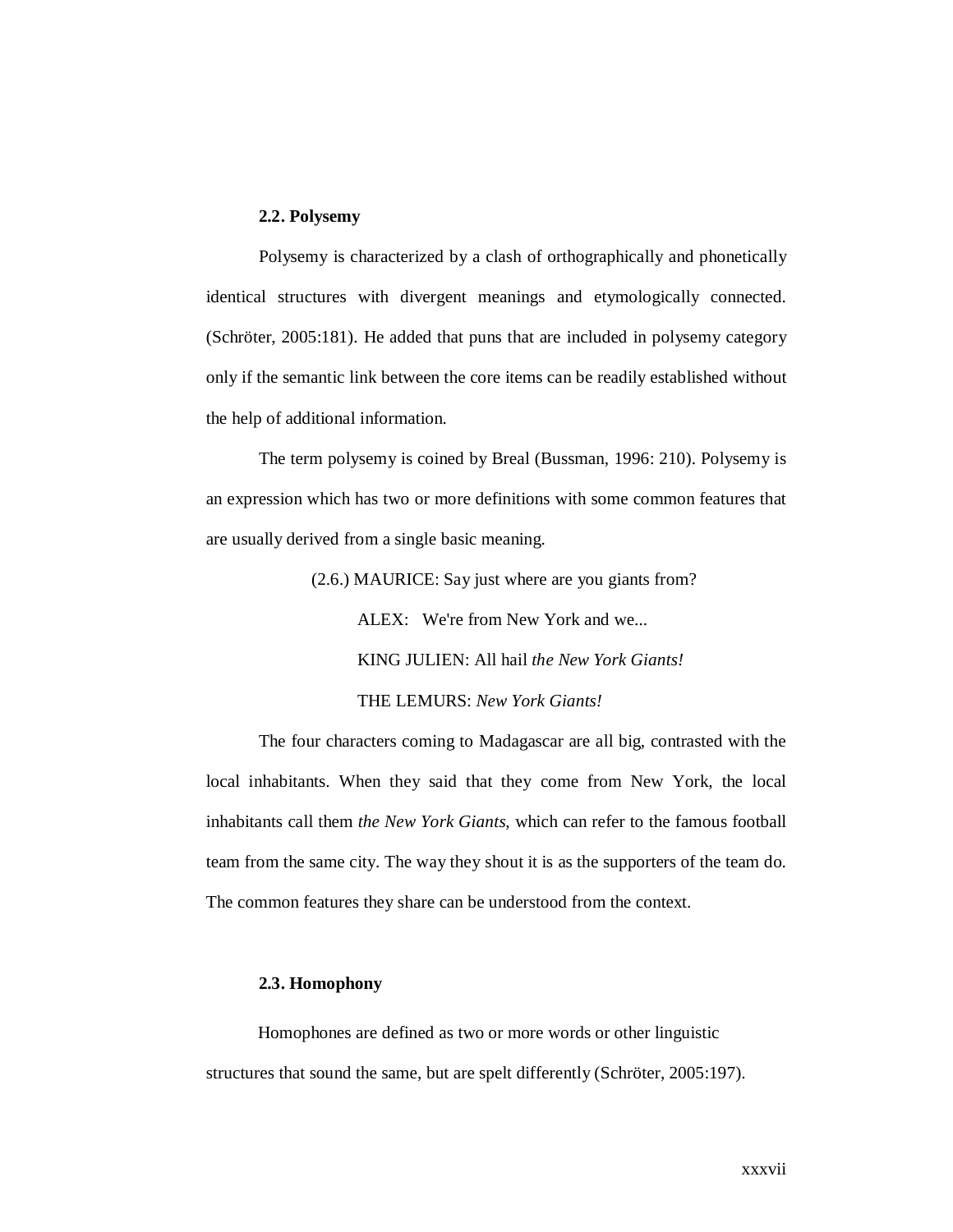### 2.2. Polysemy

Polysemy is characterized by a clash of orthographically and phonetically identical structures with divergent meanings and etymologically connected. (Schröter, 2005:181). He added that puns that are included in polysemy category only if the semantic link between the core items can be readily established without the help of additional information.

The term polysemy is coined by Breal (Bussman, 1996: 210). Polysemy is an expression which has two or more definitions with some common features that are usually derived from a single basic meaning.

(2.6.) MAURICE: Say just where are you giants from?

ALEX: We're from New York and we...

KING JULIEN: All hail *the New York Giants!*

THE LEMURS: *New York Giants!*

The four characters coming to Madagascar are all big, contrasted with the local inhabitants. When they said that they come from New York, the local inhabitants call them *the New York Giants*, which can refer to the famous football team from the same city. The way they shout it is as the supporters of the team do. The common features they share can be understood from the context.

### 2.3. Homophony

Homophones are defined as two or more words or other linguistic structures that sound the same, but are spelt differently (Schröter, 2005:197).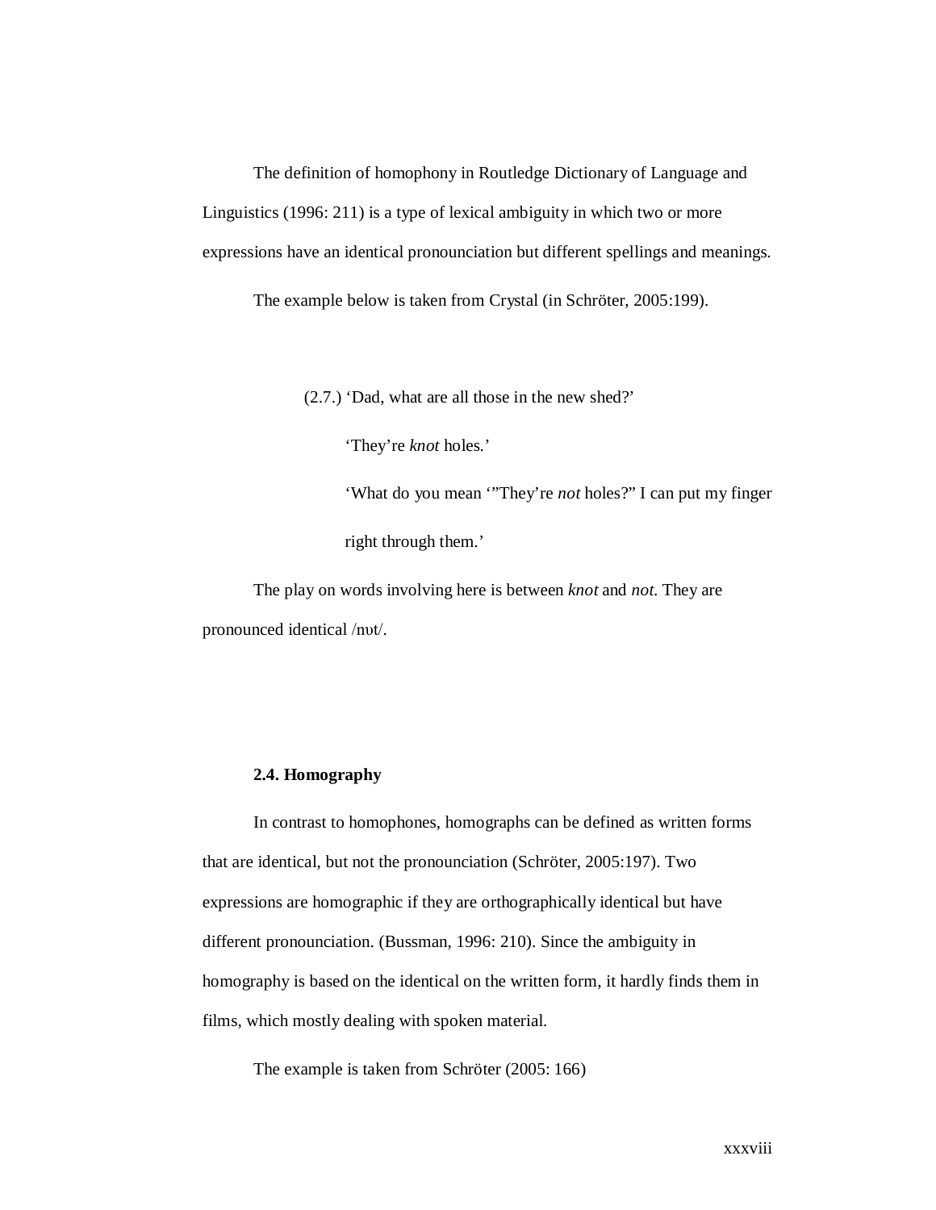The definition of homophony in Routledge Dictionary of Language and Linguistics (1996: 211) is a type of lexical ambiguity in which two or more expressions have an identical pronounciation but different spellings and meanings.

The example below is taken from Crystal (in Schröter, 2005:199).

(2.7.) 'Dad, what are all those in the new shed?'

'They're *knot* holes.'

'What do you mean '"They're *not* holes?" I can put my finger right through them.'

The play on words involving here is between *knot* and *not.* They are pronounced identical /nʊt/.

### 2.4. Homography

In contrast to homophones, homographs can be defined as written forms that are identical, but not the pronounciation (Schröter, 2005:197). Two expressions are homographic if they are orthographically identical but have different pronounciation. (Bussman, 1996: 210). Since the ambiguity in homography is based on the identical on the written form, it hardly finds them in films, which mostly dealing with spoken material.

The example is taken from Schröter (2005: 166)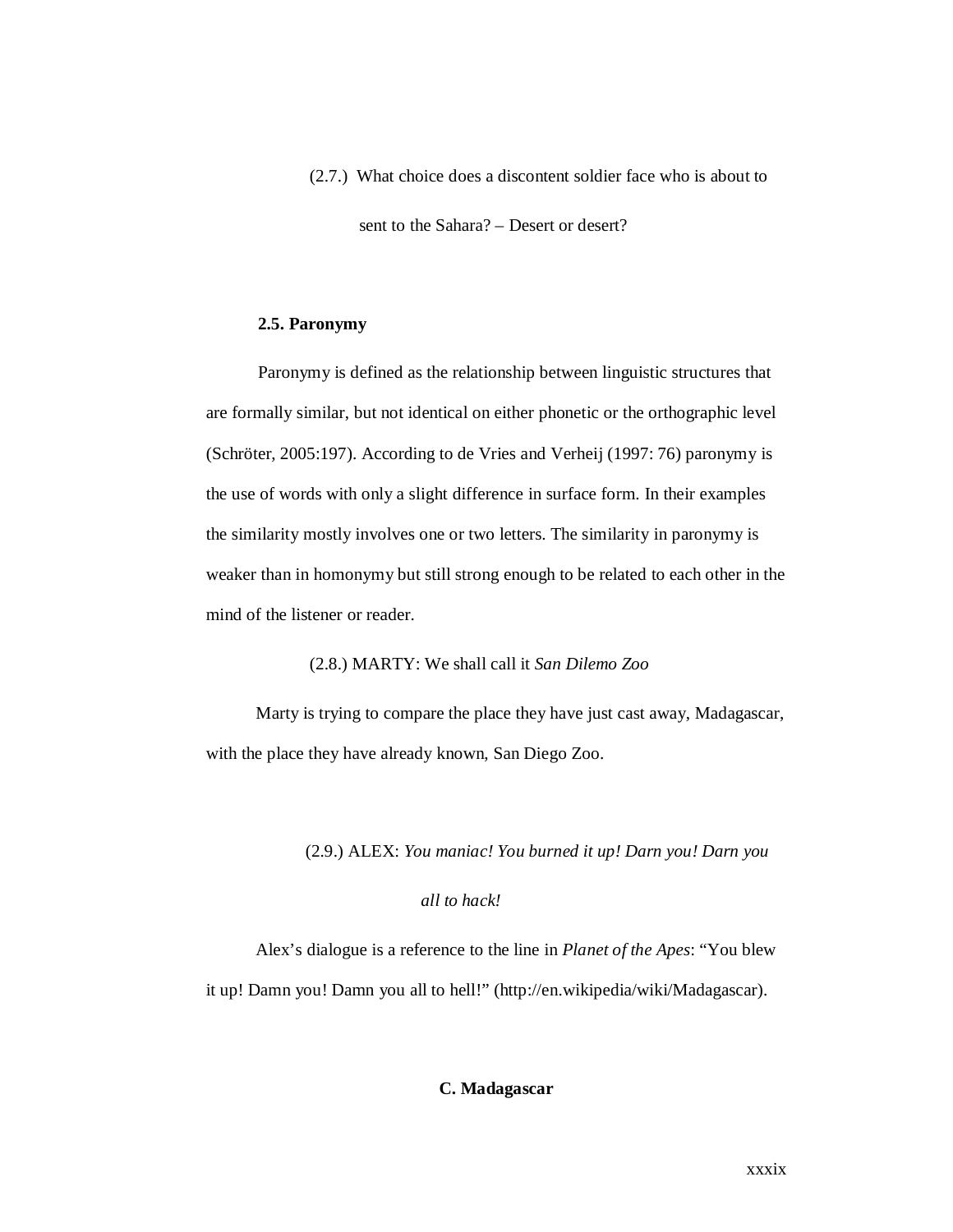(2.7.) What choice does a discontent soldier face who is about to sent to the Sahara? – Desert or desert?

**2.5. Paronymy**

Paronymy is defined as the relationship between linguistic structures that are formally similar, but not identical on either phonetic or the orthographic level (Schröter, 2005:197). According to de Vries and Verheij (1997: 76) paronymy is the use of words with only a slight difference in surface form. In their examples the similarity mostly involves one or two letters. The similarity in paronymy is weaker than in homonymy but still strong enough to be related to each other in the mind of the listener or reader.

(2.8.) MARTY: We shall call it *San Dilemo Zoo*

Marty is trying to compare the place they have just cast away, Madagascar, with the place they have already known, San Diego Zoo.

(2.9.) ALEX: *You maniac! You burned it up! Darn you! Darn you all to hack!*

Alex's dialogue is a reference to the line in *Planet of the Apes*: "You blew it up! Damn you! Damn you all to hell!" (http://en.wikipedia/wiki/Madagascar).

**C. Madagascar**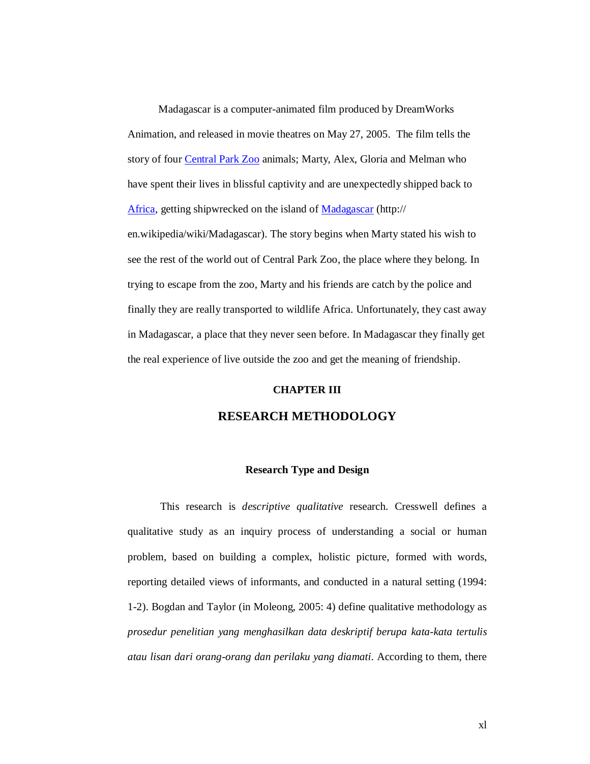Madagascar is a computer-animated film produced by DreamWorks Animation, and released in movie theatres on May 27, 2005. The film tells the story of four Central Park Zoo animals; Marty, Alex, Gloria and Melman who have spent their lives in blissful captivity and are unexpectedly shipped back to Africa, getting shipwrecked on the island of Madagascar (http:// en.wikipedia/wiki/Madagascar). The story begins when Marty stated his wish to see the rest of the world out of Central Park Zoo, the place where they belong. In trying to escape from the zoo, Marty and his friends are catch by the police and finally they are really transported to wildlife Africa. Unfortunately, they cast away in Madagascar, a place that they never seen before. In Madagascar they finally get the real experience of live outside the zoo and get the meaning of friendship.

# CHAPTER III

# RESEARCH METHODOLOGY

## Research Type and Design

This research is *descriptive qualitative* research. Cresswell defines a qualitative study as an inquiry process of understanding a social or human problem, based on building a complex, holistic picture, formed with words, reporting detailed views of informants, and conducted in a natural setting (1994: 1-2). Bogdan and Taylor (in Moleong, 2005: 4) define qualitative methodology as *prosedur penelitian yang menghasilkan data deskriptif berupa kata-kata tertulis atau lisan dari orang-orang dan perilaku yang diamati*. According to them, there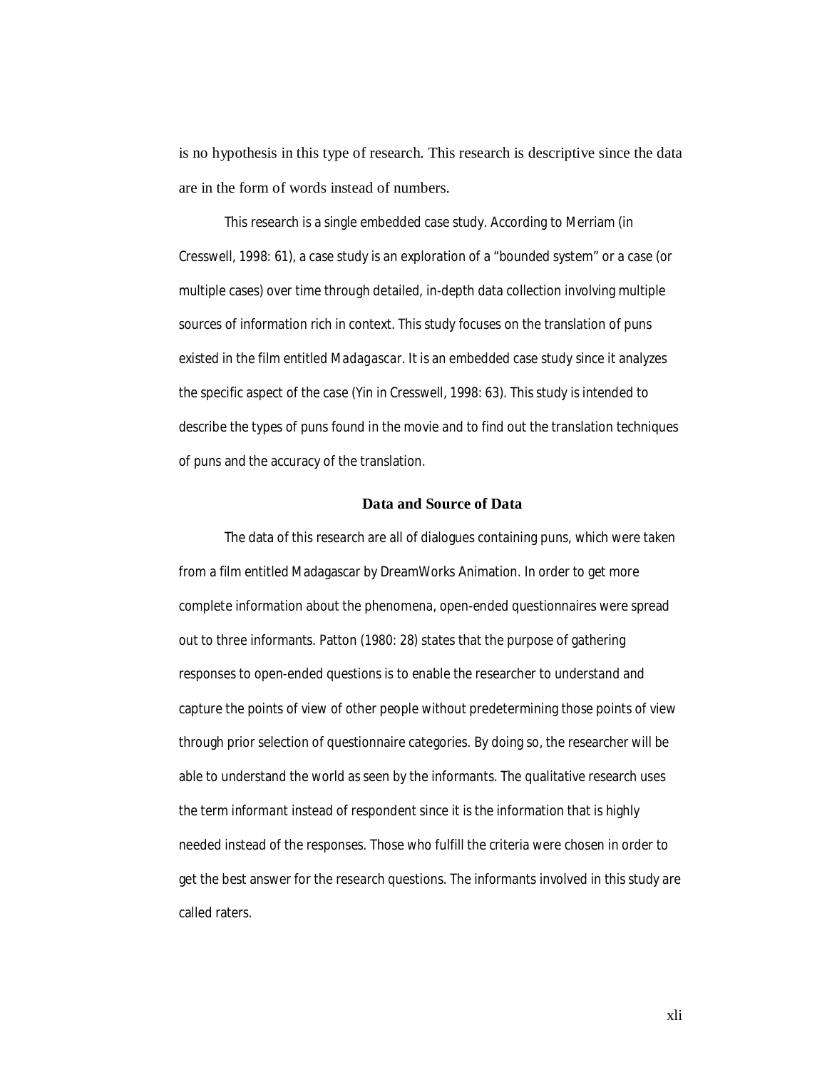is no hypothesis in this type of research. This research is descriptive since the data are in the form of words instead of numbers.

This research is a single embedded case study. According to Merriam (in Cresswell, 1998: 61), a case study is an exploration of a "bounded system" or a case (or multiple cases) over time through detailed, in-depth data collection involving multiple sources of information rich in context. This study focuses on the translation of puns existed in the film entitled *Madagascar*. It is an embedded case study since it analyzes the specific aspect of the case (Yin in Cresswell, 1998: 63). This study is intended to describe the types of puns found in the movie and to find out the translation techniques of puns and the accuracy of the translation.

## Data and Source of Data

The data of this research are all of dialogues containing puns, which were taken from a film entitled Madagascar by DreamWorks Animation. In order to get more complete information about the phenomena, open-ended questionnaires were spread out to three informants. Patton (1980: 28) states that the purpose of gathering responses to open-ended questions is to enable the researcher to understand and capture the points of view of other people without predetermining those points of view through prior selection of questionnaire categories. By doing so, the researcher will be able to understand the world as seen by the informants. The qualitative research uses the term informant instead of respondent since it is the information that is highly needed instead of the responses. Those who fulfill the criteria were chosen in order to get the best answer for the research questions. The informants involved in this study are called raters.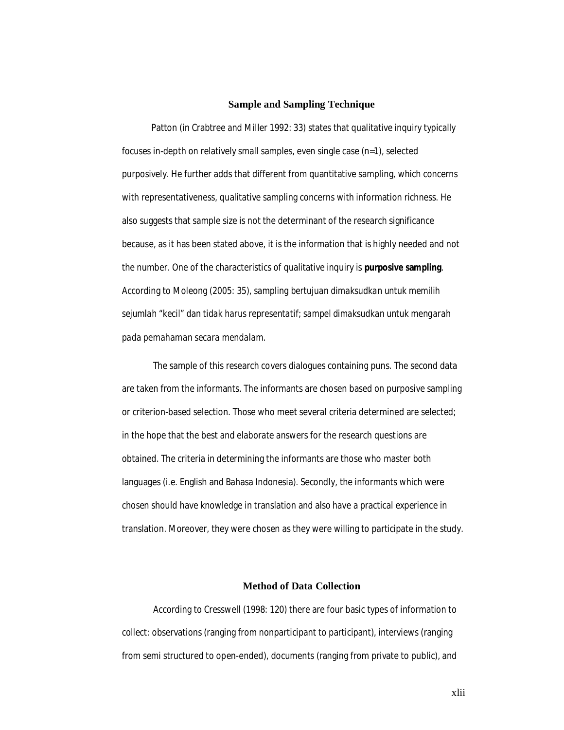## Sample and Sampling Technique

Patton (in Crabtree and Miller 1992: 33) states that qualitative inquiry typically focuses in-depth on relatively small samples, even single case (n=1), selected purposively. He further adds that different from quantitative sampling, which concerns with representativeness, qualitative sampling concerns with information richness. He also suggests that sample size is not the determinant of the research significance because, as it has been stated above, it is the information that is highly needed and not the number. One of the characteristics of qualitative inquiry is **purposive sampling**. According to Moleong (2005: 35), *sampling bertujuan dimaksudkan untuk memilih sejumlah "kecil" dan tidak harus representatif; sampel dimaksudkan untuk mengarah pada pemahaman secara mendalam.*

The sample of this research covers dialogues containing puns. The second data are taken from the informants. The informants are chosen based on purposive sampling or criterion-based selection. Those who meet several criteria determined are selected; in the hope that the best and elaborate answers for the research questions are obtained. The criteria in determining the informants are those who master both languages (i.e. English and Bahasa Indonesia). Secondly, the informants which were chosen should have knowledge in translation and also have a practical experience in translation. Moreover, they were chosen as they were willing to participate in the study.

## Method of Data Collection

According to Cresswell (1998: 120) there are four basic types of information to collect: observations (ranging from nonparticipant to participant), interviews (ranging from semi structured to open-ended), documents (ranging from private to public), and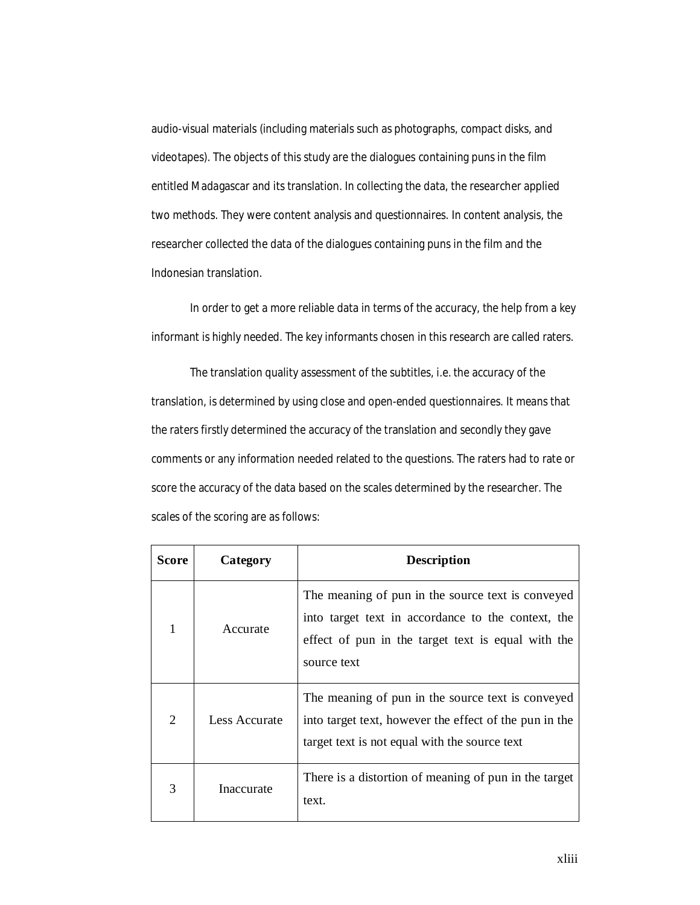audio-visual materials (including materials such as photographs, compact disks, and videotapes). The objects of this study are the dialogues containing puns in the film entitled Madagascar and its translation. In collecting the data, the researcher applied two methods. They were content analysis and questionnaires. In content analysis, the researcher collected the data of the dialogues containing puns in the film and the Indonesian translation.

In order to get a more reliable data in terms of the accuracy, the help from a key informant is highly needed. The key informants chosen in this research are called raters.

The translation quality assessment of the subtitles, i.e. the accuracy of the translation, is determined by using close and open-ended questionnaires. It means that the raters firstly determined the accuracy of the translation and secondly they gave comments or any information needed related to the questions. The raters had to rate or score the accuracy of the data based on the scales determined by the researcher. The scales of the scoring are as follows:

| Score | Category | Description |
|---|---|---|
| 1 | Accurate | The meaning of pun in the source text is conveyed into target text in accordance to the context, the effect of pun in the target text is equal with the source text |
| 2 | Less Accurate | The meaning of pun in the source text is conveyed into target text, however the effect of the pun in the target text is not equal with the source text |
| 3 | Inaccurate | There is a distortion of meaning of pun in the target text. |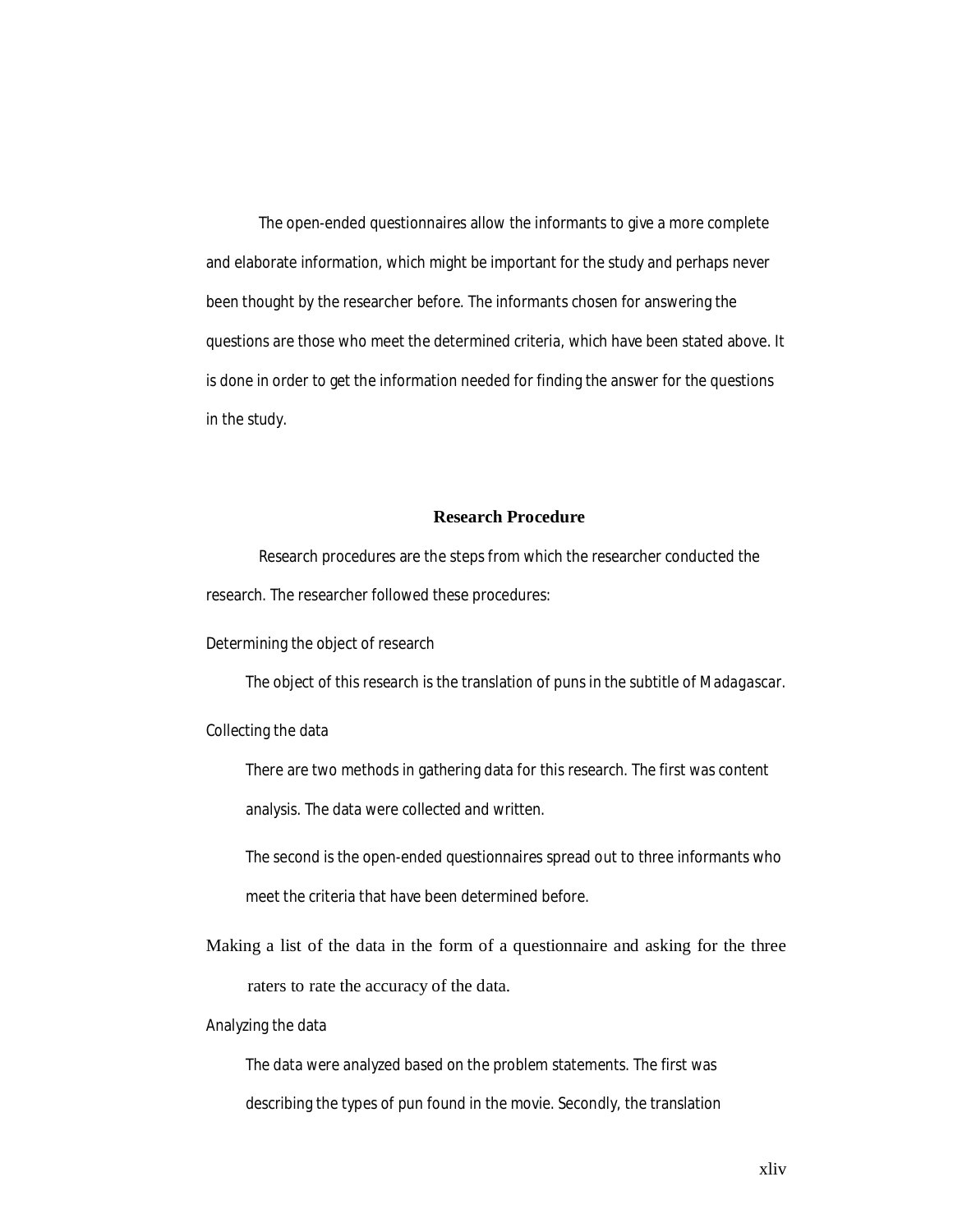The open-ended questionnaires allow the informants to give a more complete and elaborate information, which might be important for the study and perhaps never been thought by the researcher before. The informants chosen for answering the questions are those who meet the determined criteria, which have been stated above. It is done in order to get the information needed for finding the answer for the questions in the study.

## Research Procedure

Research procedures are the steps from which the researcher conducted the research. The researcher followed these procedures:

Determining the object of research

The object of this research is the translation of puns in the subtitle of *Madagascar*.

Collecting the data

There are two methods in gathering data for this research. The first was content analysis. The data were collected and written.

The second is the open-ended questionnaires spread out to three informants who meet the criteria that have been determined before.

Making a list of the data in the form of a questionnaire and asking for the three raters to rate the accuracy of the data.

Analyzing the data

The data were analyzed based on the problem statements. The first was describing the types of pun found in the movie. Secondly, the translation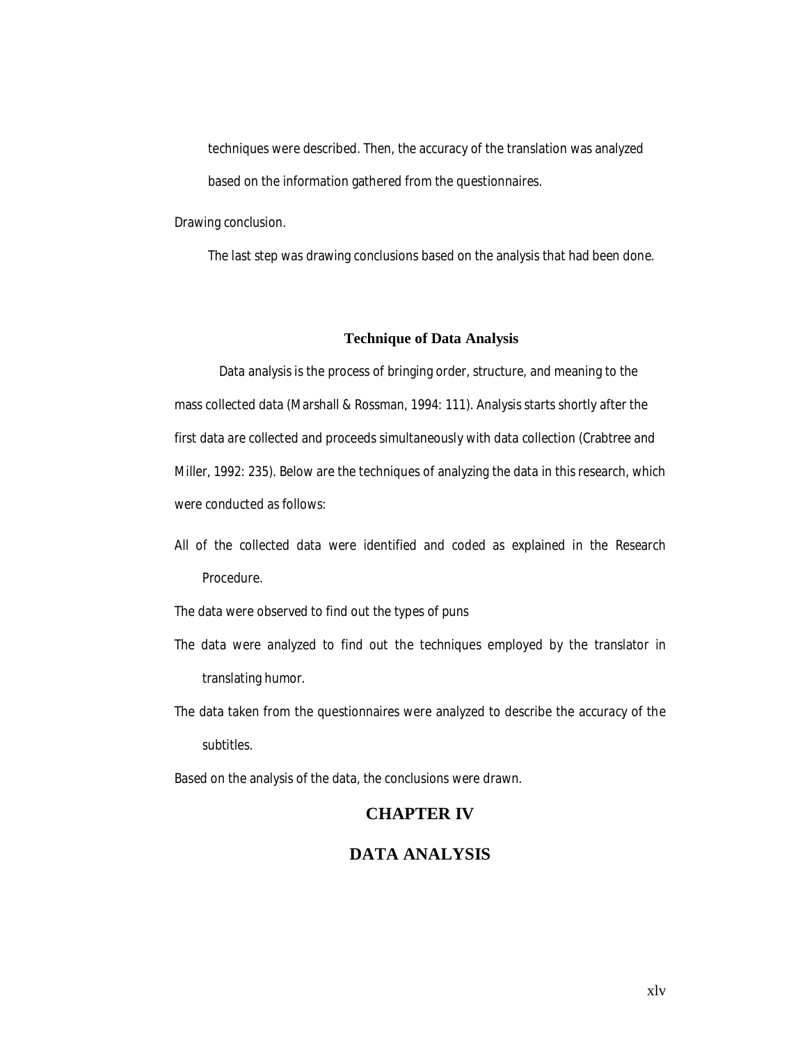techniques were described. Then, the accuracy of the translation was analyzed based on the information gathered from the questionnaires.

Drawing conclusion.

The last step was drawing conclusions based on the analysis that had been done.

### Technique of Data Analysis

Data analysis is the process of bringing order, structure, and meaning to the mass collected data (Marshall & Rossman, 1994: 111). Analysis starts shortly after the first data are collected and proceeds simultaneously with data collection (Crabtree and Miller, 1992: 235). Below are the techniques of analyzing the data in this research, which were conducted as follows:

All of the collected data were identified and coded as explained in the Research Procedure.

The data were observed to find out the types of puns

The data were analyzed to find out the techniques employed by the translator in translating humor.

The data taken from the questionnaires were analyzed to describe the accuracy of the subtitles.

Based on the analysis of the data, the conclusions were drawn.

# CHAPTER IV

# DATA ANALYSIS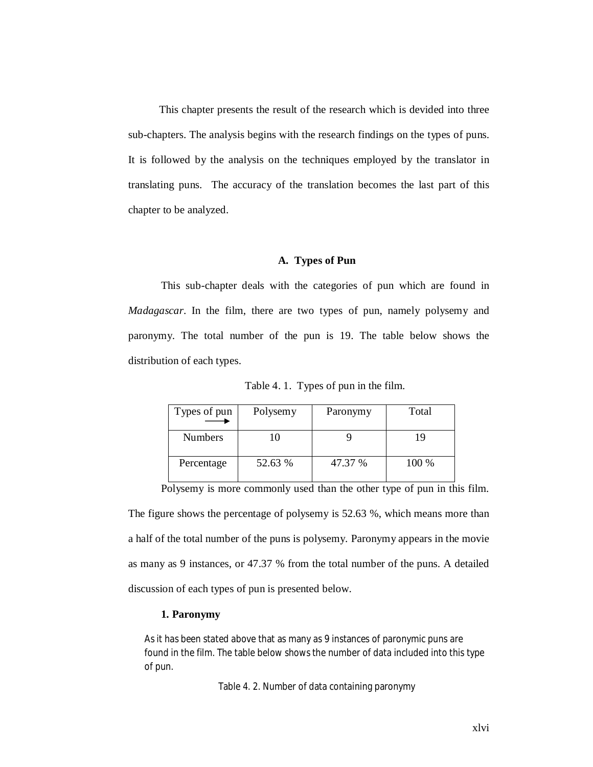This chapter presents the result of the research which is devided into three sub-chapters. The analysis begins with the research findings on the types of puns. It is followed by the analysis on the techniques employed by the translator in translating puns. The accuracy of the translation becomes the last part of this chapter to be analyzed.

### A. Types of Pun

This sub-chapter deals with the categories of pun which are found in *Madagascar*. In the film, there are two types of pun, namely polysemy and paronymy. The total number of the pun is 19. The table below shows the distribution of each types.

Table 4. 1. Types of pun in the film.

| Types of pun → | Polysemy | Paronymy | Total |
|---|---|---|---|
| Numbers | 10 | 9 | 19 |
| Percentage | 52.63 % | 47.37 % | 100 % |

Polysemy is more commonly used than the other type of pun in this film. The figure shows the percentage of polysemy is 52.63 %, which means more than a half of the total number of the puns is polysemy. Paronymy appears in the movie as many as 9 instances, or 47.37 % from the total number of the puns. A detailed discussion of each types of pun is presented below.

#### 1. Paronymy

As it has been stated above that as many as 9 instances of paronymic puns are found in the film. The table below shows the number of data included into this type of pun.

Table 4. 2. Number of data containing paronymy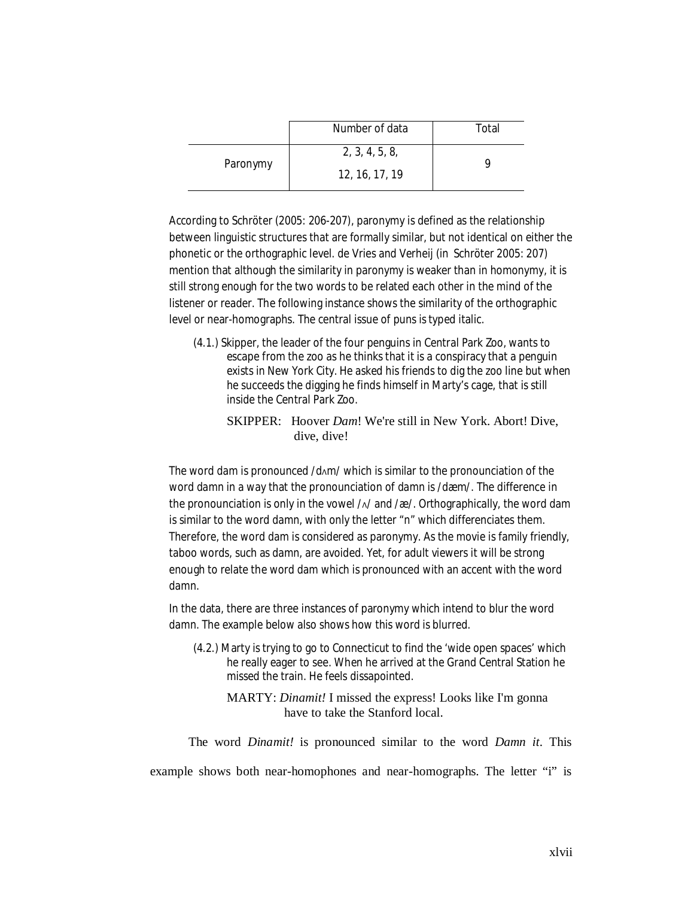| | Number of data | Total |
|---|---|---|
| Paronymy | 2, 3, 4, 5, 8,<br>12, 16, 17, 19 | 9 |

According to Schröter (2005: 206-207), paronymy is defined as the relationship between linguistic structures that are formally similar, but not identical on either the phonetic or the orthographic level. de Vries and Verheij (in Schröter 2005: 207) mention that although the similarity in paronymy is weaker than in homonymy, it is still strong enough for the two words to be related each other in the mind of the listener or reader. The following instance shows the similarity of the orthographic level or near-homographs. The central issue of puns is typed italic.

(4.1.) Skipper, the leader of the four penguins in Central Park Zoo, wants to escape from the zoo as he thinks that it is a conspiracy that a penguin exists in New York City. He asked his friends to dig the zoo line but when he succeeds the digging he finds himself in Marty's cage, that is still inside the Central Park Zoo.

SKIPPER: Hoover *Dam*! We're still in New York. Abort! Dive, dive, dive!

The word dam is pronounced /dʌm/ which is similar to the pronounciation of the word damn in a way that the pronounciation of damn is /dæm/. The difference in the pronounciation is only in the vowel /ʌ/ and /æ/. Orthographically, the word dam is similar to the word damn, with only the letter "n" which differenciates them. Therefore, the word dam is considered as paronymy. As the movie is family friendly, taboo words, such as damn, are avoided. Yet, for adult viewers it will be strong enough to relate the word dam which is pronounced with an accent with the word damn.

In the data, there are three instances of paronymy which intend to blur the word damn. The example below also shows how this word is blurred.

(4.2.) Marty is trying to go to Connecticut to find the 'wide open spaces' which he really eager to see. When he arrived at the Grand Central Station he missed the train. He feels dissapointed.

MARTY: *Dinamit!* I missed the express! Looks like I'm gonna have to take the Stanford local.

The word *Dinamit!* is pronounced similar to the word *Damn it*. This example shows both near-homophones and near-homographs. The letter "i" is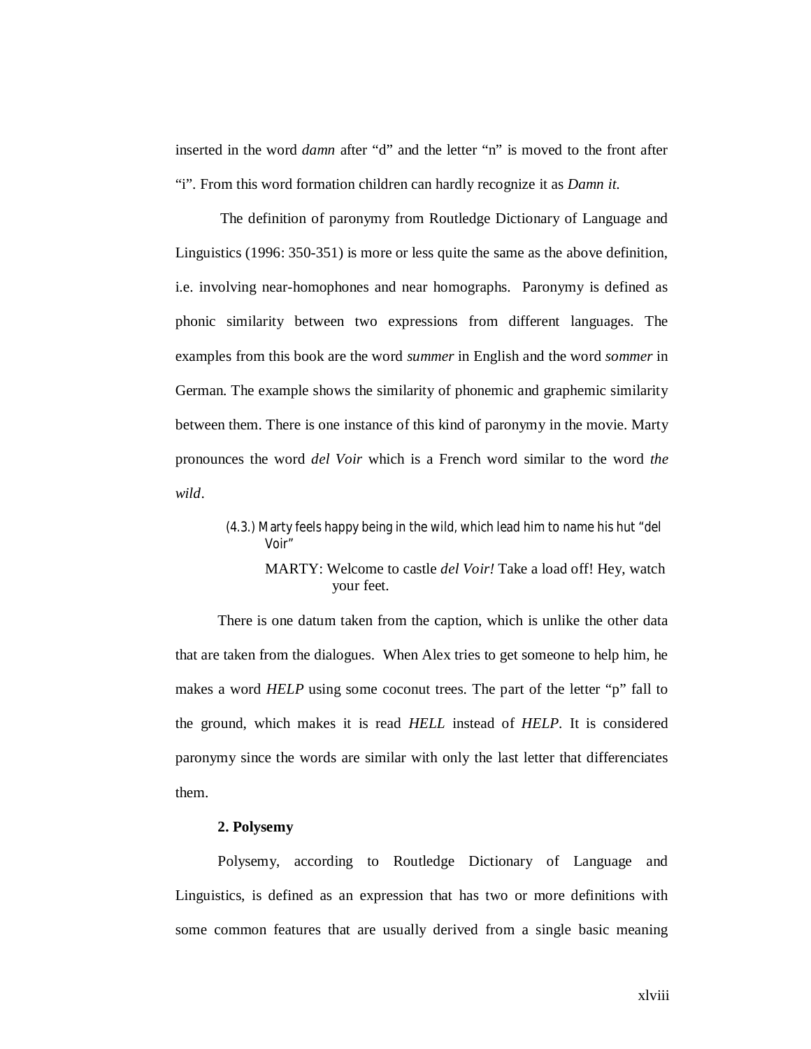inserted in the word *damn* after "d" and the letter "n" is moved to the front after "i". From this word formation children can hardly recognize it as *Damn it.*

The definition of paronymy from Routledge Dictionary of Language and Linguistics (1996: 350-351) is more or less quite the same as the above definition, i.e. involving near-homophones and near homographs. Paronymy is defined as phonic similarity between two expressions from different languages. The examples from this book are the word *summer* in English and the word *sommer* in German. The example shows the similarity of phonemic and graphemic similarity between them. There is one instance of this kind of paronymy in the movie. Marty pronounces the word *del Voir* which is a French word similar to the word *the wild*.

> (4.3.) Marty feels happy being in the wild, which lead him to name his hut "del Voir"
>
> MARTY: Welcome to castle *del Voir!* Take a load off! Hey, watch your feet.

There is one datum taken from the caption, which is unlike the other data that are taken from the dialogues. When Alex tries to get someone to help him, he makes a word *HELP* using some coconut trees. The part of the letter "p" fall to the ground, which makes it is read *HELL* instead of *HELP*. It is considered paronymy since the words are similar with only the last letter that differenciates them.

**2. Polysemy**

Polysemy, according to Routledge Dictionary of Language and Linguistics, is defined as an expression that has two or more definitions with some common features that are usually derived from a single basic meaning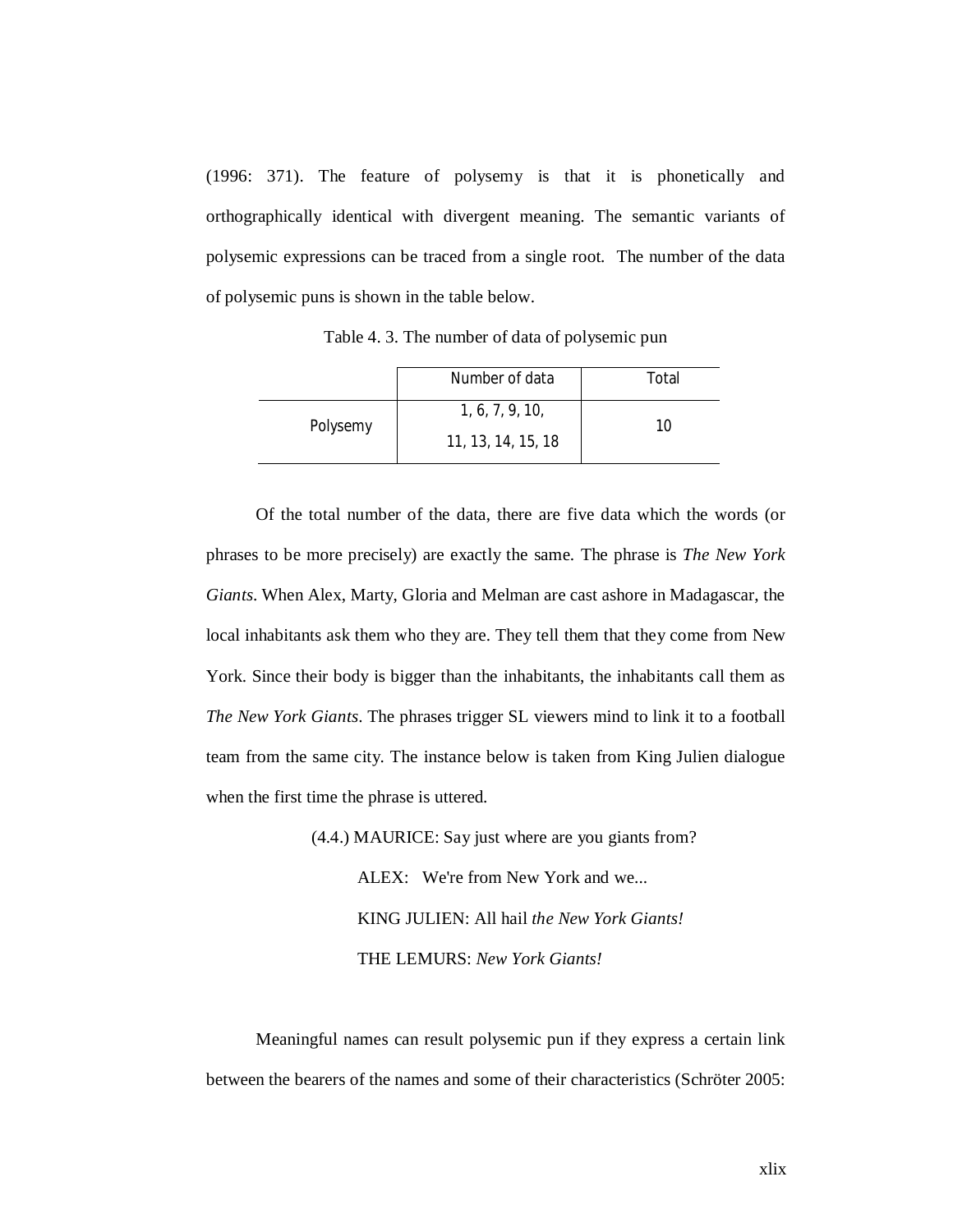(1996: 371). The feature of polysemy is that it is phonetically and orthographically identical with divergent meaning. The semantic variants of polysemic expressions can be traced from a single root. The number of the data of polysemic puns is shown in the table below.

Table 4. 3. The number of data of polysemic pun

| | Number of data | Total |
|---|---|---|
| Polysemy | 1, 6, 7, 9, 10, 11, 13, 14, 15, 18 | 10 |

Of the total number of the data, there are five data which the words (or phrases to be more precisely) are exactly the same. The phrase is *The New York Giants*. When Alex, Marty, Gloria and Melman are cast ashore in Madagascar, the local inhabitants ask them who they are. They tell them that they come from New York. Since their body is bigger than the inhabitants, the inhabitants call them as *The New York Giants*. The phrases trigger SL viewers mind to link it to a football team from the same city. The instance below is taken from King Julien dialogue when the first time the phrase is uttered.

(4.4.) MAURICE: Say just where are you giants from?

ALEX: We're from New York and we...

KING JULIEN: All hail *the New York Giants!*

THE LEMURS: *New York Giants!*

Meaningful names can result polysemic pun if they express a certain link between the bearers of the names and some of their characteristics (Schröter 2005: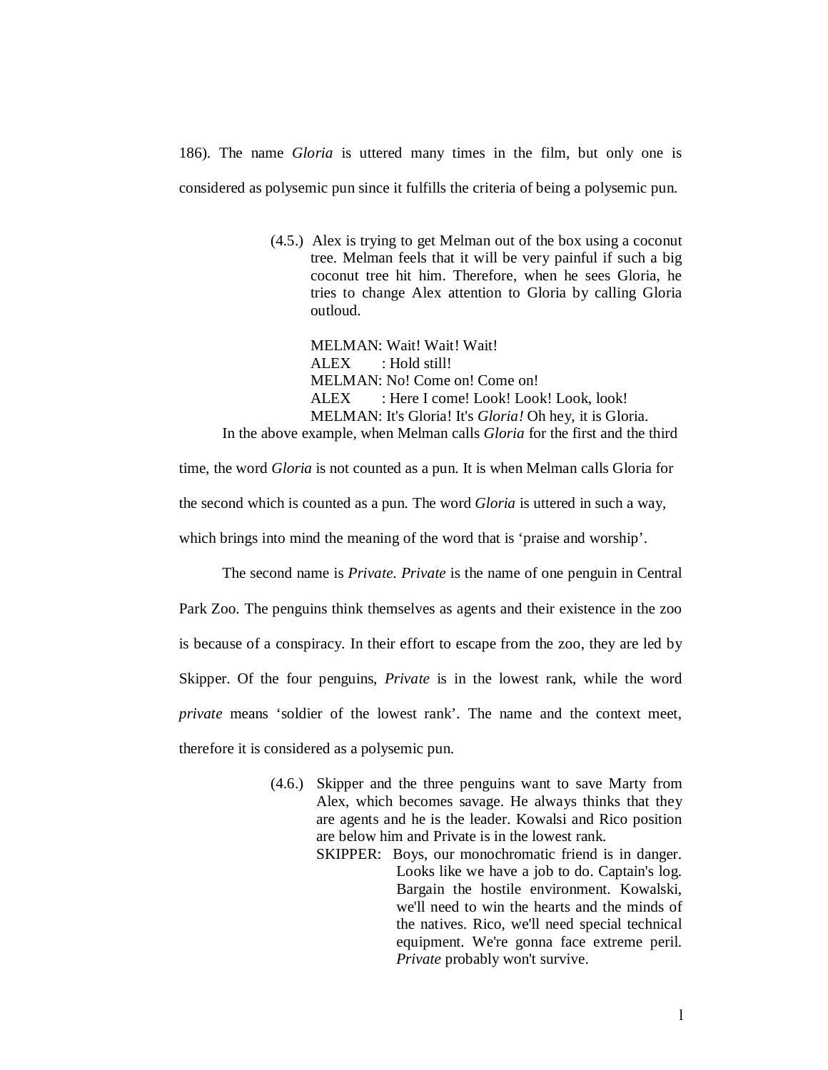186). The name *Gloria* is uttered many times in the film, but only one is considered as polysemic pun since it fulfills the criteria of being a polysemic pun.

> (4.5.) Alex is trying to get Melman out of the box using a coconut tree. Melman feels that it will be very painful if such a big coconut tree hit him. Therefore, when he sees Gloria, he tries to change Alex attention to Gloria by calling Gloria outloud.
>
> MELMAN: Wait! Wait! Wait!
> ALEX : Hold still!
> MELMAN: No! Come on! Come on!
> ALEX : Here I come! Look! Look! Look, look!
> MELMAN: It's Gloria! It's *Gloria!* Oh hey, it is Gloria.

In the above example, when Melman calls *Gloria* for the first and the third time, the word *Gloria* is not counted as a pun. It is when Melman calls Gloria for the second which is counted as a pun. The word *Gloria* is uttered in such a way, which brings into mind the meaning of the word that is 'praise and worship'.

The second name is *Private. Private* is the name of one penguin in Central Park Zoo. The penguins think themselves as agents and their existence in the zoo is because of a conspiracy. In their effort to escape from the zoo, they are led by Skipper. Of the four penguins, *Private* is in the lowest rank, while the word *private* means 'soldier of the lowest rank'. The name and the context meet, therefore it is considered as a polysemic pun.

> (4.6.) Skipper and the three penguins want to save Marty from Alex, which becomes savage. He always thinks that they are agents and he is the leader. Kowalsi and Rico position are below him and Private is in the lowest rank.
>
> SKIPPER: Boys, our monochromatic friend is in danger. Looks like we have a job to do. Captain's log. Bargain the hostile environment. Kowalski, we'll need to win the hearts and the minds of the natives. Rico, we'll need special technical equipment. We're gonna face extreme peril. *Private* probably won't survive.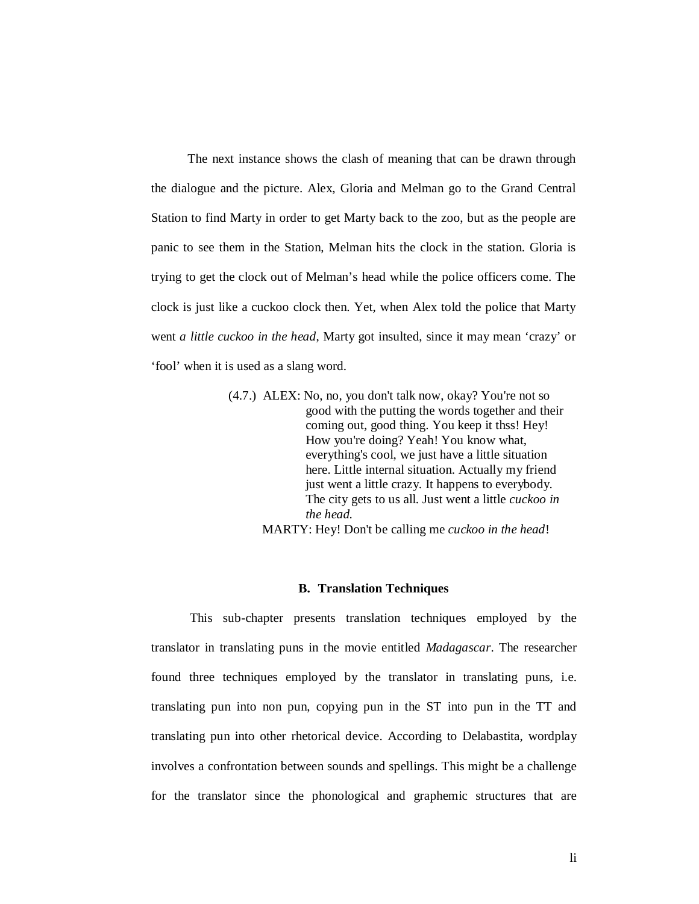The next instance shows the clash of meaning that can be drawn through the dialogue and the picture. Alex, Gloria and Melman go to the Grand Central Station to find Marty in order to get Marty back to the zoo, but as the people are panic to see them in the Station, Melman hits the clock in the station. Gloria is trying to get the clock out of Melman's head while the police officers come. The clock is just like a cuckoo clock then. Yet, when Alex told the police that Marty went *a little cuckoo in the head*, Marty got insulted, since it may mean 'crazy' or 'fool' when it is used as a slang word.

> (4.7.) ALEX: No, no, you don't talk now, okay? You're not so good with the putting the words together and their coming out, good thing. You keep it thss! Hey! How you're doing? Yeah! You know what, everything's cool, we just have a little situation here. Little internal situation. Actually my friend just went a little crazy. It happens to everybody. The city gets to us all. Just went a little *cuckoo in the head.*
>
> MARTY: Hey! Don't be calling me *cuckoo in the head*!

### B. Translation Techniques

This sub-chapter presents translation techniques employed by the translator in translating puns in the movie entitled *Madagascar*. The researcher found three techniques employed by the translator in translating puns, i.e. translating pun into non pun, copying pun in the ST into pun in the TT and translating pun into other rhetorical device. According to Delabastita, wordplay involves a confrontation between sounds and spellings. This might be a challenge for the translator since the phonological and graphemic structures that are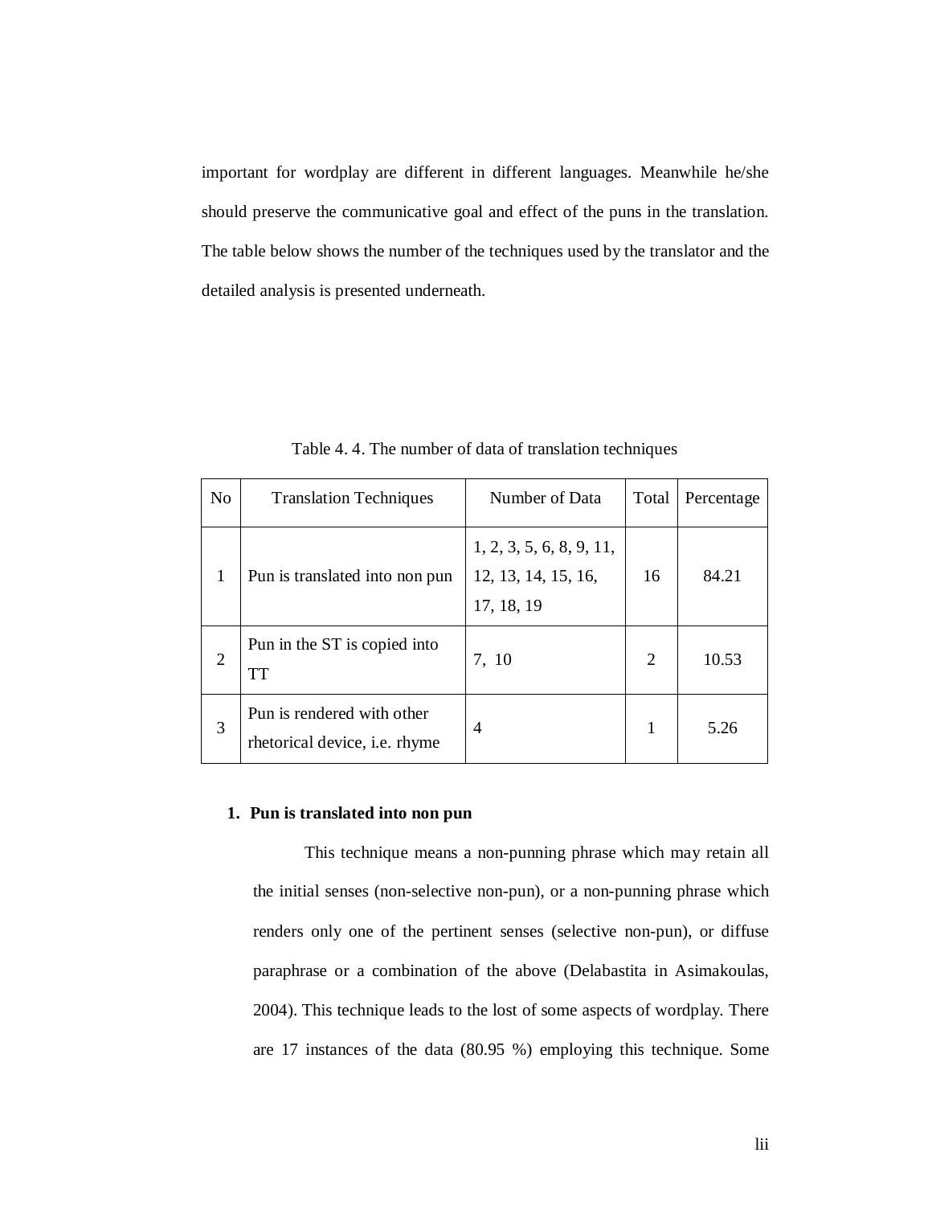important for wordplay are different in different languages. Meanwhile he/she should preserve the communicative goal and effect of the puns in the translation. The table below shows the number of the techniques used by the translator and the detailed analysis is presented underneath.

Table 4. 4. The number of data of translation techniques

| No | Translation Techniques | Number of Data | Total | Percentage |
|---|---|---|---|---|
| 1 | Pun is translated into non pun | 1, 2, 3, 5, 6, 8, 9, 11, 12, 13, 14, 15, 16, 17, 18, 19 | 16 | 84.21 |
| 2 | Pun in the ST is copied into TT | 7, 10 | 2 | 10.53 |
| 3 | Pun is rendered with other rhetorical device, i.e. rhyme | 4 | 1 | 5.26 |

**1. Pun is translated into non pun**

This technique means a non-punning phrase which may retain all the initial senses (non-selective non-pun), or a non-punning phrase which renders only one of the pertinent senses (selective non-pun), or diffuse paraphrase or a combination of the above (Delabastita in Asimakoulas, 2004). This technique leads to the lost of some aspects of wordplay. There are 17 instances of the data (80.95 %) employing this technique. Some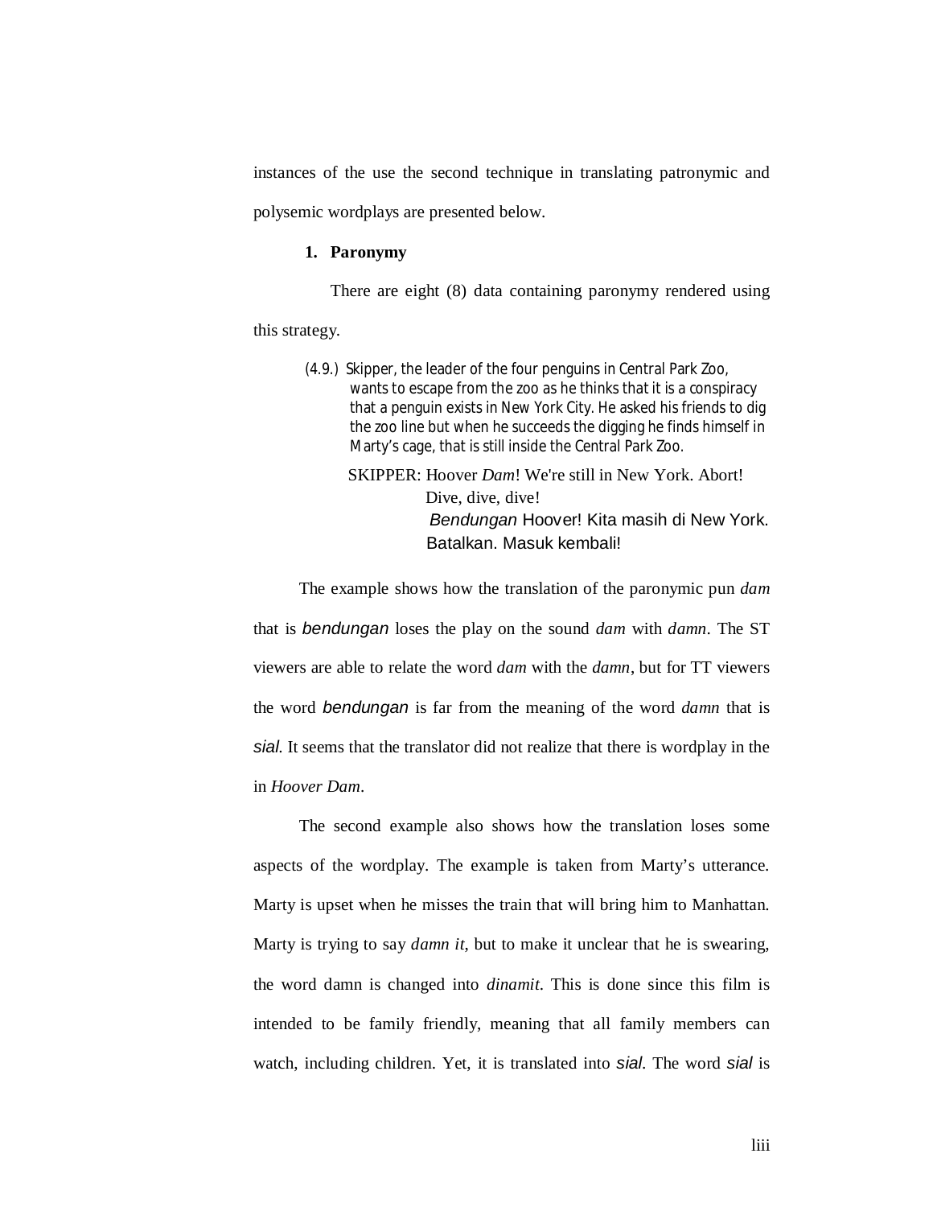instances of the use the second technique in translating patronymic and polysemic wordplays are presented below.

**1. Paronymy**

There are eight (8) data containing paronymy rendered using this strategy.

(4.9.) Skipper, the leader of the four penguins in Central Park Zoo, wants to escape from the zoo as he thinks that it is a conspiracy that a penguin exists in New York City. He asked his friends to dig the zoo line but when he succeeds the digging he finds himself in Marty's cage, that is still inside the Central Park Zoo.

SKIPPER: Hoover *Dam*! We're still in New York. Abort! Dive, dive, dive!
*Bendungan* Hoover! Kita masih di New York. Batalkan. Masuk kembali!

The example shows how the translation of the paronymic pun *dam* that is *bendungan* loses the play on the sound *dam* with *damn*. The ST viewers are able to relate the word *dam* with the *damn*, but for TT viewers the word *bendungan* is far from the meaning of the word *damn* that is *sial*. It seems that the translator did not realize that there is wordplay in the in *Hoover Dam*.

The second example also shows how the translation loses some aspects of the wordplay. The example is taken from Marty's utterance. Marty is upset when he misses the train that will bring him to Manhattan. Marty is trying to say *damn it*, but to make it unclear that he is swearing, the word damn is changed into *dinamit*. This is done since this film is intended to be family friendly, meaning that all family members can watch, including children. Yet, it is translated into *sial*. The word *sial* is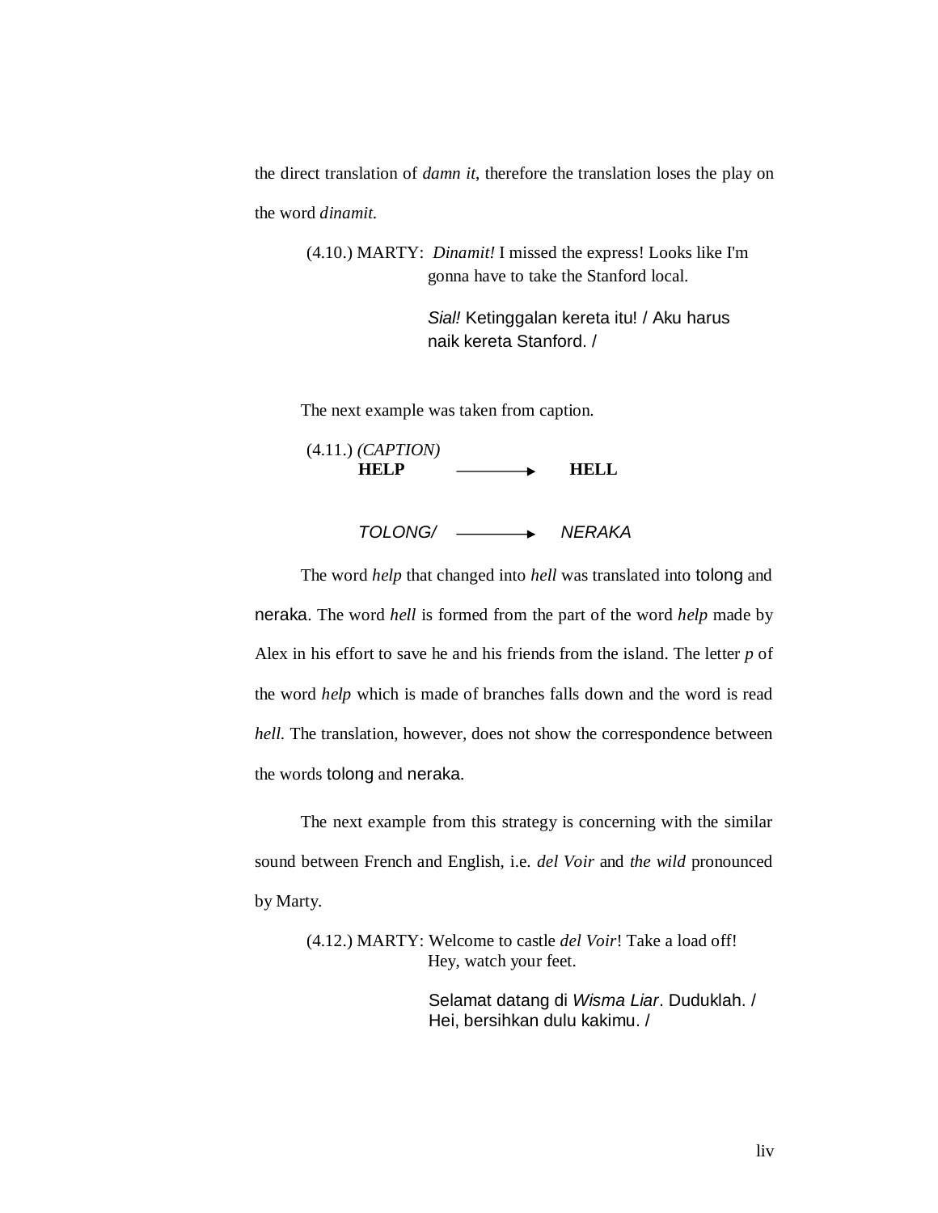the direct translation of *damn it*, therefore the translation loses the play on the word *dinamit*.

> (4.10.) MARTY: *Dinamit!* I missed the express! Looks like I'm gonna have to take the Stanford local.
>
> *Sial!* Ketinggalan kereta itu! / Aku harus naik kereta Stanford. /

The next example was taken from caption.

> (4.11.) *(CAPTION)*
>
> **HELP** ⟶ **HELL**
>
> *TOLONG/* ⟶ *NERAKA*

The word *help* that changed into *hell* was translated into tolong and neraka. The word *hell* is formed from the part of the word *help* made by Alex in his effort to save he and his friends from the island. The letter *p* of the word *help* which is made of branches falls down and the word is read *hell*. The translation, however, does not show the correspondence between the words tolong and neraka.

The next example from this strategy is concerning with the similar sound between French and English, i.e. *del Voir* and *the wild* pronounced by Marty.

> (4.12.) MARTY: Welcome to castle *del Voir*! Take a load off! Hey, watch your feet.
>
> Selamat datang di *Wisma Liar*. Duduklah. / Hei, bersihkan dulu kakimu. /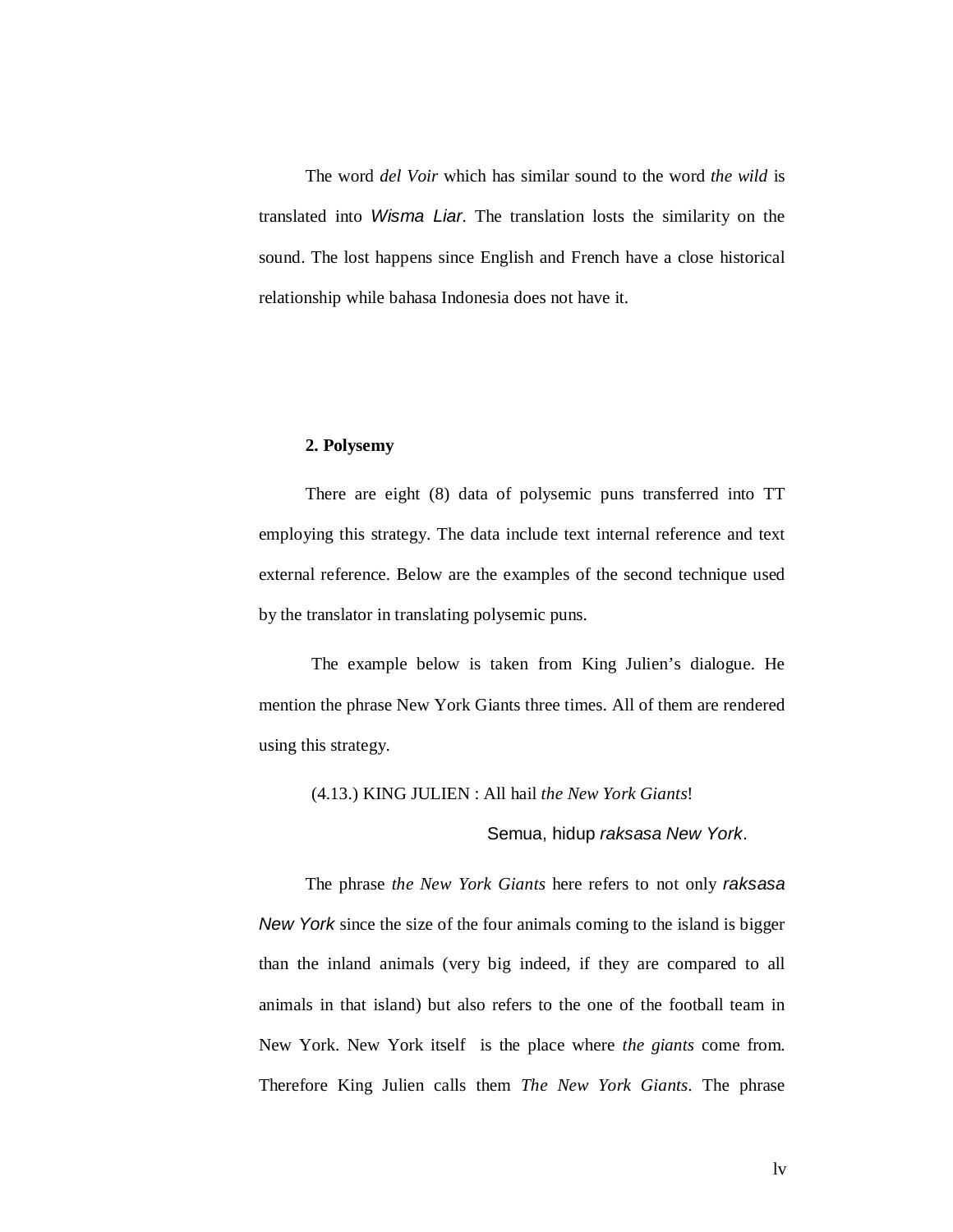The word *del Voir* which has similar sound to the word *the wild* is translated into *Wisma Liar*. The translation losts the similarity on the sound. The lost happens since English and French have a close historical relationship while bahasa Indonesia does not have it.

**2. Polysemy**

There are eight (8) data of polysemic puns transferred into TT employing this strategy. The data include text internal reference and text external reference. Below are the examples of the second technique used by the translator in translating polysemic puns.

The example below is taken from King Julien's dialogue. He mention the phrase New York Giants three times. All of them are rendered using this strategy.

(4.13.) KING JULIEN : All hail *the New York Giants*!

Semua, hidup *raksasa New York*.

The phrase *the New York Giants* here refers to not only *raksasa New York* since the size of the four animals coming to the island is bigger than the inland animals (very big indeed, if they are compared to all animals in that island) but also refers to the one of the football team in New York. New York itself is the place where *the giants* come from. Therefore King Julien calls them *The New York Giants*. The phrase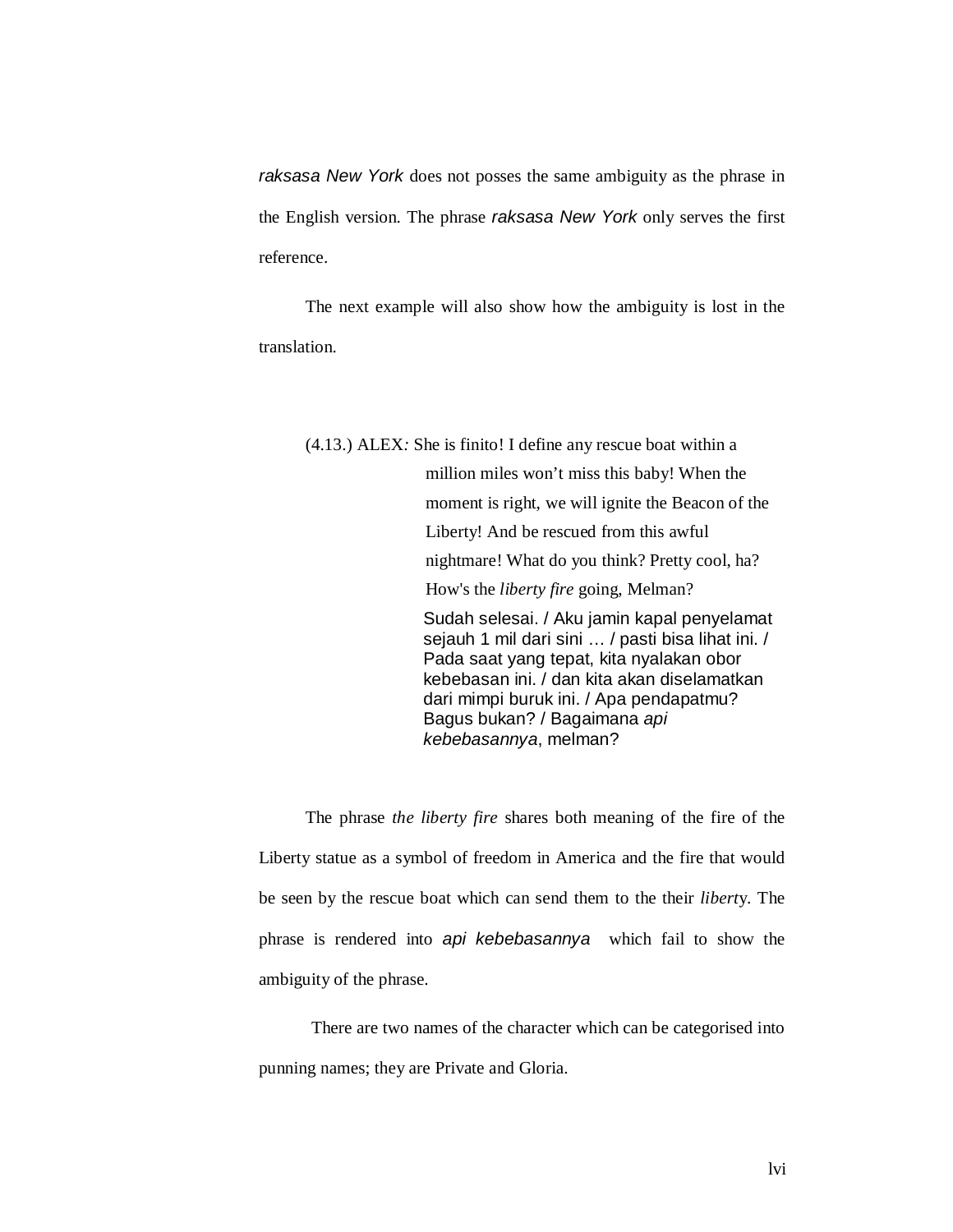*raksasa New York* does not posses the same ambiguity as the phrase in the English version. The phrase *raksasa New York* only serves the first reference.

The next example will also show how the ambiguity is lost in the translation.

> (4.13.) ALEX*:* She is finito! I define any rescue boat within a million miles won't miss this baby! When the moment is right, we will ignite the Beacon of the Liberty! And be rescued from this awful nightmare! What do you think? Pretty cool, ha? How's the *liberty fire* going, Melman?
>
> Sudah selesai. / Aku jamin kapal penyelamat sejauh 1 mil dari sini … / pasti bisa lihat ini. / Pada saat yang tepat, kita nyalakan obor kebebasan ini. / dan kita akan diselamatkan dari mimpi buruk ini. / Apa pendapatmu? Bagus bukan? / Bagaimana *api kebebasannya*, melman?

The phrase *the liberty fire* shares both meaning of the fire of the Liberty statue as a symbol of freedom in America and the fire that would be seen by the rescue boat which can send them to the their *libert*y. The phrase is rendered into *api kebebasannya* which fail to show the ambiguity of the phrase.

There are two names of the character which can be categorised into punning names; they are Private and Gloria.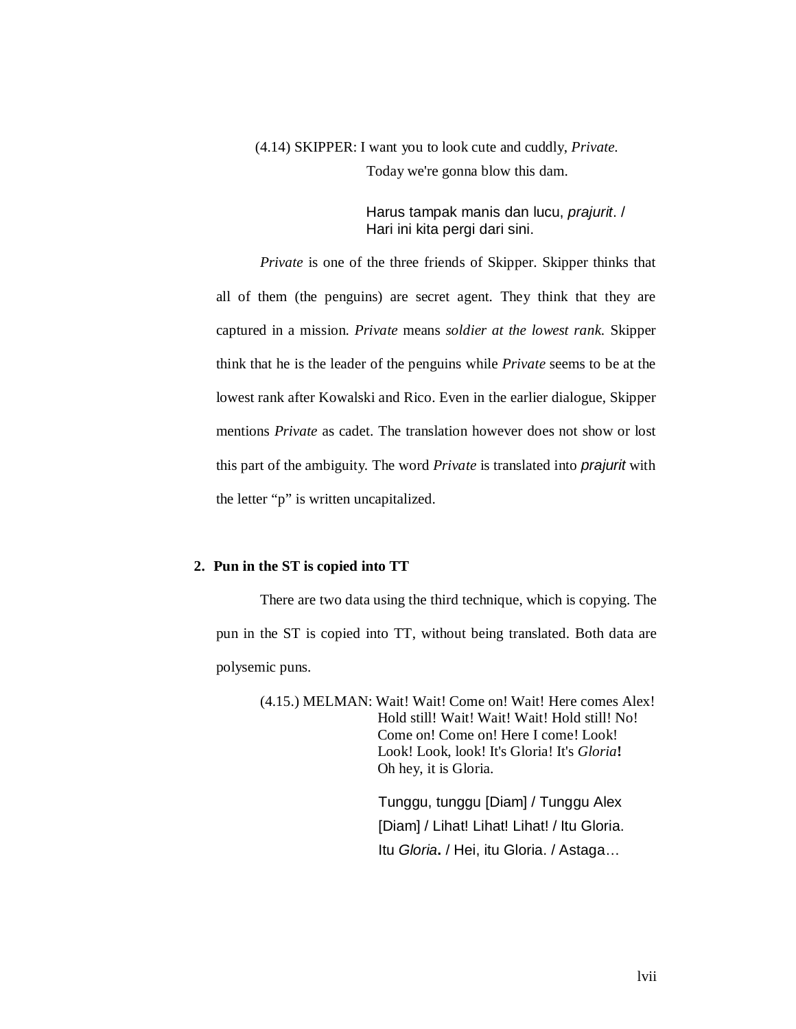(4.14) SKIPPER: I want you to look cute and cuddly, *Private*.
Today we're gonna blow this dam.

Harus tampak manis dan lucu, *prajurit*. /
Hari ini kita pergi dari sini.

*Private* is one of the three friends of Skipper. Skipper thinks that all of them (the penguins) are secret agent. They think that they are captured in a mission. *Private* means *soldier at the lowest rank.* Skipper think that he is the leader of the penguins while *Private* seems to be at the lowest rank after Kowalski and Rico. Even in the earlier dialogue, Skipper mentions *Private* as cadet. The translation however does not show or lost this part of the ambiguity. The word *Private* is translated into *prajurit* with the letter "p" is written uncapitalized.

**2. Pun in the ST is copied into TT**

There are two data using the third technique, which is copying. The pun in the ST is copied into TT, without being translated. Both data are polysemic puns.

(4.15.) MELMAN: Wait! Wait! Come on! Wait! Here comes Alex!
Hold still! Wait! Wait! Wait! Hold still! No!
Come on! Come on! Here I come! Look!
Look! Look, look! It's Gloria! It's *Gloria***!**
Oh hey, it is Gloria.

Tunggu, tunggu [Diam] / Tunggu Alex
[Diam] / Lihat! Lihat! Lihat! / Itu Gloria.
Itu *Gloria***.** / Hei, itu Gloria. / Astaga…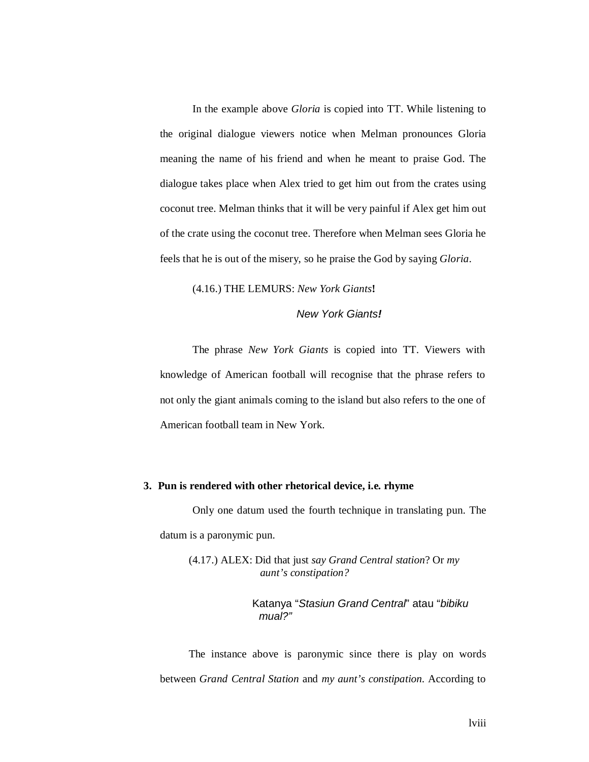In the example above *Gloria* is copied into TT. While listening to the original dialogue viewers notice when Melman pronounces Gloria meaning the name of his friend and when he meant to praise God. The dialogue takes place when Alex tried to get him out from the crates using coconut tree. Melman thinks that it will be very painful if Alex get him out of the crate using the coconut tree. Therefore when Melman sees Gloria he feels that he is out of the misery, so he praise the God by saying *Gloria*.

(4.16.) THE LEMURS: *New York Giants***!**

*New York Giants**!***

The phrase *New York Giants* is copied into TT. Viewers with knowledge of American football will recognise that the phrase refers to not only the giant animals coming to the island but also refers to the one of American football team in New York.

**3. Pun is rendered with other rhetorical device, i.e. rhyme**

Only one datum used the fourth technique in translating pun. The datum is a paronymic pun.

(4.17.) ALEX: Did that just *say Grand Central station*? Or *my aunt's constipation?*

Katanya "*Stasiun Grand Central*" atau "*bibiku mual?"*

The instance above is paronymic since there is play on words between *Grand Central Station* and *my aunt's constipation*. According to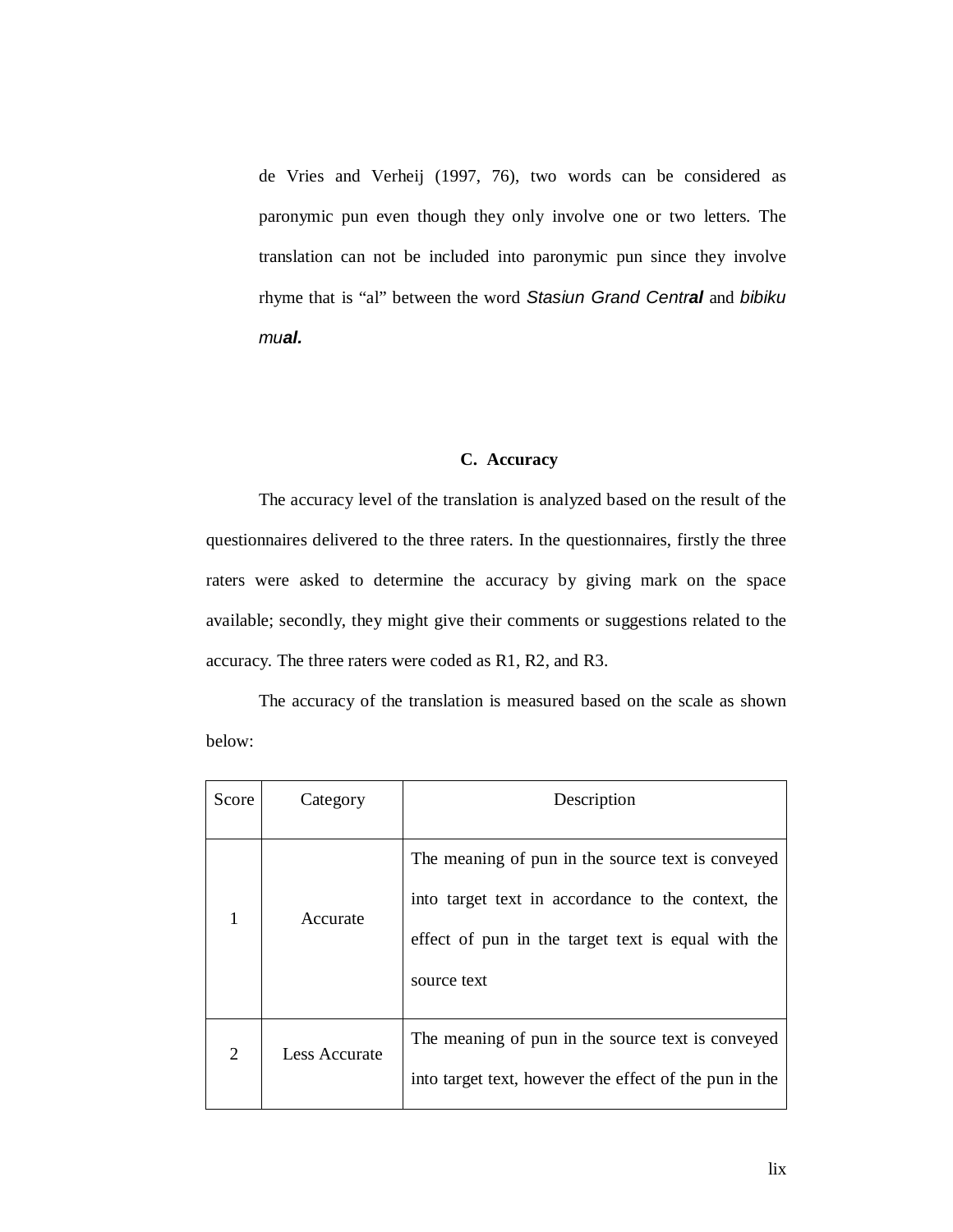de Vries and Verheij (1997, 76), two words can be considered as paronymic pun even though they only involve one or two letters. The translation can not be included into paronymic pun since they involve rhyme that is "al" between the word *Stasiun Grand Centr**al*** and *bibiku mu**al.***

## C. Accuracy

The accuracy level of the translation is analyzed based on the result of the questionnaires delivered to the three raters. In the questionnaires, firstly the three raters were asked to determine the accuracy by giving mark on the space available; secondly, they might give their comments or suggestions related to the accuracy. The three raters were coded as R1, R2, and R3.

The accuracy of the translation is measured based on the scale as shown below:

| Score | Category | Description |
|---|---|---|
| 1 | Accurate | The meaning of pun in the source text is conveyed into target text in accordance to the context, the effect of pun in the target text is equal with the source text |
| 2 | Less Accurate | The meaning of pun in the source text is conveyed into target text, however the effect of the pun in the |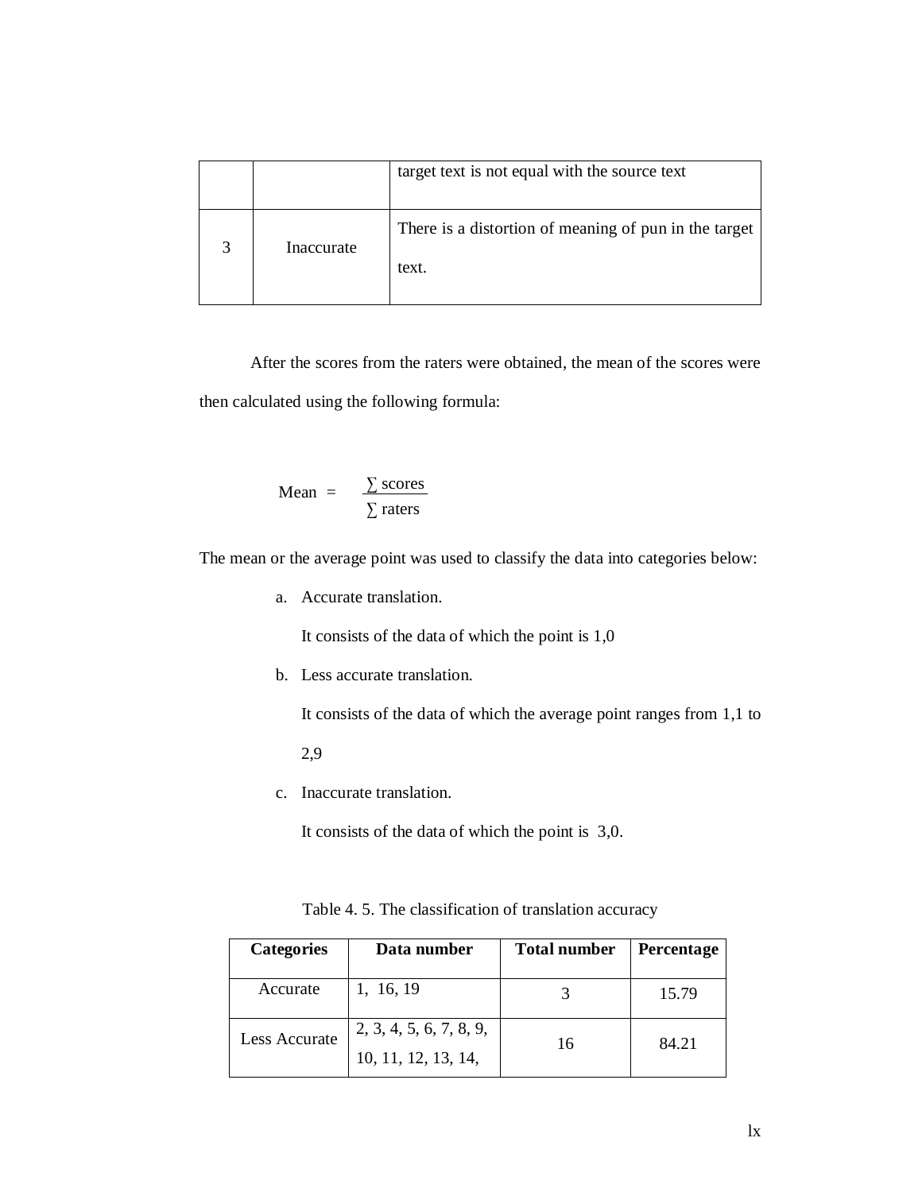|  |  | target text is not equal with the source text |
| --- | --- | --- |
| 3 | Inaccurate | There is a distortion of meaning of pun in the target text. |

After the scores from the raters were obtained, the mean of the scores were then calculated using the following formula:

$$\text{Mean} = \frac{\sum \text{scores}}{\sum \text{raters}}$$

The mean or the average point was used to classify the data into categories below:

a. Accurate translation.

   It consists of the data of which the point is 1,0

b. Less accurate translation.

   It consists of the data of which the average point ranges from 1,1 to 2,9

c. Inaccurate translation.

   It consists of the data of which the point is 3,0.

Table 4. 5. The classification of translation accuracy

| Categories | Data number | Total number | Percentage |
| --- | --- | --- | --- |
| Accurate | 1, 16, 19 | 3 | 15.79 |
| Less Accurate | 2, 3, 4, 5, 6, 7, 8, 9, 10, 11, 12, 13, 14, | 16 | 84.21 |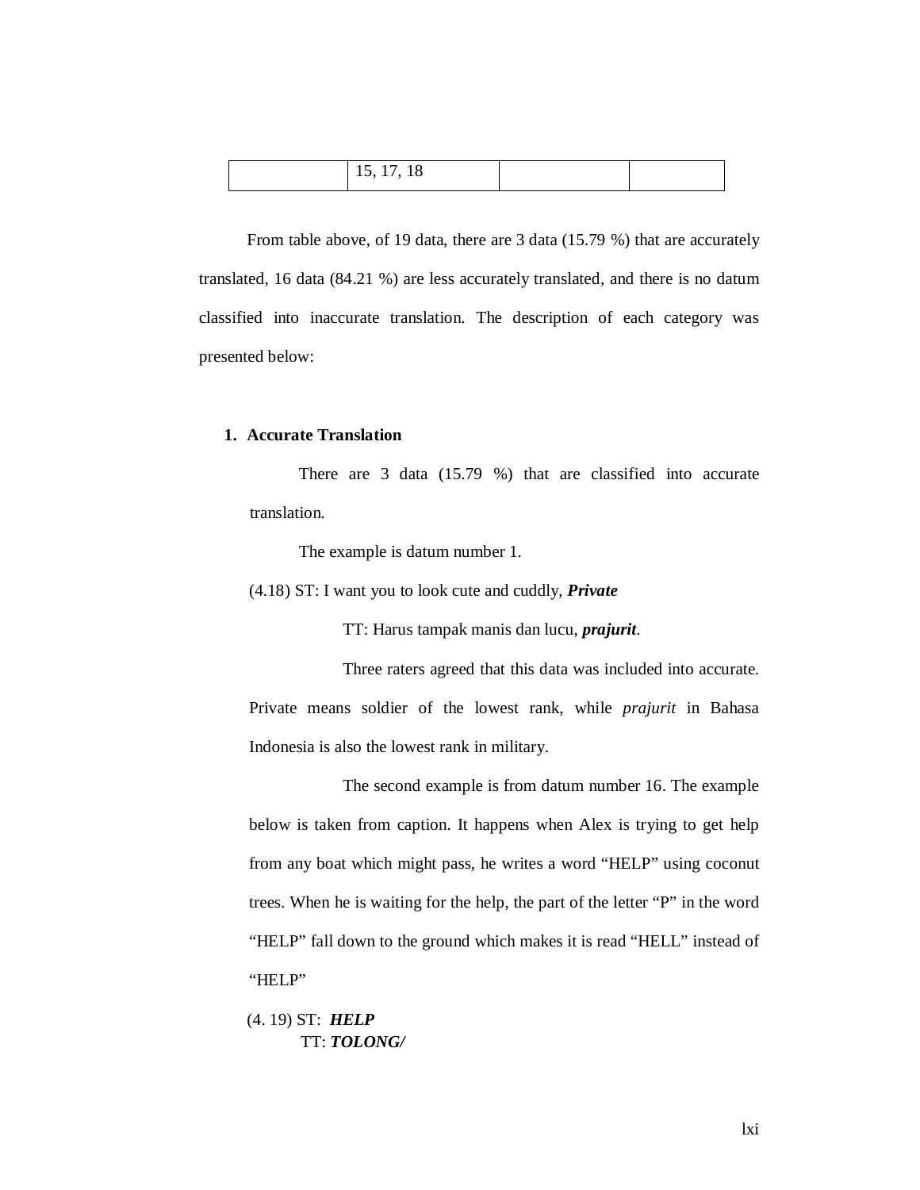|  | 15, 17, 18 |  |  |
|---|---|---|---|

From table above, of 19 data, there are 3 data (15.79 %) that are accurately translated, 16 data (84.21 %) are less accurately translated, and there is no datum classified into inaccurate translation. The description of each category was presented below:

**1. Accurate Translation**

There are 3 data (15.79 %) that are classified into accurate translation.

The example is datum number 1.

(4.18) ST: I want you to look cute and cuddly, ***Private***

TT: Harus tampak manis dan lucu, ***prajurit***.

Three raters agreed that this data was included into accurate. Private means soldier of the lowest rank, while *prajurit* in Bahasa Indonesia is also the lowest rank in military.

The second example is from datum number 16. The example below is taken from caption. It happens when Alex is trying to get help from any boat which might pass, he writes a word "HELP" using coconut trees. When he is waiting for the help, the part of the letter "P" in the word "HELP" fall down to the ground which makes it is read "HELL" instead of "HELP"

(4. 19) ST: ***HELP***
TT: ***TOLONG/***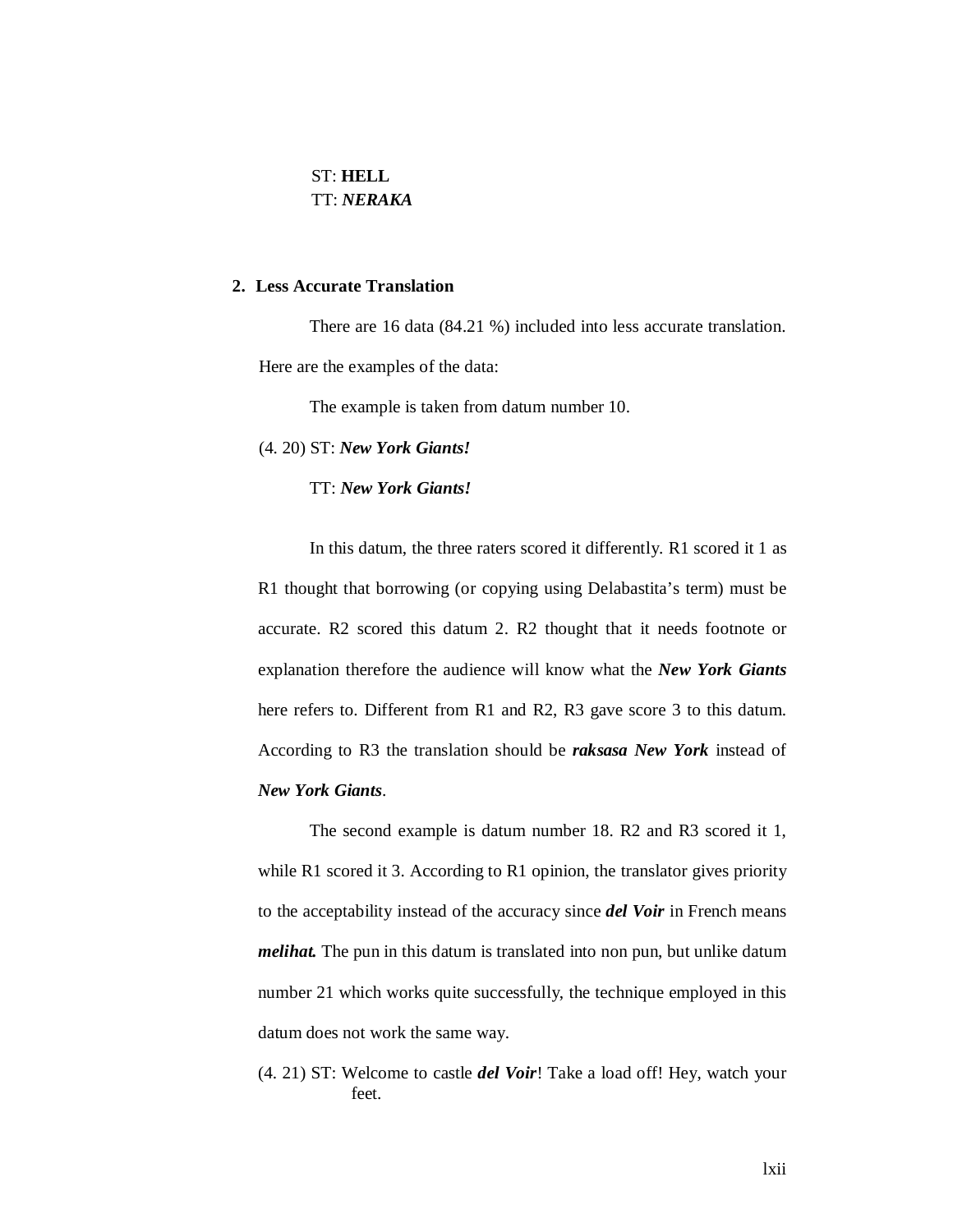ST: **HELL**
TT: ***NERAKA***

## 2. Less Accurate Translation

There are 16 data (84.21 %) included into less accurate translation. Here are the examples of the data:

The example is taken from datum number 10.

(4. 20) ST: ***New York Giants!***

TT: ***New York Giants!***

In this datum, the three raters scored it differently. R1 scored it 1 as R1 thought that borrowing (or copying using Delabastita's term) must be accurate. R2 scored this datum 2. R2 thought that it needs footnote or explanation therefore the audience will know what the ***New York Giants*** here refers to. Different from R1 and R2, R3 gave score 3 to this datum. According to R3 the translation should be ***raksasa New York*** instead of ***New York Giants***.

The second example is datum number 18. R2 and R3 scored it 1, while R1 scored it 3. According to R1 opinion, the translator gives priority to the acceptability instead of the accuracy since ***del Voir*** in French means ***melihat.*** The pun in this datum is translated into non pun, but unlike datum number 21 which works quite successfully, the technique employed in this datum does not work the same way.

(4. 21) ST: Welcome to castle ***del Voir***! Take a load off! Hey, watch your feet.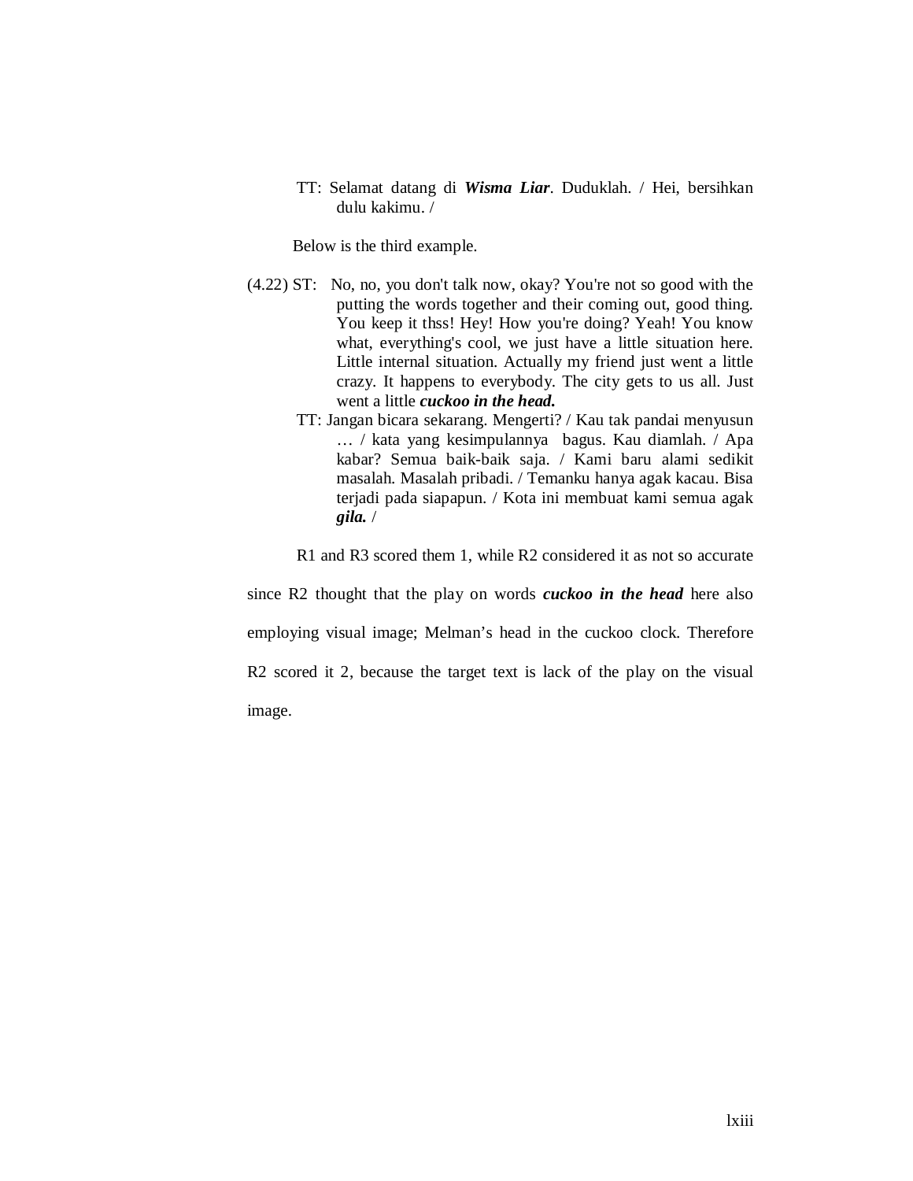TT: Selamat datang di ***Wisma Liar***. Duduklah. / Hei, bersihkan dulu kakimu. /

Below is the third example.

(4.22) ST: No, no, you don't talk now, okay? You're not so good with the putting the words together and their coming out, good thing. You keep it thss! Hey! How you're doing? Yeah! You know what, everything's cool, we just have a little situation here. Little internal situation. Actually my friend just went a little crazy. It happens to everybody. The city gets to us all. Just went a little ***cuckoo in the head.***

TT: Jangan bicara sekarang. Mengerti? / Kau tak pandai menyusun … / kata yang kesimpulannya bagus. Kau diamlah. / Apa kabar? Semua baik-baik saja. / Kami baru alami sedikit masalah. Masalah pribadi. / Temanku hanya agak kacau. Bisa terjadi pada siapapun. / Kota ini membuat kami semua agak ***gila.*** /

R1 and R3 scored them 1, while R2 considered it as not so accurate since R2 thought that the play on words ***cuckoo in the head*** here also employing visual image; Melman's head in the cuckoo clock. Therefore R2 scored it 2, because the target text is lack of the play on the visual image.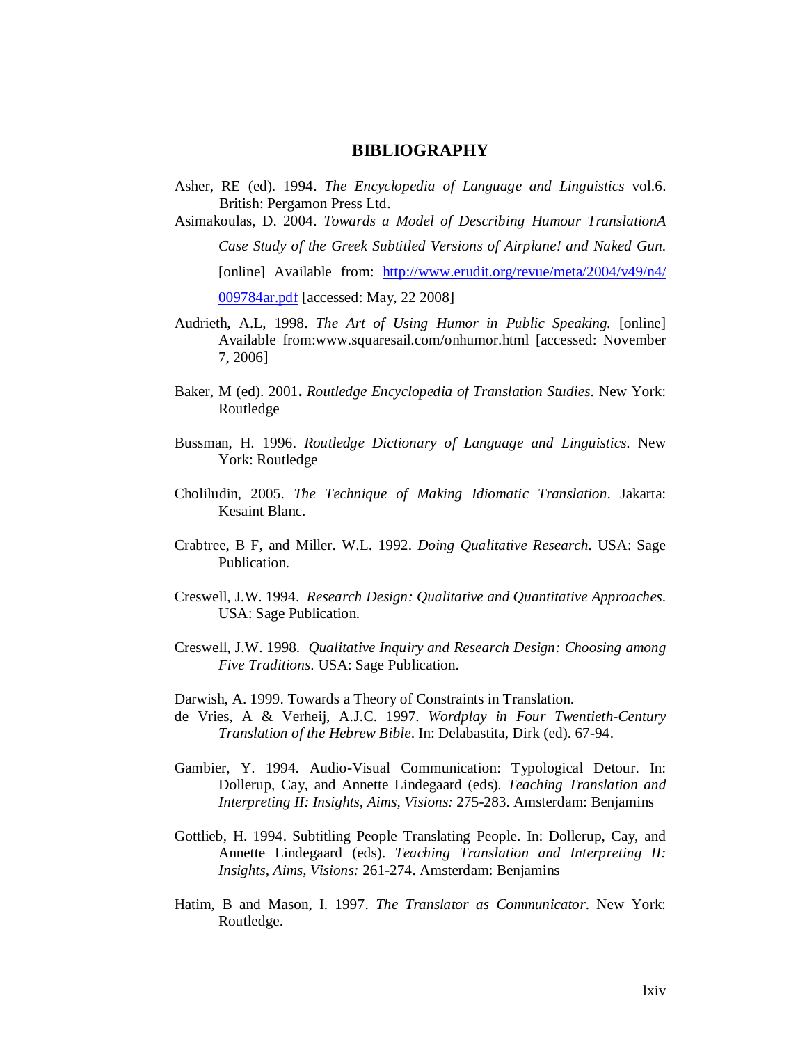# BIBLIOGRAPHY

Asher, RE (ed). 1994. *The Encyclopedia of Language and Linguistics* vol.6. British: Pergamon Press Ltd.

Asimakoulas, D. 2004. *Towards a Model of Describing Humour TranslationA Case Study of the Greek Subtitled Versions of Airplane! and Naked Gun*. [online] Available from: http://www.erudit.org/revue/meta/2004/v49/n4/009784ar.pdf [accessed: May, 22 2008]

Audrieth, A.L, 1998. *The Art of Using Humor in Public Speaking.* [online] Available from:www.squaresail.com/onhumor.html [accessed: November 7, 2006]

Baker, M (ed). 2001**.** *Routledge Encyclopedia of Translation Studies*. New York: Routledge

Bussman, H. 1996. *Routledge Dictionary of Language and Linguistics*. New York: Routledge

Cholliludin, 2005. *The Technique of Making Idiomatic Translation*. Jakarta: Kesaint Blanc.

Crabtree, B F, and Miller. W.L. 1992. *Doing Qualitative Research*. USA: Sage Publication.

Creswell, J.W. 1994. *Research Design: Qualitative and Quantitative Approaches*. USA: Sage Publication.

Creswell, J.W. 1998. *Qualitative Inquiry and Research Design: Choosing among Five Traditions*. USA: Sage Publication.

Darwish, A. 1999. Towards a Theory of Constraints in Translation.

de Vries, A & Verheij, A.J.C. 1997. *Wordplay in Four Twentieth-Century Translation of the Hebrew Bible*. In: Delabastita, Dirk (ed). 67-94.

Gambier, Y. 1994. Audio-Visual Communication: Typological Detour. In: Dollerup, Cay, and Annette Lindegaard (eds). *Teaching Translation and Interpreting II: Insights, Aims, Visions:* 275-283. Amsterdam: Benjamins

Gottlieb, H. 1994. Subtitling People Translating People. In: Dollerup, Cay, and Annette Lindegaard (eds). *Teaching Translation and Interpreting II: Insights, Aims, Visions:* 261-274. Amsterdam: Benjamins

Hatim, B and Mason, I. 1997. *The Translator as Communicator*. New York: Routledge.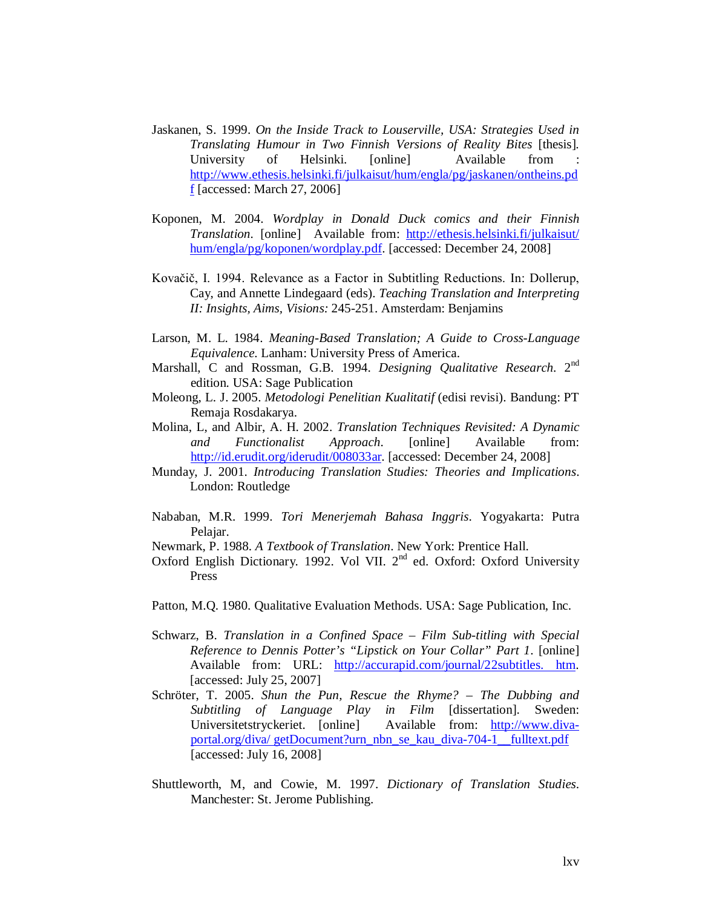Jaskanen, S. 1999. *On the Inside Track to Louserville, USA: Strategies Used in Translating Humour in Two Finnish Versions of Reality Bites* [thesis]. University of Helsinki. [online] Available from : http://www.ethesis.helsinki.fi/julkaisut/hum/engla/pg/jaskanen/ontheins.pdf [accessed: March 27, 2006]

Koponen, M. 2004. *Wordplay in Donald Duck comics and their Finnish Translation*. [online] Available from: http://ethesis.helsinki.fi/julkaisut/hum/engla/pg/koponen/wordplay.pdf. [accessed: December 24, 2008]

Kovačič, I. 1994. Relevance as a Factor in Subtitling Reductions. In: Dollerup, Cay, and Annette Lindegaard (eds). *Teaching Translation and Interpreting II: Insights, Aims, Visions:* 245-251. Amsterdam: Benjamins

Larson, M. L. 1984. *Meaning-Based Translation; A Guide to Cross-Language Equivalence*. Lanham: University Press of America.

Marshall, C and Rossman, G.B. 1994. *Designing Qualitative Research*. 2nd edition. USA: Sage Publication

Moleong, L. J. 2005. *Metodologi Penelitian Kualitatif* (edisi revisi). Bandung: PT Remaja Rosdakarya.

Molina, L, and Albir, A. H. 2002. *Translation Techniques Revisited: A Dynamic and Functionalist Approach*. [online] Available from: http://id.erudit.org/iderudit/008033ar. [accessed: December 24, 2008]

Munday, J. 2001. *Introducing Translation Studies: Theories and Implications*. London: Routledge

Nababan, M.R. 1999. *Tori Menerjemah Bahasa Inggris*. Yogyakarta: Putra Pelajar.

Newmark, P. 1988. *A Textbook of Translation*. New York: Prentice Hall.

Oxford English Dictionary. 1992. Vol VII. 2nd ed. Oxford: Oxford University Press

Patton, M.Q. 1980. Qualitative Evaluation Methods. USA: Sage Publication, Inc.

Schwarz, B. *Translation in a Confined Space – Film Sub-titling with Special Reference to Dennis Potter's "Lipstick on Your Collar" Part 1*. [online] Available from: URL: http://accurapid.com/journal/22subtitles. htm. [accessed: July 25, 2007]

Schröter, T. 2005. *Shun the Pun, Rescue the Rhyme? – The Dubbing and Subtitling of Language Play in Film* [dissertation]. Sweden: Universitetstryckeriet. [online] Available from: http://www.diva-portal.org/diva/ getDocument?urn_nbn_se_kau_diva-704-1__fulltext.pdf [accessed: July 16, 2008]

Shuttleworth, M, and Cowie, M. 1997. *Dictionary of Translation Studies*. Manchester: St. Jerome Publishing.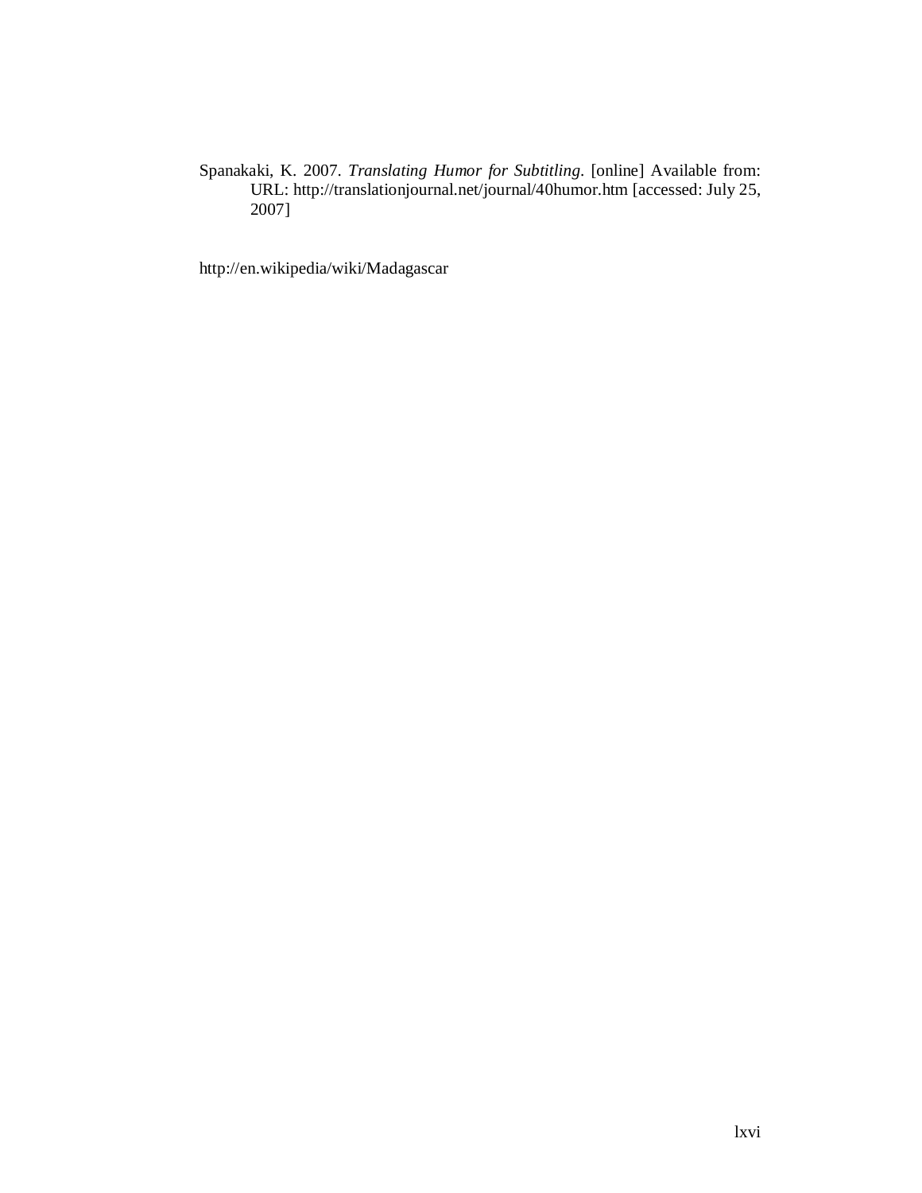Spanakaki, K. 2007. *Translating Humor for Subtitling*. [online] Available from: URL: http://translationjournal.net/journal/40humor.htm [accessed: July 25, 2007]

http://en.wikipedia/wiki/Madagascar